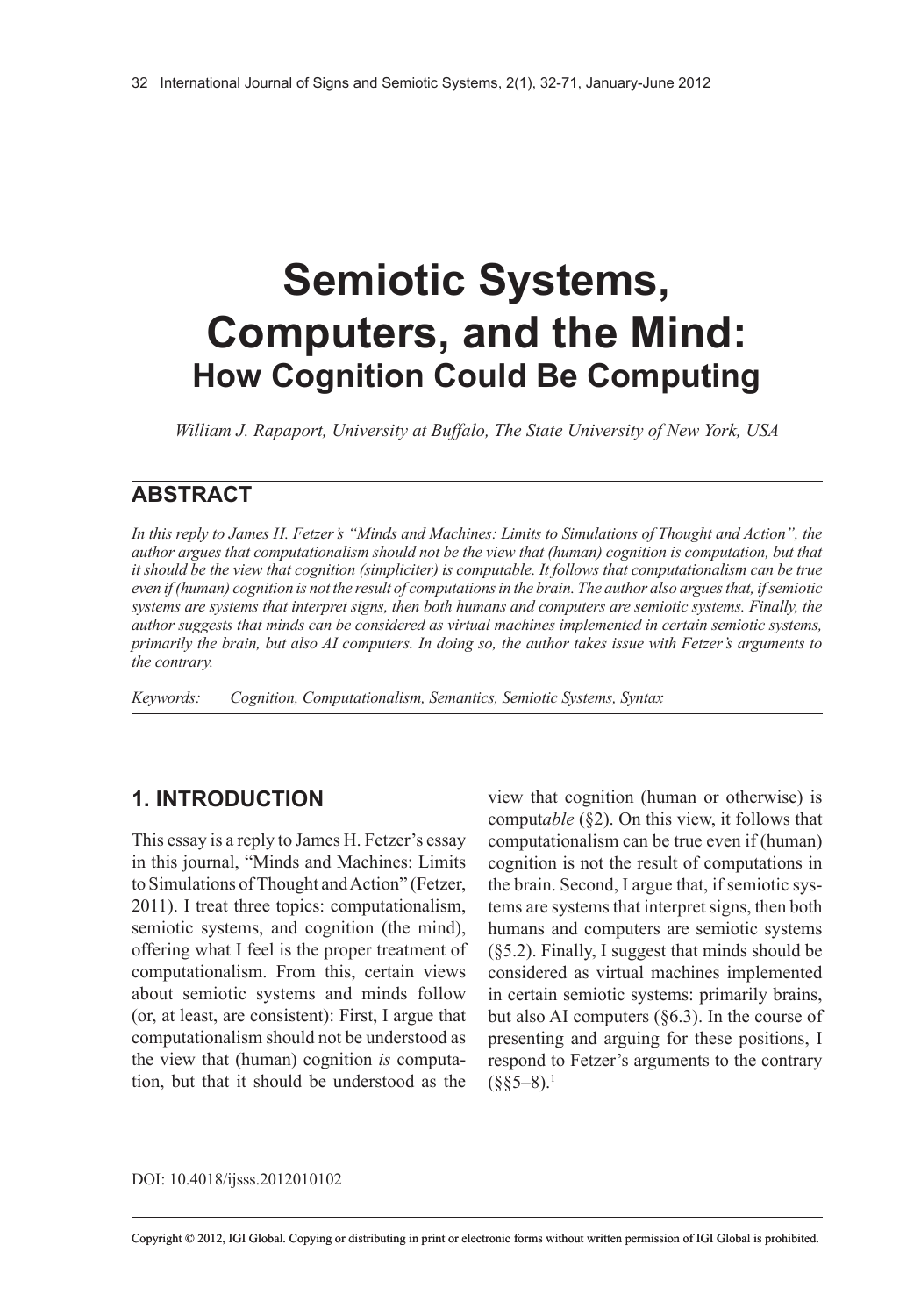# Semiotic Systems, Computers, and the Mind:
## How Cognition Could Be Computing

*William J. Rapaport, University at Buffalo, The State University of New York, USA*

## ABSTRACT

*In this reply to James H. Fetzer's "Minds and Machines: Limits to Simulations of Thought and Action", the author argues that computationalism should not be the view that (human) cognition is computation, but that it should be the view that cognition (simpliciter) is computable. It follows that computationalism can be true even if (human) cognition is not the result of computations in the brain. The author also argues that, if semiotic systems are systems that interpret signs, then both humans and computers are semiotic systems. Finally, the author suggests that minds can be considered as virtual machines implemented in certain semiotic systems, primarily the brain, but also AI computers. In doing so, the author takes issue with Fetzer's arguments to the contrary.*

*Keywords:* *Cognition, Computationalism, Semantics, Semiotic Systems, Syntax*

## 1. INTRODUCTION

This essay is a reply to James H. Fetzer's essay in this journal, "Minds and Machines: Limits to Simulations of Thought and Action" (Fetzer, 2011). I treat three topics: computationalism, semiotic systems, and cognition (the mind), offering what I feel is the proper treatment of computationalism. From this, certain views about semiotic systems and minds follow (or, at least, are consistent): First, I argue that computationalism should not be understood as the view that (human) cognition *is* computation, but that it should be understood as the view that cognition (human or otherwise) is comput*able* (§2). On this view, it follows that computationalism can be true even if (human) cognition is not the result of computations in the brain. Second, I argue that, if semiotic systems are systems that interpret signs, then both humans and computers are semiotic systems (§5.2). Finally, I suggest that minds should be considered as virtual machines implemented in certain semiotic systems: primarily brains, but also AI computers (§6.3). In the course of presenting and arguing for these positions, I respond to Fetzer's arguments to the contrary (§§5–8).[1]

DOI: 10.4018/ijsss.2012010102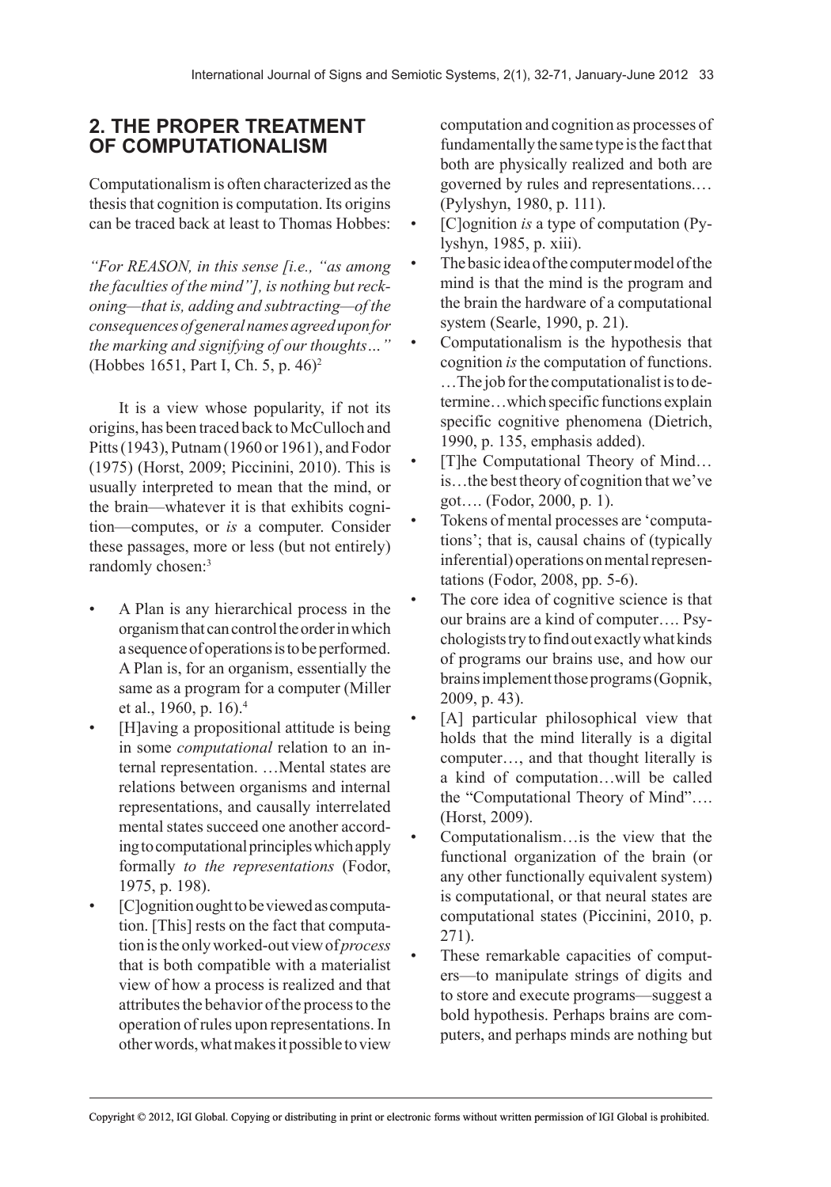## 2. THE PROPER TREATMENT OF COMPUTATIONALISM

Computationalism is often characterized as the thesis that cognition is computation. Its origins can be traced back at least to Thomas Hobbes:

*"For REASON, in this sense [i.e., "as among the faculties of the mind"], is nothing but reckoning—that is, adding and subtracting—of the consequences of general names agreed upon for the marking and signifying of our thoughts…"* (Hobbes 1651, Part I, Ch. 5, p. 46)[2]

It is a view whose popularity, if not its origins, has been traced back to McCulloch and Pitts (1943), Putnam (1960 or 1961), and Fodor (1975) (Horst, 2009; Piccinini, 2010). This is usually interpreted to mean that the mind, or the brain—whatever it is that exhibits cognition—computes, or *is* a computer. Consider these passages, more or less (but not entirely) randomly chosen:[3]

- A Plan is any hierarchical process in the organism that can control the order in which a sequence of operations is to be performed. A Plan is, for an organism, essentially the same as a program for a computer (Miller et al., 1960, p. 16).[4]
- [H]aving a propositional attitude is being in some *computational* relation to an internal representation. …Mental states are relations between organisms and internal representations, and causally interrelated mental states succeed one another according to computational principles which apply formally *to the representations* (Fodor, 1975, p. 198).
- [C]ognition ought to be viewed as computation. [This] rests on the fact that computation is the only worked-out view of *process* that is both compatible with a materialist view of how a process is realized and that attributes the behavior of the process to the operation of rules upon representations. In other words, what makes it possible to view computation and cognition as processes of fundamentally the same type is the fact that both are physically realized and both are governed by rules and representations.… (Pylyshyn, 1980, p. 111).
- [C]ognition *is* a type of computation (Pylyshyn, 1985, p. xiii).
- The basic idea of the computer model of the mind is that the mind is the program and the brain the hardware of a computational system (Searle, 1990, p. 21).
- Computationalism is the hypothesis that cognition *is* the computation of functions. …The job for the computationalist is to determine…which specific functions explain specific cognitive phenomena (Dietrich, 1990, p. 135, emphasis added).
- [T]he Computational Theory of Mind… is…the best theory of cognition that we've got…. (Fodor, 2000, p. 1).
- Tokens of mental processes are 'computations'; that is, causal chains of (typically inferential) operations on mental representations (Fodor, 2008, pp. 5-6).
- The core idea of cognitive science is that our brains are a kind of computer…. Psychologists try to find out exactly what kinds of programs our brains use, and how our brains implement those programs (Gopnik, 2009, p. 43).
- [A] particular philosophical view that holds that the mind literally is a digital computer…, and that thought literally is a kind of computation…will be called the "Computational Theory of Mind"…. (Horst, 2009).
- Computationalism…is the view that the functional organization of the brain (or any other functionally equivalent system) is computational, or that neural states are computational states (Piccinini, 2010, p. 271).
- These remarkable capacities of computers—to manipulate strings of digits and to store and execute programs—suggest a bold hypothesis. Perhaps brains are computers, and perhaps minds are nothing but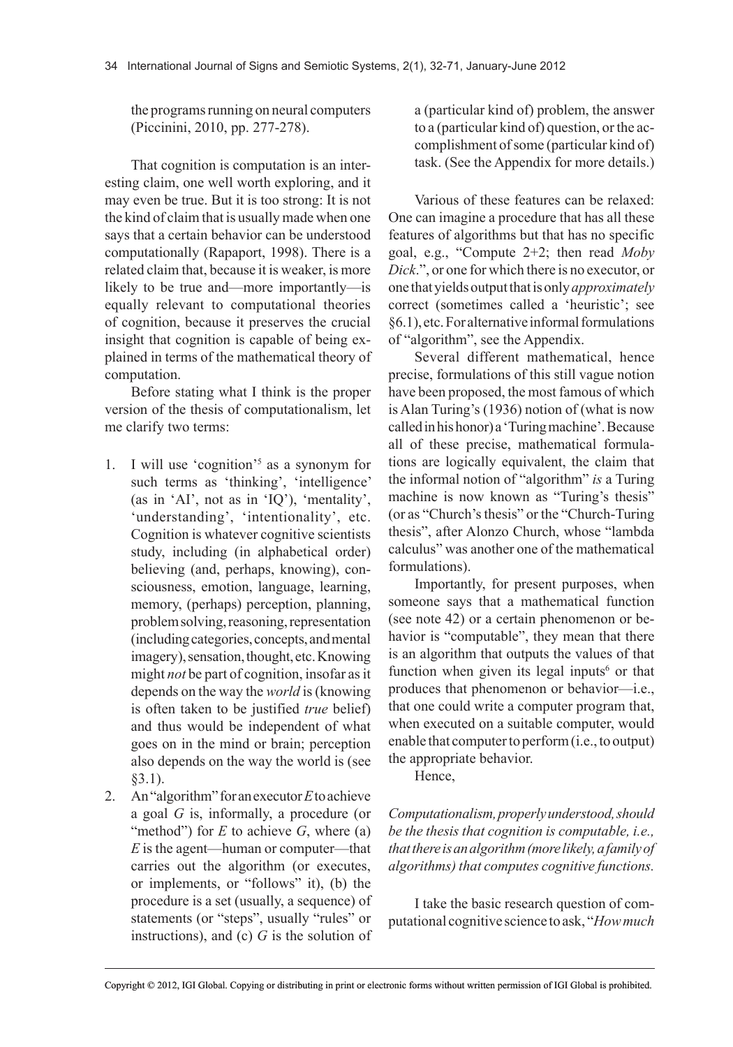the programs running on neural computers (Piccinini, 2010, pp. 277-278).

That cognition is computation is an interesting claim, one well worth exploring, and it may even be true. But it is too strong: It is not the kind of claim that is usually made when one says that a certain behavior can be understood computationally (Rapaport, 1998). There is a related claim that, because it is weaker, is more likely to be true and—more importantly—is equally relevant to computational theories of cognition, because it preserves the crucial insight that cognition is capable of being explained in terms of the mathematical theory of computation.

Before stating what I think is the proper version of the thesis of computationalism, let me clarify two terms:

1. I will use 'cognition'[5] as a synonym for such terms as 'thinking', 'intelligence' (as in 'AI', not as in 'IQ'), 'mentality', 'understanding', 'intentionality', etc. Cognition is whatever cognitive scientists study, including (in alphabetical order) believing (and, perhaps, knowing), consciousness, emotion, language, learning, memory, (perhaps) perception, planning, problem solving, reasoning, representation (including categories, concepts, and mental imagery), sensation, thought, etc. Knowing might *not* be part of cognition, insofar as it depends on the way the *world* is (knowing is often taken to be justified *true* belief) and thus would be independent of what goes on in the mind or brain; perception also depends on the way the world is (see §3.1).
2. An "algorithm" for an executor *E* to achieve a goal *G* is, informally, a procedure (or "method") for *E* to achieve *G*, where (a) *E* is the agent—human or computer—that carries out the algorithm (or executes, or implements, or "follows" it), (b) the procedure is a set (usually, a sequence) of statements (or "steps", usually "rules" or instructions), and (c) *G* is the solution of a (particular kind of) problem, the answer to a (particular kind of) question, or the accomplishment of some (particular kind of) task. (See the Appendix for more details.)

Various of these features can be relaxed: One can imagine a procedure that has all these features of algorithms but that has no specific goal, e.g., "Compute 2+2; then read *Moby Dick*.", or one for which there is no executor, or one that yields output that is only *approximately* correct (sometimes called a 'heuristic'; see §6.1), etc. For alternative informal formulations of "algorithm", see the Appendix.

Several different mathematical, hence precise, formulations of this still vague notion have been proposed, the most famous of which is Alan Turing's (1936) notion of (what is now called in his honor) a 'Turing machine'. Because all of these precise, mathematical formulations are logically equivalent, the claim that the informal notion of "algorithm" *is* a Turing machine is now known as "Turing's thesis" (or as "Church's thesis" or the "Church-Turing thesis", after Alonzo Church, whose "lambda calculus" was another one of the mathematical formulations).

Importantly, for present purposes, when someone says that a mathematical function (see note 42) or a certain phenomenon or behavior is "computable", they mean that there is an algorithm that outputs the values of that function when given its legal inputs[6] or that produces that phenomenon or behavior—i.e., that one could write a computer program that, when executed on a suitable computer, would enable that computer to perform (i.e., to output) the appropriate behavior.

Hence,

*Computationalism, properly understood, should be the thesis that cognition is computable, i.e., that there is an algorithm (more likely, a family of algorithms) that computes cognitive functions.*

I take the basic research question of computational cognitive science to ask, "*How much*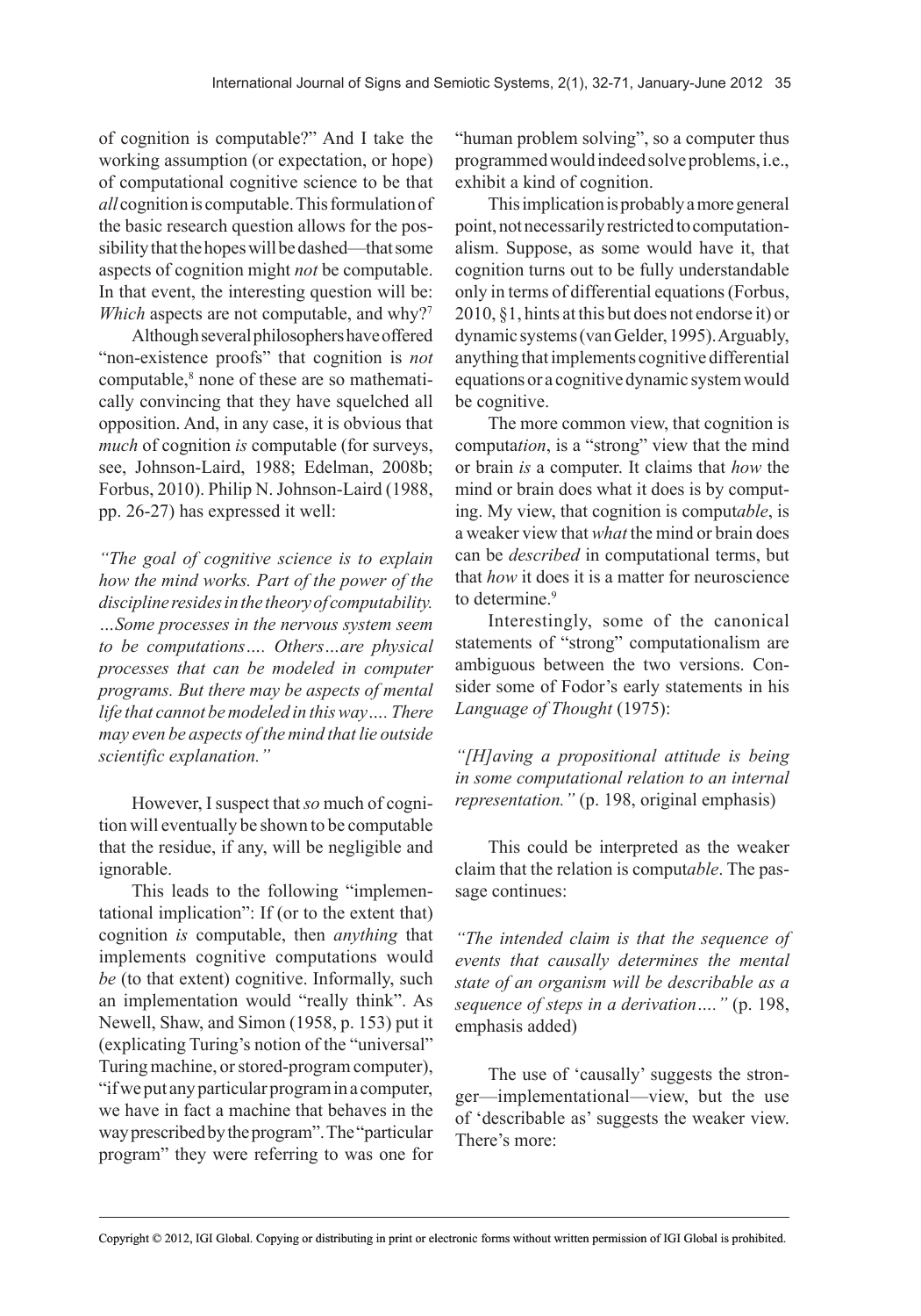of cognition is computable?" And I take the working assumption (or expectation, or hope) of computational cognitive science to be that *all* cognition is computable. This formulation of the basic research question allows for the possibility that the hopes will be dashed—that some aspects of cognition might *not* be computable. In that event, the interesting question will be: *Which* aspects are not computable, and why?[7]

Although several philosophers have offered "non-existence proofs" that cognition is *not* computable,[8] none of these are so mathematically convincing that they have squelched all opposition. And, in any case, it is obvious that *much* of cognition *is* computable (for surveys, see, Johnson-Laird, 1988; Edelman, 2008b; Forbus, 2010). Philip N. Johnson-Laird (1988, pp. 26-27) has expressed it well:

*"The goal of cognitive science is to explain how the mind works. Part of the power of the discipline resides in the theory of computability. …Some processes in the nervous system seem to be computations…. Others…are physical processes that can be modeled in computer programs. But there may be aspects of mental life that cannot be modeled in this way…. There may even be aspects of the mind that lie outside scientific explanation."*

However, I suspect that *so* much of cognition will eventually be shown to be computable that the residue, if any, will be negligible and ignorable.

This leads to the following "implementational implication": If (or to the extent that) cognition *is* computable, then *anything* that implements cognitive computations would *be* (to that extent) cognitive. Informally, such an implementation would "really think". As Newell, Shaw, and Simon (1958, p. 153) put it (explicating Turing's notion of the "universal" Turing machine, or stored-program computer), "if we put any particular program in a computer, we have in fact a machine that behaves in the way prescribed by the program". The "particular program" they were referring to was one for "human problem solving", so a computer thus programmed would indeed solve problems, i.e., exhibit a kind of cognition.

This implication is probably a more general point, not necessarily restricted to computationalism. Suppose, as some would have it, that cognition turns out to be fully understandable only in terms of differential equations (Forbus, 2010, §1, hints at this but does not endorse it) or dynamic systems (van Gelder, 1995). Arguably, anything that implements cognitive differential equations or a cognitive dynamic system would be cognitive.

The more common view, that cognition is computa*tion*, is a "strong" view that the mind or brain *is* a computer. It claims that *how* the mind or brain does what it does is by computing. My view, that cognition is comput*able*, is a weaker view that *what* the mind or brain does can be *described* in computational terms, but that *how* it does it is a matter for neuroscience to determine.[9]

Interestingly, some of the canonical statements of "strong" computationalism are ambiguous between the two versions. Consider some of Fodor's early statements in his *Language of Thought* (1975):

*"[H]aving a propositional attitude is being in some computational relation to an internal representation."* (p. 198, original emphasis)

This could be interpreted as the weaker claim that the relation is comput*able*. The passage continues:

*"The intended claim is that the sequence of events that causally determines the mental state of an organism will be describable as a sequence of steps in a derivation…."* (p. 198, emphasis added)

The use of 'causally' suggests the stronger—implementational—view, but the use of 'describable as' suggests the weaker view. There's more: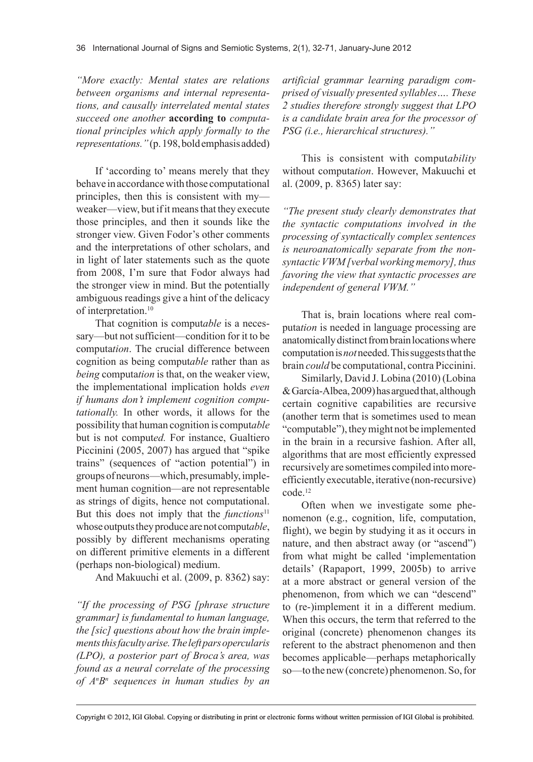*"More exactly: Mental states are relations between organisms and internal representations, and causally interrelated mental states succeed one another* **according to** *computational principles which apply formally to the representations."* (p. 198, bold emphasis added)

If 'according to' means merely that they behave in accordance with those computational principles, then this is consistent with my—weaker—view, but if it means that they execute those principles, and then it sounds like the stronger view. Given Fodor's other comments and the interpretations of other scholars, and in light of later statements such as the quote from 2008, I'm sure that Fodor always had the stronger view in mind. But the potentially ambiguous readings give a hint of the delicacy of interpretation.[10]

That cognition is comput*able* is a necessary—but not sufficient—condition for it to be computa*tion*. The crucial difference between cognition as being comput*able* rather than as *being* computa*tion* is that, on the weaker view, the implementational implication holds *even if humans don't implement cognition computationally.* In other words, it allows for the possibility that human cognition is comput*able* but is not comput*ed.* For instance, Gualtiero Piccinini (2005, 2007) has argued that "spike trains" (sequences of "action potential") in groups of neurons—which, presumably, implement human cognition—are not representable as strings of digits, hence not computational. But this does not imply that the *functions*[11] whose outputs they produce are not comput*able*, possibly by different mechanisms operating on different primitive elements in a different (perhaps non-biological) medium.

And Makuuchi et al. (2009, p. 8362) say:

*"If the processing of PSG [phrase structure grammar] is fundamental to human language, the [sic] questions about how the brain implements this faculty arise. The left pars opercularis (LPO), a posterior part of Broca's area, was found as a neural correlate of the processing of $A^nB^n$ sequences in human studies by an artificial grammar learning paradigm comprised of visually presented syllables…. These 2 studies therefore strongly suggest that LPO is a candidate brain area for the processor of PSG (i.e., hierarchical structures)."*

This is consistent with comput*ability* without computa*tion*. However, Makuuchi et al. (2009, p. 8365) later say:

*"The present study clearly demonstrates that the syntactic computations involved in the processing of syntactically complex sentences is neuroanatomically separate from the non-syntactic VWM [verbal working memory], thus favoring the view that syntactic processes are independent of general VWM."*

That is, brain locations where real computa*tion* is needed in language processing are anatomically distinct from brain locations where computation is *not* needed. This suggests that the brain *could* be computational, contra Piccinini.

Similarly, David J. Lobina (2010) (Lobina & García-Albea, 2009) has argued that, although certain cognitive capabilities are recursive (another term that is sometimes used to mean "computable"), they might not be implemented in the brain in a recursive fashion. After all, algorithms that are most efficiently expressed recursively are sometimes compiled into more-efficiently executable, iterative (non-recursive) code.[12]

Often when we investigate some phenomenon (e.g., cognition, life, computation, flight), we begin by studying it as it occurs in nature, and then abstract away (or "ascend") from what might be called 'implementation details' (Rapaport, 1999, 2005b) to arrive at a more abstract or general version of the phenomenon, from which we can "descend" to (re-)implement it in a different medium. When this occurs, the term that referred to the original (concrete) phenomenon changes its referent to the abstract phenomenon and then becomes applicable—perhaps metaphorically so—to the new (concrete) phenomenon. So, for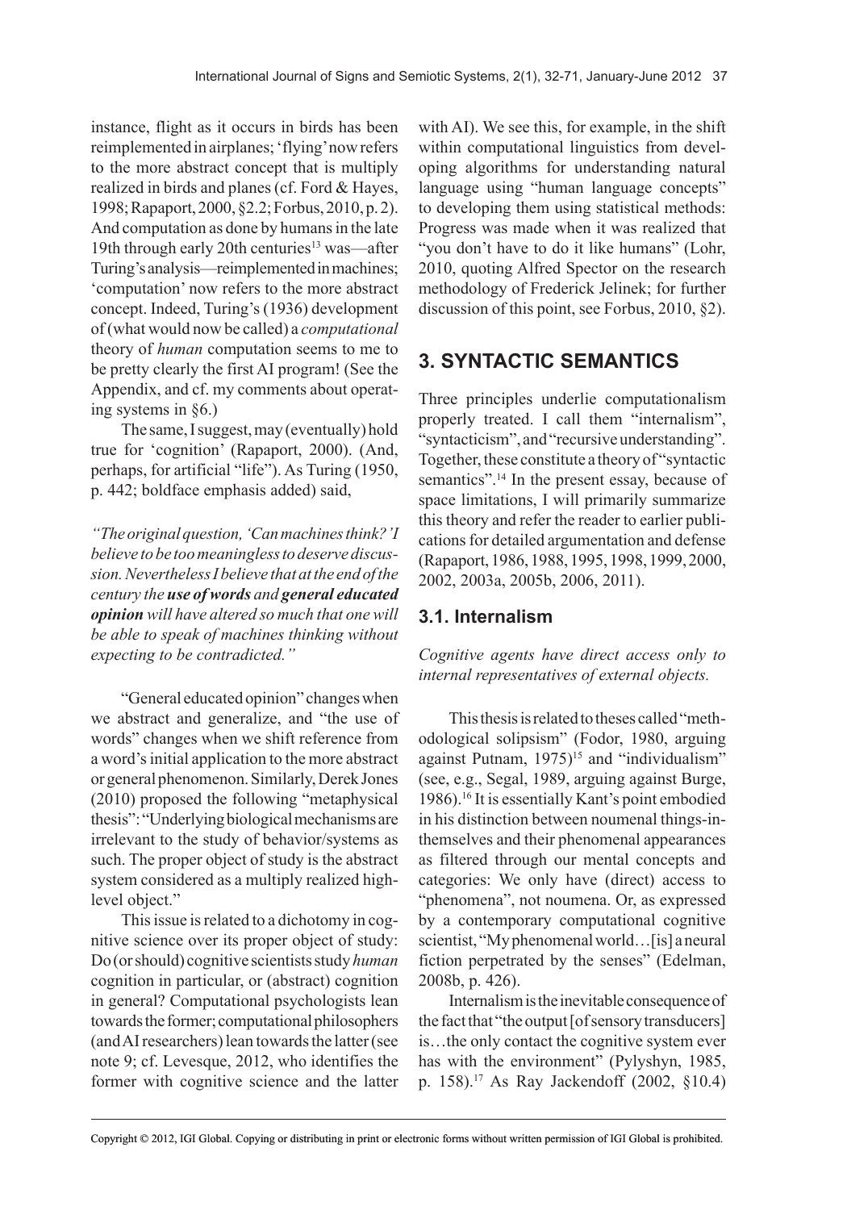instance, flight as it occurs in birds has been reimplemented in airplanes; 'flying' now refers to the more abstract concept that is multiply realized in birds and planes (cf. Ford & Hayes, 1998; Rapaport, 2000, §2.2; Forbus, 2010, p. 2). And computation as done by humans in the late 19th through early 20th centuries[13] was—after Turing's analysis—reimplemented in machines; 'computation' now refers to the more abstract concept. Indeed, Turing's (1936) development of (what would now be called) a *computational* theory of *human* computation seems to me to be pretty clearly the first AI program! (See the Appendix, and cf. my comments about operating systems in §6.)

The same, I suggest, may (eventually) hold true for 'cognition' (Rapaport, 2000). (And, perhaps, for artificial "life"). As Turing (1950, p. 442; boldface emphasis added) said,

*"The original question, 'Can machines think?' I believe to be too meaningless to deserve discussion. Nevertheless I believe that at the end of the century the* ***use of words*** *and* ***general educated opinion*** *will have altered so much that one will be able to speak of machines thinking without expecting to be contradicted."*

"General educated opinion" changes when we abstract and generalize, and "the use of words" changes when we shift reference from a word's initial application to the more abstract or general phenomenon. Similarly, Derek Jones (2010) proposed the following "metaphysical thesis": "Underlying biological mechanisms are irrelevant to the study of behavior/systems as such. The proper object of study is the abstract system considered as a multiply realized high-level object."

This issue is related to a dichotomy in cognitive science over its proper object of study: Do (or should) cognitive scientists study *human* cognition in particular, or (abstract) cognition in general? Computational psychologists lean towards the former; computational philosophers (and AI researchers) lean towards the latter (see note 9; cf. Levesque, 2012, who identifies the former with cognitive science and the latter with AI). We see this, for example, in the shift within computational linguistics from developing algorithms for understanding natural language using "human language concepts" to developing them using statistical methods: Progress was made when it was realized that "you don't have to do it like humans" (Lohr, 2010, quoting Alfred Spector on the research methodology of Frederick Jelinek; for further discussion of this point, see Forbus, 2010, §2).

## 3. SYNTACTIC SEMANTICS

Three principles underlie computationalism properly treated. I call them "internalism", "syntacticism", and "recursive understanding". Together, these constitute a theory of "syntactic semantics".[14] In the present essay, because of space limitations, I will primarily summarize this theory and refer the reader to earlier publications for detailed argumentation and defense (Rapaport, 1986, 1988, 1995, 1998, 1999, 2000, 2002, 2003a, 2005b, 2006, 2011).

### 3.1. Internalism

*Cognitive agents have direct access only to internal representatives of external objects.*

This thesis is related to theses called "methodological solipsism" (Fodor, 1980, arguing against Putnam, 1975)[15] and "individualism" (see, e.g., Segal, 1989, arguing against Burge, 1986).[16] It is essentially Kant's point embodied in his distinction between noumenal things-in-themselves and their phenomenal appearances as filtered through our mental concepts and categories: We only have (direct) access to "phenomena", not noumena. Or, as expressed by a contemporary computational cognitive scientist, "My phenomenal world…[is] a neural fiction perpetrated by the senses" (Edelman, 2008b, p. 426).

Internalism is the inevitable consequence of the fact that "the output [of sensory transducers] is…the only contact the cognitive system ever has with the environment" (Pylyshyn, 1985, p. 158).[17] As Ray Jackendoff (2002, §10.4)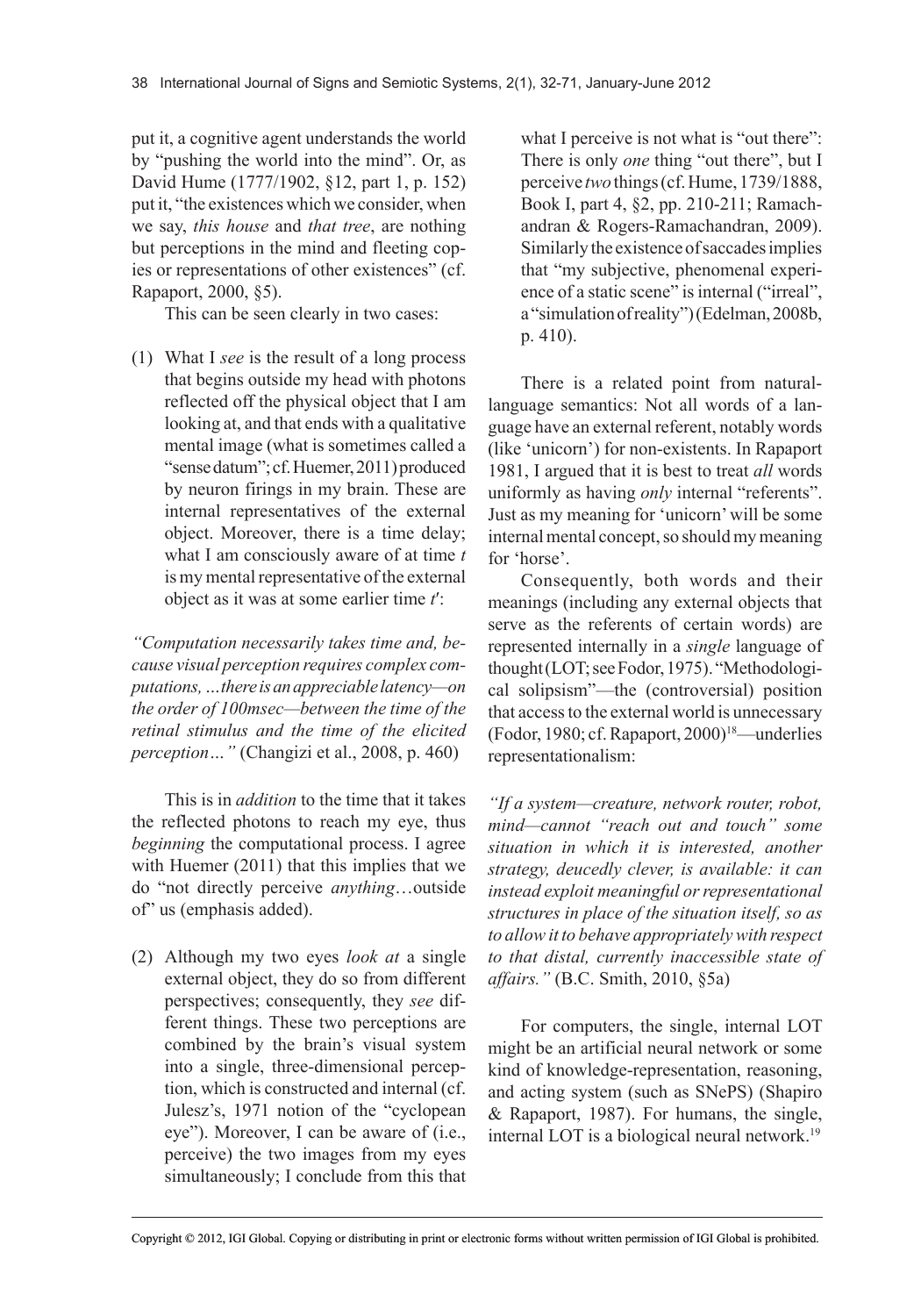put it, a cognitive agent understands the world by "pushing the world into the mind". Or, as David Hume (1777/1902, §12, part 1, p. 152) put it, "the existences which we consider, when we say, *this house* and *that tree*, are nothing but perceptions in the mind and fleeting copies or representations of other existences" (cf. Rapaport, 2000, §5).

This can be seen clearly in two cases:

(1) What I *see* is the result of a long process that begins outside my head with photons reflected off the physical object that I am looking at, and that ends with a qualitative mental image (what is sometimes called a "sense datum"; cf. Huemer, 2011) produced by neuron firings in my brain. These are internal representatives of the external object. Moreover, there is a time delay; what I am consciously aware of at time $t$ is my mental representative of the external object as it was at some earlier time $t'$:

*"Computation necessarily takes time and, because visual perception requires complex computations, …there is an appreciable latency—on the order of 100msec—between the time of the retinal stimulus and the time of the elicited perception…"* (Changizi et al., 2008, p. 460)

This is in *addition* to the time that it takes the reflected photons to reach my eye, thus *beginning* the computational process. I agree with Huemer (2011) that this implies that we do "not directly perceive *anything*…outside of" us (emphasis added).

(2) Although my two eyes *look at* a single external object, they do so from different perspectives; consequently, they *see* different things. These two perceptions are combined by the brain's visual system into a single, three-dimensional perception, which is constructed and internal (cf. Julesz's, 1971 notion of the "cyclopean eye"). Moreover, I can be aware of (i.e., perceive) the two images from my eyes simultaneously; I conclude from this that what I perceive is not what is "out there": There is only *one* thing "out there", but I perceive *two* things (cf. Hume, 1739/1888, Book I, part 4, §2, pp. 210-211; Ramachandran & Rogers-Ramachandran, 2009). Similarly the existence of saccades implies that "my subjective, phenomenal experience of a static scene" is internal ("irreal", a "simulation of reality") (Edelman, 2008b, p. 410).

There is a related point from natural-language semantics: Not all words of a language have an external referent, notably words (like 'unicorn') for non-existents. In Rapaport 1981, I argued that it is best to treat *all* words uniformly as having *only* internal "referents". Just as my meaning for 'unicorn' will be some internal mental concept, so should my meaning for 'horse'.

Consequently, both words and their meanings (including any external objects that serve as the referents of certain words) are represented internally in a *single* language of thought (LOT; see Fodor, 1975). "Methodological solipsism"—the (controversial) position that access to the external world is unnecessary (Fodor, 1980; cf. Rapaport, 2000)[18]—underlies representationalism:

*"If a system—creature, network router, robot, mind—cannot "reach out and touch" some situation in which it is interested, another strategy, deucedly clever, is available: it can instead exploit meaningful or representational structures in place of the situation itself, so as to allow it to behave appropriately with respect to that distal, currently inaccessible state of affairs."* (B.C. Smith, 2010, §5a)

For computers, the single, internal LOT might be an artificial neural network or some kind of knowledge-representation, reasoning, and acting system (such as SNePS) (Shapiro & Rapaport, 1987). For humans, the single, internal LOT is a biological neural network.[19]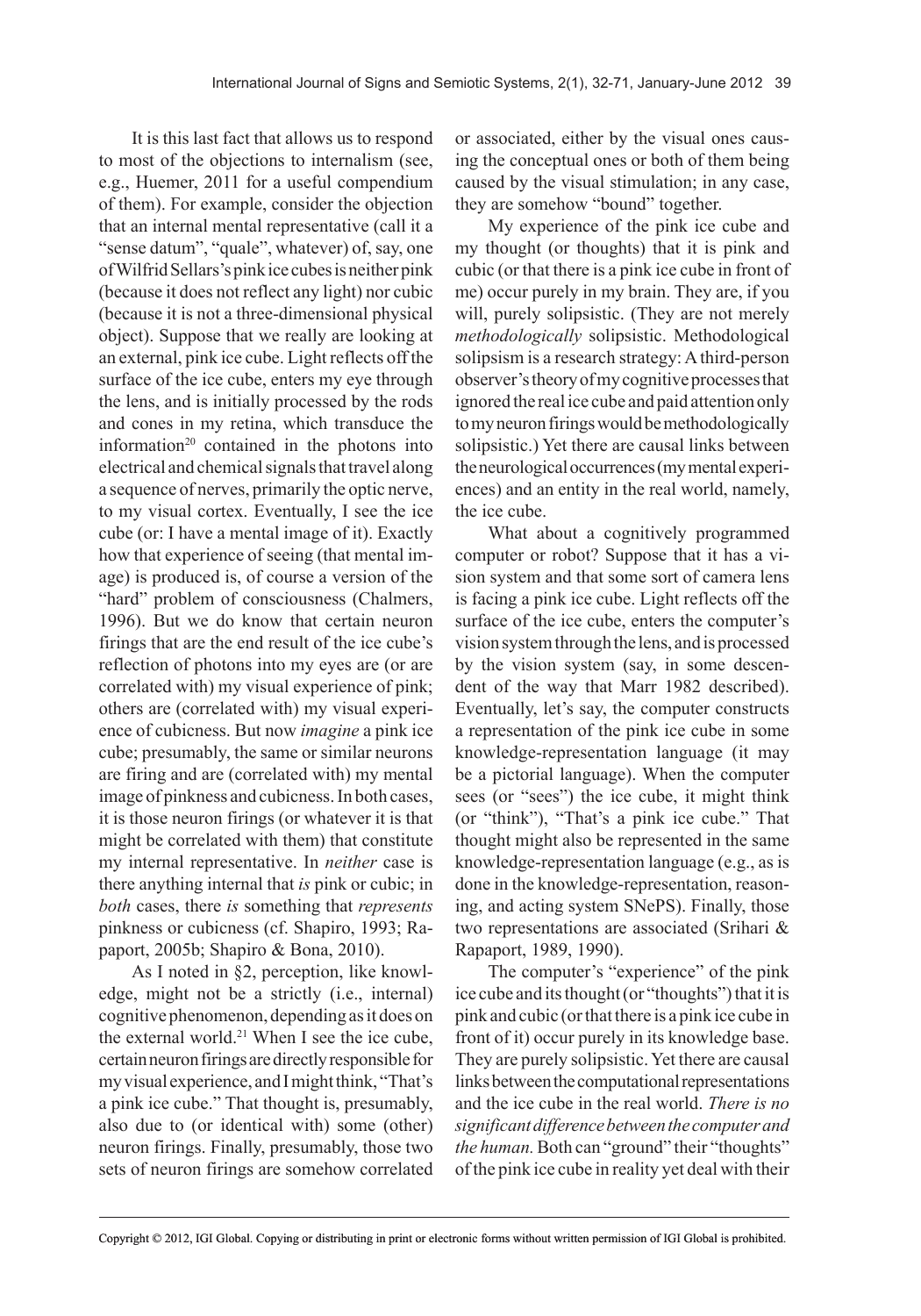It is this last fact that allows us to respond to most of the objections to internalism (see, e.g., Huemer, 2011 for a useful compendium of them). For example, consider the objection that an internal mental representative (call it a "sense datum", "quale", whatever) of, say, one of Wilfrid Sellars's pink ice cubes is neither pink (because it does not reflect any light) nor cubic (because it is not a three-dimensional physical object). Suppose that we really are looking at an external, pink ice cube. Light reflects off the surface of the ice cube, enters my eye through the lens, and is initially processed by the rods and cones in my retina, which transduce the information[20] contained in the photons into electrical and chemical signals that travel along a sequence of nerves, primarily the optic nerve, to my visual cortex. Eventually, I see the ice cube (or: I have a mental image of it). Exactly how that experience of seeing (that mental image) is produced is, of course a version of the "hard" problem of consciousness (Chalmers, 1996). But we do know that certain neuron firings that are the end result of the ice cube's reflection of photons into my eyes are (or are correlated with) my visual experience of pink; others are (correlated with) my visual experience of cubicness. But now *imagine* a pink ice cube; presumably, the same or similar neurons are firing and are (correlated with) my mental image of pinkness and cubicness. In both cases, it is those neuron firings (or whatever it is that might be correlated with them) that constitute my internal representative. In *neither* case is there anything internal that *is* pink or cubic; in *both* cases, there *is* something that *represents* pinkness or cubicness (cf. Shapiro, 1993; Rapaport, 2005b; Shapiro & Bona, 2010).

As I noted in §2, perception, like knowledge, might not be a strictly (i.e., internal) cognitive phenomenon, depending as it does on the external world.[21] When I see the ice cube, certain neuron firings are directly responsible for my visual experience, and I might think, "That's a pink ice cube." That thought is, presumably, also due to (or identical with) some (other) neuron firings. Finally, presumably, those two sets of neuron firings are somehow correlated or associated, either by the visual ones causing the conceptual ones or both of them being caused by the visual stimulation; in any case, they are somehow "bound" together.

My experience of the pink ice cube and my thought (or thoughts) that it is pink and cubic (or that there is a pink ice cube in front of me) occur purely in my brain. They are, if you will, purely solipsistic. (They are not merely *methodologically* solipsistic. Methodological solipsism is a research strategy: A third-person observer's theory of my cognitive processes that ignored the real ice cube and paid attention only to my neuron firings would be methodologically solipsistic.) Yet there are causal links between the neurological occurrences (my mental experiences) and an entity in the real world, namely, the ice cube.

What about a cognitively programmed computer or robot? Suppose that it has a vision system and that some sort of camera lens is facing a pink ice cube. Light reflects off the surface of the ice cube, enters the computer's vision system through the lens, and is processed by the vision system (say, in some descendent of the way that Marr 1982 described). Eventually, let's say, the computer constructs a representation of the pink ice cube in some knowledge-representation language (it may be a pictorial language). When the computer sees (or "sees") the ice cube, it might think (or "think"), "That's a pink ice cube." That thought might also be represented in the same knowledge-representation language (e.g., as is done in the knowledge-representation, reasoning, and acting system SNePS). Finally, those two representations are associated (Srihari & Rapaport, 1989, 1990).

The computer's "experience" of the pink ice cube and its thought (or "thoughts") that it is pink and cubic (or that there is a pink ice cube in front of it) occur purely in its knowledge base. They are purely solipsistic. Yet there are causal links between the computational representations and the ice cube in the real world. *There is no significant difference between the computer and the human.* Both can "ground" their "thoughts" of the pink ice cube in reality yet deal with their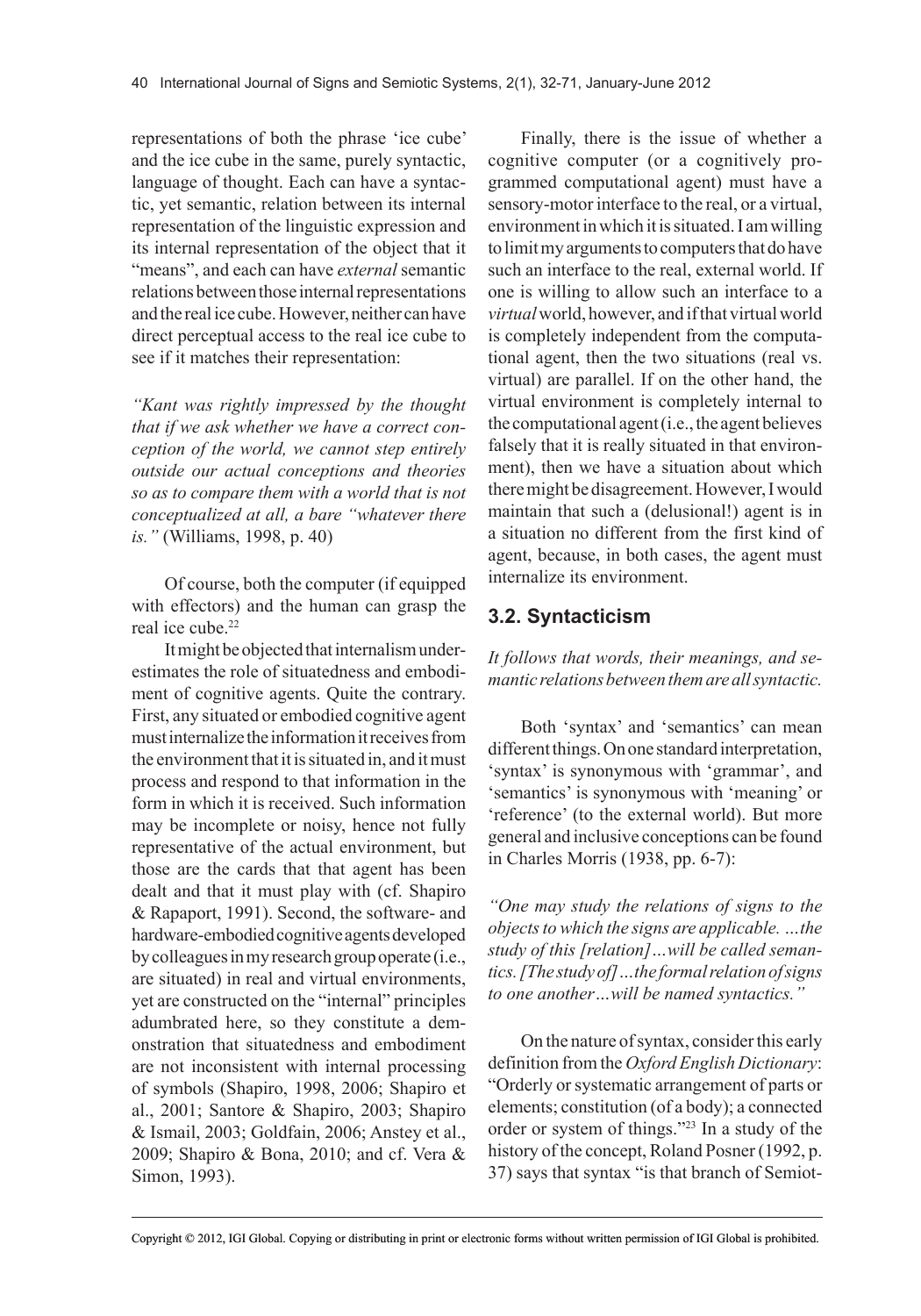representations of both the phrase 'ice cube' and the ice cube in the same, purely syntactic, language of thought. Each can have a syntactic, yet semantic, relation between its internal representation of the linguistic expression and its internal representation of the object that it "means", and each can have *external* semantic relations between those internal representations and the real ice cube. However, neither can have direct perceptual access to the real ice cube to see if it matches their representation:

*"Kant was rightly impressed by the thought that if we ask whether we have a correct conception of the world, we cannot step entirely outside our actual conceptions and theories so as to compare them with a world that is not conceptualized at all, a bare "whatever there is."* (Williams, 1998, p. 40)

Of course, both the computer (if equipped with effectors) and the human can grasp the real ice cube.[22]

It might be objected that internalism underestimates the role of situatedness and embodiment of cognitive agents. Quite the contrary. First, any situated or embodied cognitive agent must internalize the information it receives from the environment that it is situated in, and it must process and respond to that information in the form in which it is received. Such information may be incomplete or noisy, hence not fully representative of the actual environment, but those are the cards that that agent has been dealt and that it must play with (cf. Shapiro & Rapaport, 1991). Second, the software- and hardware-embodied cognitive agents developed by colleagues in my research group operate (i.e., are situated) in real and virtual environments, yet are constructed on the "internal" principles adumbrated here, so they constitute a demonstration that situatedness and embodiment are not inconsistent with internal processing of symbols (Shapiro, 1998, 2006; Shapiro et al., 2001; Santore & Shapiro, 2003; Shapiro & Ismail, 2003; Goldfain, 2006; Anstey et al., 2009; Shapiro & Bona, 2010; and cf. Vera & Simon, 1993).

Finally, there is the issue of whether a cognitive computer (or a cognitively programmed computational agent) must have a sensory-motor interface to the real, or a virtual, environment in which it is situated. I am willing to limit my arguments to computers that do have such an interface to the real, external world. If one is willing to allow such an interface to a *virtual* world, however, and if that virtual world is completely independent from the computational agent, then the two situations (real vs. virtual) are parallel. If on the other hand, the virtual environment is completely internal to the computational agent (i.e., the agent believes falsely that it is really situated in that environment), then we have a situation about which there might be disagreement. However, I would maintain that such a (delusional!) agent is in a situation no different from the first kind of agent, because, in both cases, the agent must internalize its environment.

## 3.2. Syntacticism

*It follows that words, their meanings, and semantic relations between them are all syntactic.*

Both 'syntax' and 'semantics' can mean different things. On one standard interpretation, 'syntax' is synonymous with 'grammar', and 'semantics' is synonymous with 'meaning' or 'reference' (to the external world). But more general and inclusive conceptions can be found in Charles Morris (1938, pp. 6-7):

*"One may study the relations of signs to the objects to which the signs are applicable. …the study of this [relation]…will be called semantics. [The study of]…the formal relation of signs to one another…will be named syntactics."*

On the nature of syntax, consider this early definition from the *Oxford English Dictionary*: "Orderly or systematic arrangement of parts or elements; constitution (of a body); a connected order or system of things."[23] In a study of the history of the concept, Roland Posner (1992, p. 37) says that syntax "is that branch of Semiot-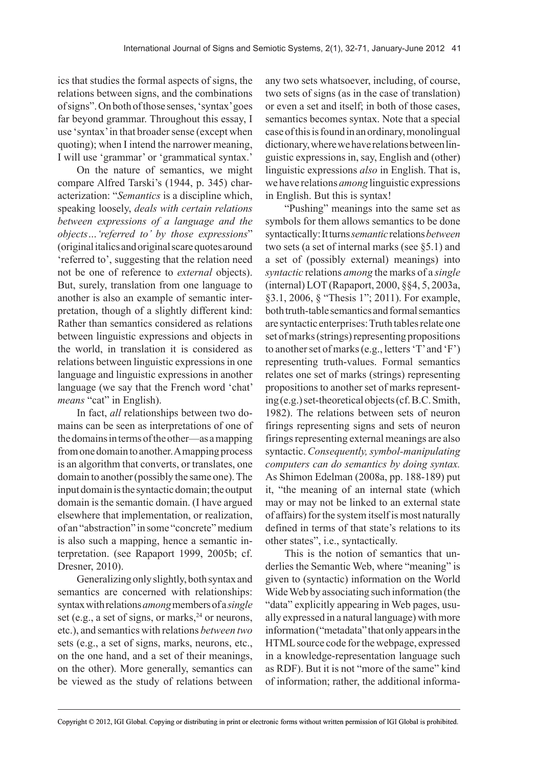ics that studies the formal aspects of signs, the relations between signs, and the combinations of signs". On both of those senses, 'syntax' goes far beyond grammar. Throughout this essay, I use 'syntax' in that broader sense (except when quoting); when I intend the narrower meaning, I will use 'grammar' or 'grammatical syntax.'

On the nature of semantics, we might compare Alfred Tarski's (1944, p. 345) characterization: "*Semantics* is a discipline which, speaking loosely, *deals with certain relations between expressions of a language and the objects…'referred to' by those expressions*" (original italics and original scare quotes around 'referred to', suggesting that the relation need not be one of reference to *external* objects). But, surely, translation from one language to another is also an example of semantic interpretation, though of a slightly different kind: Rather than semantics considered as relations between linguistic expressions and objects in the world, in translation it is considered as relations between linguistic expressions in one language and linguistic expressions in another language (we say that the French word 'chat' *means* "cat" in English).

In fact, *all* relationships between two domains can be seen as interpretations of one of the domains in terms of the other—as a mapping from one domain to another. A mapping process is an algorithm that converts, or translates, one domain to another (possibly the same one). The input domain is the syntactic domain; the output domain is the semantic domain. (I have argued elsewhere that implementation, or realization, of an "abstraction" in some "concrete" medium is also such a mapping, hence a semantic interpretation. (see Rapaport 1999, 2005b; cf. Dresner, 2010).

Generalizing only slightly, both syntax and semantics are concerned with relationships: syntax with relations *among* members of a *single* set (e.g., a set of signs, or marks,[24] or neurons, etc.), and semantics with relations *between two* sets (e.g., a set of signs, marks, neurons, etc., on the one hand, and a set of their meanings, on the other). More generally, semantics can be viewed as the study of relations between any two sets whatsoever, including, of course, two sets of signs (as in the case of translation) or even a set and itself; in both of those cases, semantics becomes syntax. Note that a special case of this is found in an ordinary, monolingual dictionary, where we have relations between linguistic expressions in, say, English and (other) linguistic expressions *also* in English. That is, we have relations *among* linguistic expressions in English. But this is syntax!

"Pushing" meanings into the same set as symbols for them allows semantics to be done syntactically: It turns *semantic* relations *between* two sets (a set of internal marks (see §5.1) and a set of (possibly external) meanings) into *syntactic* relations *among* the marks of a *single* (internal) LOT (Rapaport, 2000, §§4, 5, 2003a, §3.1, 2006, § "Thesis 1"; 2011). For example, both truth-table semantics and formal semantics are syntactic enterprises: Truth tables relate one set of marks (strings) representing propositions to another set of marks (e.g., letters 'T' and 'F') representing truth-values. Formal semantics relates one set of marks (strings) representing propositions to another set of marks representing (e.g.) set-theoretical objects (cf. B.C. Smith, 1982). The relations between sets of neuron firings representing signs and sets of neuron firings representing external meanings are also syntactic. *Consequently, symbol-manipulating computers can do semantics by doing syntax.* As Shimon Edelman (2008a, pp. 188-189) put it, "the meaning of an internal state (which may or may not be linked to an external state of affairs) for the system itself is most naturally defined in terms of that state's relations to its other states", i.e., syntactically.

This is the notion of semantics that underlies the Semantic Web, where "meaning" is given to (syntactic) information on the World Wide Web by associating such information (the "data" explicitly appearing in Web pages, usually expressed in a natural language) with more information ("metadata" that only appears in the HTML source code for the webpage, expressed in a knowledge-representation language such as RDF). But it is not "more of the same" kind of information; rather, the additional informa-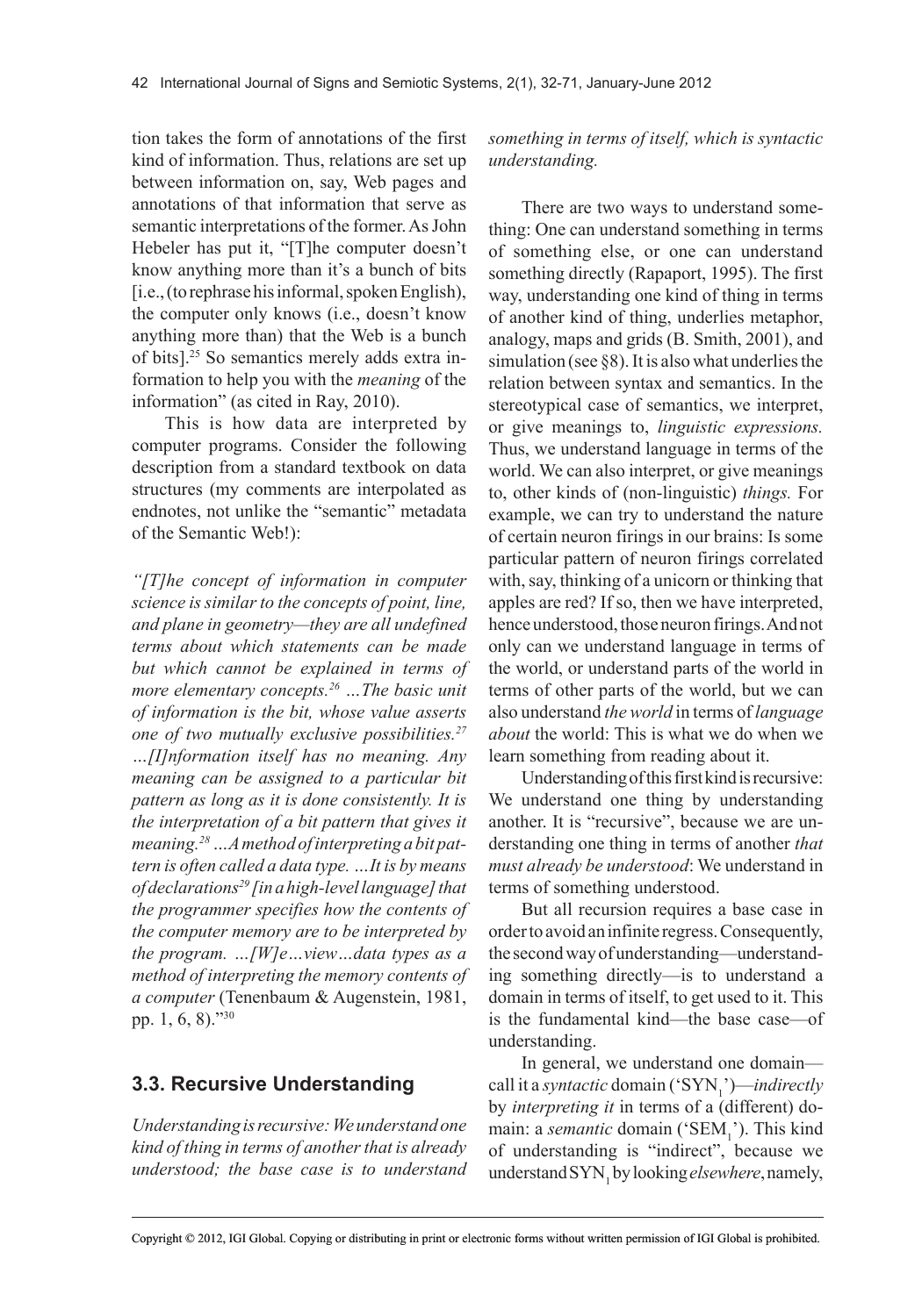tion takes the form of annotations of the first kind of information. Thus, relations are set up between information on, say, Web pages and annotations of that information that serve as semantic interpretations of the former. As John Hebeler has put it, "[T]he computer doesn't know anything more than it's a bunch of bits [i.e., (to rephrase his informal, spoken English), the computer only knows (i.e., doesn't know anything more than) that the Web is a bunch of bits].[25] So semantics merely adds extra information to help you with the *meaning* of the information" (as cited in Ray, 2010).

This is how data are interpreted by computer programs. Consider the following description from a standard textbook on data structures (my comments are interpolated as endnotes, not unlike the "semantic" metadata of the Semantic Web!):

*"[T]he concept of information in computer science is similar to the concepts of point, line, and plane in geometry—they are all undefined terms about which statements can be made but which cannot be explained in terms of more elementary concepts.[26] …The basic unit of information is the bit, whose value asserts one of two mutually exclusive possibilities.[27] …[I]nformation itself has no meaning. Any meaning can be assigned to a particular bit pattern as long as it is done consistently. It is the interpretation of a bit pattern that gives it meaning.[28] …A method of interpreting a bit pattern is often called a data type. …It is by means of declarations[29] [in a high-level language] that the programmer specifies how the contents of the computer memory are to be interpreted by the program. …[W]e…view…data types as a method of interpreting the memory contents of a computer* (Tenenbaum & Augenstein, 1981, pp. 1, 6, 8)."[30]

## 3.3. Recursive Understanding

*Understanding is recursive: We understand one kind of thing in terms of another that is already understood; the base case is to understand something in terms of itself, which is syntactic understanding.*

There are two ways to understand something: One can understand something in terms of something else, or one can understand something directly (Rapaport, 1995). The first way, understanding one kind of thing in terms of another kind of thing, underlies metaphor, analogy, maps and grids (B. Smith, 2001), and simulation (see §8). It is also what underlies the relation between syntax and semantics. In the stereotypical case of semantics, we interpret, or give meanings to, *linguistic expressions.* Thus, we understand language in terms of the world. We can also interpret, or give meanings to, other kinds of (non-linguistic) *things.* For example, we can try to understand the nature of certain neuron firings in our brains: Is some particular pattern of neuron firings correlated with, say, thinking of a unicorn or thinking that apples are red? If so, then we have interpreted, hence understood, those neuron firings. And not only can we understand language in terms of the world, or understand parts of the world in terms of other parts of the world, but we can also understand *the world* in terms of *language about* the world: This is what we do when we learn something from reading about it.

Understanding of this first kind is recursive: We understand one thing by understanding another. It is "recursive", because we are understanding one thing in terms of another *that must already be understood*: We understand in terms of something understood.

But all recursion requires a base case in order to avoid an infinite regress. Consequently, the second way of understanding—understanding something directly—is to understand a domain in terms of itself, to get used to it. This is the fundamental kind—the base case—of understanding.

In general, we understand one domain—call it a *syntactic* domain ('$SYN_1$')—*indirectly* by *interpreting it* in terms of a (different) domain: a *semantic* domain ('$SEM_1$'). This kind of understanding is "indirect", because we understand $SYN_1$ by looking *elsewhere*, namely,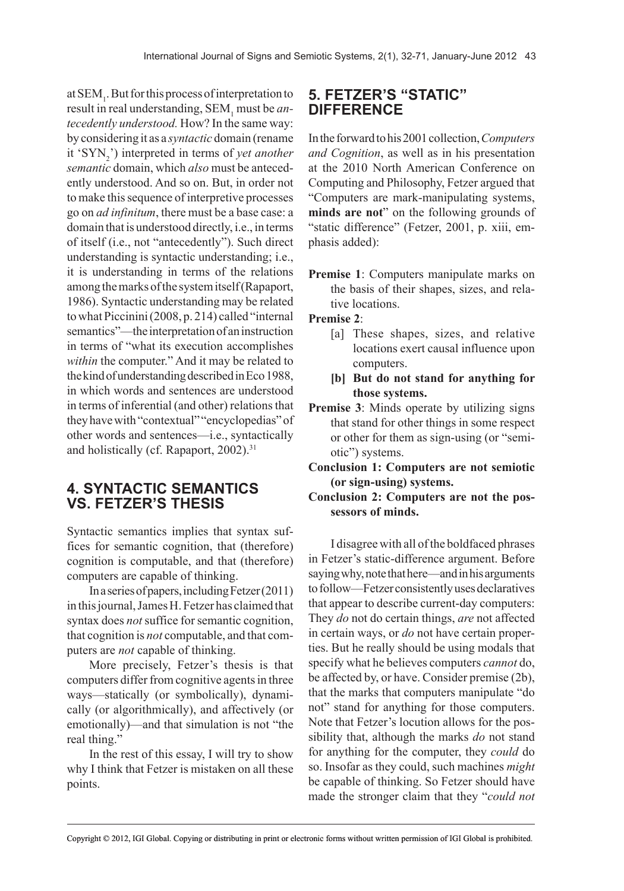at $SEM_1$. But for this process of interpretation to result in real understanding, $SEM_1$ must be *antecedently understood.* How? In the same way: by considering it as a *syntactic* domain (rename it '$SYN_2$') interpreted in terms of *yet another semantic* domain, which *also* must be antecedently understood. And so on. But, in order not to make this sequence of interpretive processes go on *ad infinitum*, there must be a base case: a domain that is understood directly, i.e., in terms of itself (i.e., not "antecedently"). Such direct understanding is syntactic understanding; i.e., it is understanding in terms of the relations among the marks of the system itself (Rapaport, 1986). Syntactic understanding may be related to what Piccinini (2008, p. 214) called "internal semantics"—the interpretation of an instruction in terms of "what its execution accomplishes *within* the computer." And it may be related to the kind of understanding described in Eco 1988, in which words and sentences are understood in terms of inferential (and other) relations that they have with "contextual" "encyclopedias" of other words and sentences—i.e., syntactically and holistically (cf. Rapaport, 2002).[31]

## 4. SYNTACTIC SEMANTICS VS. FETZER'S THESIS

Syntactic semantics implies that syntax suffices for semantic cognition, that (therefore) cognition is computable, and that (therefore) computers are capable of thinking.

In a series of papers, including Fetzer (2011) in this journal, James H. Fetzer has claimed that syntax does *not* suffice for semantic cognition, that cognition is *not* computable, and that computers are *not* capable of thinking.

More precisely, Fetzer's thesis is that computers differ from cognitive agents in three ways—statically (or symbolically), dynamically (or algorithmically), and affectively (or emotionally)—and that simulation is not "the real thing."

In the rest of this essay, I will try to show why I think that Fetzer is mistaken on all these points.

## 5. FETZER'S "STATIC" DIFFERENCE

In the forward to his 2001 collection, *Computers and Cognition*, as well as in his presentation at the 2010 North American Conference on Computing and Philosophy, Fetzer argued that "Computers are mark-manipulating systems, **minds are not**" on the following grounds of "static difference" (Fetzer, 2001, p. xiii, emphasis added):

**Premise 1**: Computers manipulate marks on the basis of their shapes, sizes, and relative locations.

**Premise 2**:

- [a] These shapes, sizes, and relative locations exert causal influence upon computers.
- **[b] But do not stand for anything for those systems.**

**Premise 3**: Minds operate by utilizing signs that stand for other things in some respect or other for them as sign-using (or "semiotic") systems.

**Conclusion 1: Computers are not semiotic (or sign-using) systems.**

**Conclusion 2: Computers are not the possessors of minds.**

I disagree with all of the boldfaced phrases in Fetzer's static-difference argument. Before saying why, note that here—and in his arguments to follow—Fetzer consistently uses declaratives that appear to describe current-day computers: They *do* not do certain things, *are* not affected in certain ways, or *do* not have certain properties. But he really should be using modals that specify what he believes computers *cannot* do, be affected by, or have. Consider premise (2b), that the marks that computers manipulate "do not" stand for anything for those computers. Note that Fetzer's locution allows for the possibility that, although the marks *do* not stand for anything for the computer, they *could* do so. Insofar as they could, such machines *might* be capable of thinking. So Fetzer should have made the stronger claim that they "*could not*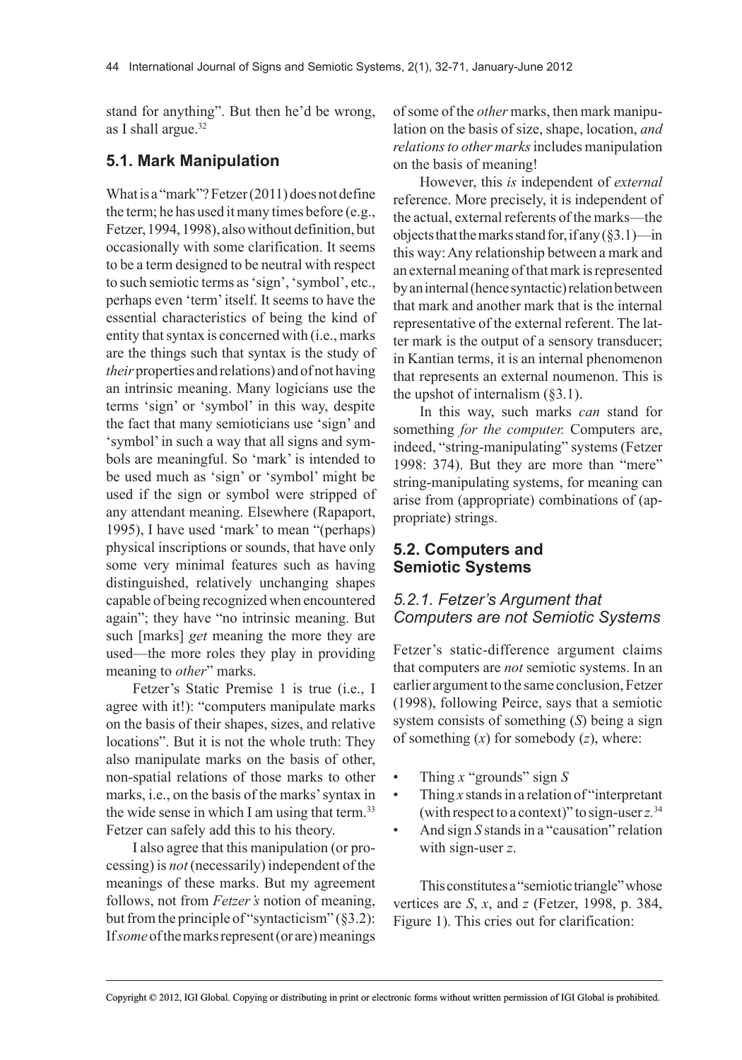stand for anything". But then he'd be wrong, as I shall argue.[32]

## 5.1. Mark Manipulation

What is a "mark"? Fetzer (2011) does not define the term; he has used it many times before (e.g., Fetzer, 1994, 1998), also without definition, but occasionally with some clarification. It seems to be a term designed to be neutral with respect to such semiotic terms as 'sign', 'symbol', etc., perhaps even 'term' itself. It seems to have the essential characteristics of being the kind of entity that syntax is concerned with (i.e., marks are the things such that syntax is the study of *their* properties and relations) and of not having an intrinsic meaning. Many logicians use the terms 'sign' or 'symbol' in this way, despite the fact that many semioticians use 'sign' and 'symbol' in such a way that all signs and symbols are meaningful. So 'mark' is intended to be used much as 'sign' or 'symbol' might be used if the sign or symbol were stripped of any attendant meaning. Elsewhere (Rapaport, 1995), I have used 'mark' to mean "(perhaps) physical inscriptions or sounds, that have only some very minimal features such as having distinguished, relatively unchanging shapes capable of being recognized when encountered again"; they have "no intrinsic meaning. But such [marks] *get* meaning the more they are used—the more roles they play in providing meaning to *other*" marks.

Fetzer's Static Premise 1 is true (i.e., I agree with it!): "computers manipulate marks on the basis of their shapes, sizes, and relative locations". But it is not the whole truth: They also manipulate marks on the basis of other, non-spatial relations of those marks to other marks, i.e., on the basis of the marks' syntax in the wide sense in which I am using that term.[33] Fetzer can safely add this to his theory.

I also agree that this manipulation (or processing) is *not* (necessarily) independent of the meanings of these marks. But my agreement follows, not from *Fetzer's* notion of meaning, but from the principle of "syntacticism" (§3.2): If *some* of the marks represent (or are) meanings of some of the *other* marks, then mark manipulation on the basis of size, shape, location, *and relations to other marks* includes manipulation on the basis of meaning!

However, this *is* independent of *external* reference. More precisely, it is independent of the actual, external referents of the marks—the objects that the marks stand for, if any (§3.1)—in this way: Any relationship between a mark and an external meaning of that mark is represented by an internal (hence syntactic) relation between that mark and another mark that is the internal representative of the external referent. The latter mark is the output of a sensory transducer; in Kantian terms, it is an internal phenomenon that represents an external noumenon. This is the upshot of internalism (§3.1).

In this way, such marks *can* stand for something *for the computer.* Computers are, indeed, "string-manipulating" systems (Fetzer 1998: 374). But they are more than "mere" string-manipulating systems, for meaning can arise from (appropriate) combinations of (appropriate) strings.

## 5.2. Computers and Semiotic Systems

### 5.2.1. Fetzer's Argument that Computers are not Semiotic Systems

Fetzer's static-difference argument claims that computers are *not* semiotic systems. In an earlier argument to the same conclusion, Fetzer (1998), following Peirce, says that a semiotic system consists of something ($S$) being a sign of something ($x$) for somebody ($z$), where:

- Thing $x$ "grounds" sign $S$
- Thing $x$ stands in a relation of "interpretant (with respect to a context)" to sign-user $z$.[34]
- And sign $S$ stands in a "causation" relation with sign-user $z$.

This constitutes a "semiotic triangle" whose vertices are $S$, $x$, and $z$ (Fetzer, 1998, p. 384, Figure 1). This cries out for clarification: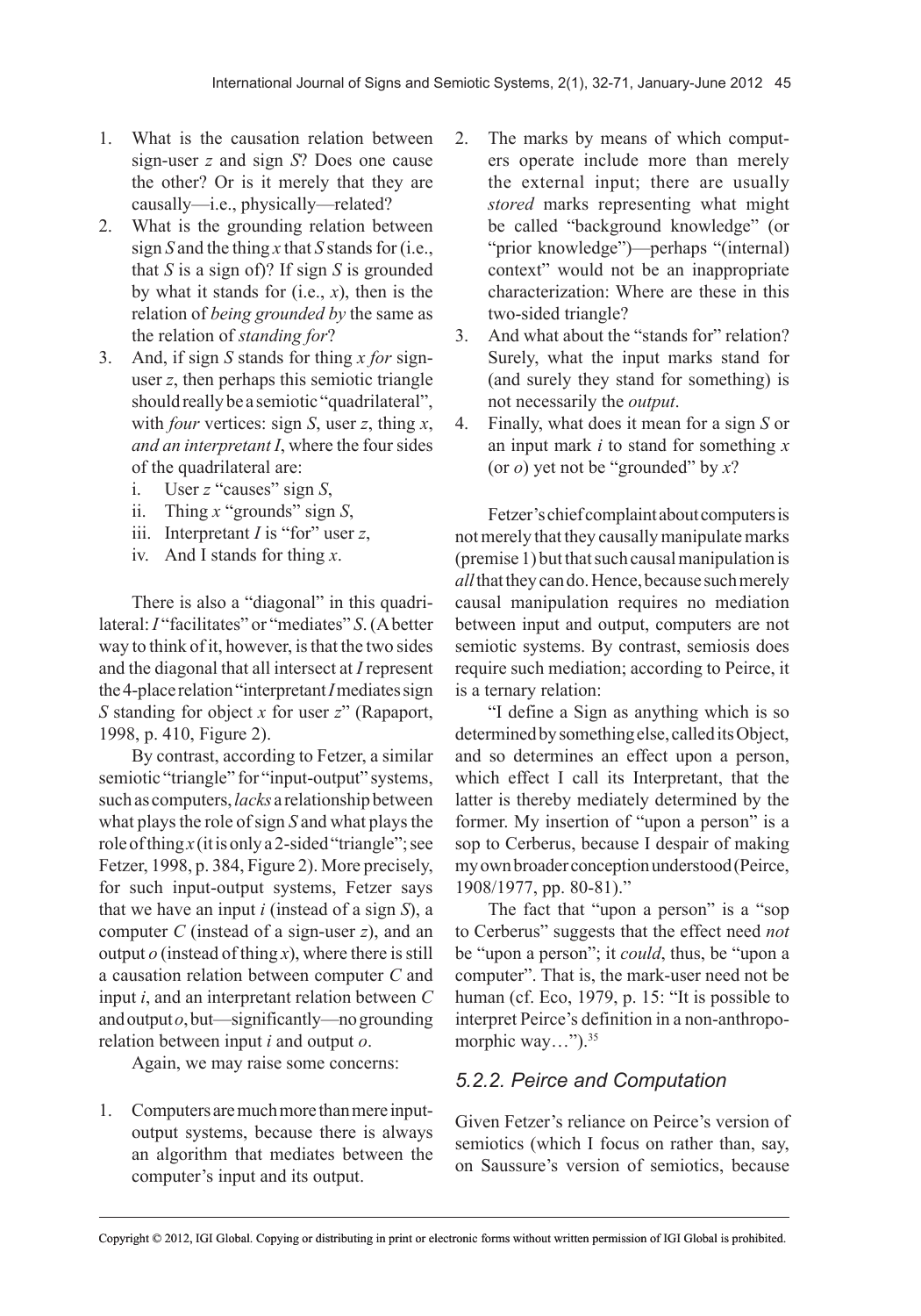1. What is the causation relation between sign-user $z$ and sign $S$? Does one cause the other? Or is it merely that they are causally—i.e., physically—related?
2. What is the grounding relation between sign $S$ and the thing $x$ that $S$ stands for (i.e., that $S$ is a sign of)? If sign $S$ is grounded by what it stands for (i.e., $x$), then is the relation of *being grounded by* the same as the relation of *standing for*?
3. And, if sign $S$ stands for thing $x$ *for* sign-user $z$, then perhaps this semiotic triangle should really be a semiotic "quadrilateral", with *four* vertices: sign $S$, user $z$, thing $x$, *and an interpretant I*, where the four sides of the quadrilateral are:
   i. User $z$ "causes" sign $S$,
   ii. Thing $x$ "grounds" sign $S$,
   iii. Interpretant $I$ is "for" user $z$,
   iv. And I stands for thing $x$.

There is also a "diagonal" in this quadrilateral: $I$ "facilitates" or "mediates" $S$. (A better way to think of it, however, is that the two sides and the diagonal that all intersect at $I$ represent the 4-place relation "interpretant $I$ mediates sign $S$ standing for object $x$ for user $z$" (Rapaport, 1998, p. 410, Figure 2).

By contrast, according to Fetzer, a similar semiotic "triangle" for "input-output" systems, such as computers, *lacks* a relationship between what plays the role of sign $S$ and what plays the role of thing $x$ (it is only a 2-sided "triangle"; see Fetzer, 1998, p. 384, Figure 2). More precisely, for such input-output systems, Fetzer says that we have an input $i$ (instead of a sign $S$), a computer $C$ (instead of a sign-user $z$), and an output $o$ (instead of thing $x$), where there is still a causation relation between computer $C$ and input $i$, and an interpretant relation between $C$ and output $o$, but—significantly—no grounding relation between input $i$ and output $o$.

Again, we may raise some concerns:

1. Computers are much more than mere input-output systems, because there is always an algorithm that mediates between the computer's input and its output.
2. The marks by means of which computers operate include more than merely the external input; there are usually *stored* marks representing what might be called "background knowledge" (or "prior knowledge")—perhaps "(internal) context" would not be an inappropriate characterization: Where are these in this two-sided triangle?
3. And what about the "stands for" relation? Surely, what the input marks stand for (and surely they stand for something) is not necessarily the *output*.
4. Finally, what does it mean for a sign $S$ or an input mark $i$ to stand for something $x$ (or $o$) yet not be "grounded" by $x$?

Fetzer's chief complaint about computers is not merely that they causally manipulate marks (premise 1) but that such causal manipulation is *all* that they can do. Hence, because such merely causal manipulation requires no mediation between input and output, computers are not semiotic systems. By contrast, semiosis does require such mediation; according to Peirce, it is a ternary relation:

"I define a Sign as anything which is so determined by something else, called its Object, and so determines an effect upon a person, which effect I call its Interpretant, that the latter is thereby mediately determined by the former. My insertion of "upon a person" is a sop to Cerberus, because I despair of making my own broader conception understood (Peirce, 1908/1977, pp. 80-81)."

The fact that "upon a person" is a "sop to Cerberus" suggests that the effect need *not* be "upon a person"; it *could*, thus, be "upon a computer". That is, the mark-user need not be human (cf. Eco, 1979, p. 15: "It is possible to interpret Peirce's definition in a non-anthropomorphic way…").[35]

### 5.2.2. Peirce and Computation

Given Fetzer's reliance on Peirce's version of semiotics (which I focus on rather than, say, on Saussure's version of semiotics, because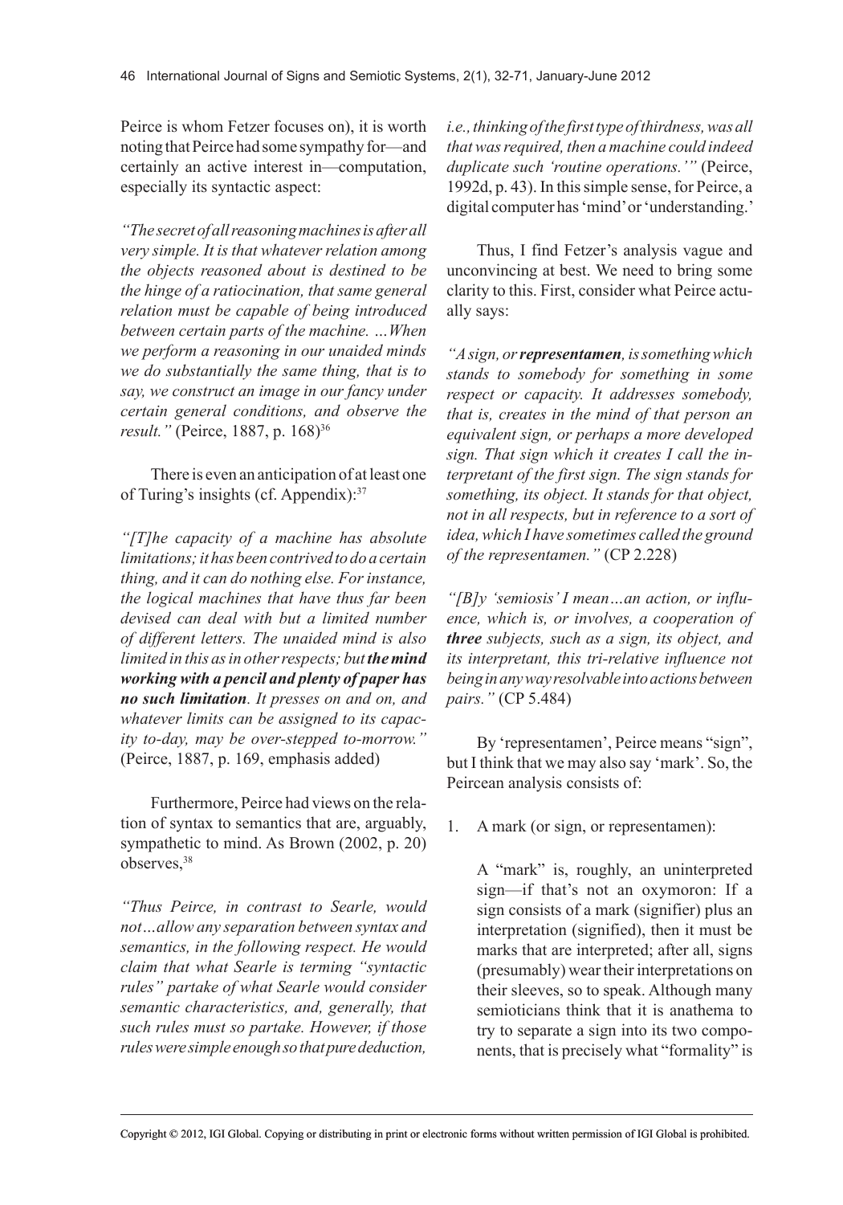Peirce is whom Fetzer focuses on), it is worth noting that Peirce had some sympathy for—and certainly an active interest in—computation, especially its syntactic aspect:

*"The secret of all reasoning machines is after all very simple. It is that whatever relation among the objects reasoned about is destined to be the hinge of a ratiocination, that same general relation must be capable of being introduced between certain parts of the machine. …When we perform a reasoning in our unaided minds we do substantially the same thing, that is to say, we construct an image in our fancy under certain general conditions, and observe the result."* (Peirce, 1887, p. 168)[36]

There is even an anticipation of at least one of Turing's insights (cf. Appendix):[37]

*"[T]he capacity of a machine has absolute limitations; it has been contrived to do a certain thing, and it can do nothing else. For instance, the logical machines that have thus far been devised can deal with but a limited number of different letters. The unaided mind is also limited in this as in other respects; but* ***the mind working with a pencil and plenty of paper has no such limitation****. It presses on and on, and whatever limits can be assigned to its capacity to-day, may be over-stepped to-morrow."* (Peirce, 1887, p. 169, emphasis added)

Furthermore, Peirce had views on the relation of syntax to semantics that are, arguably, sympathetic to mind. As Brown (2002, p. 20) observes,[38]

*"Thus Peirce, in contrast to Searle, would not…allow any separation between syntax and semantics, in the following respect. He would claim that what Searle is terming "syntactic rules" partake of what Searle would consider semantic characteristics, and, generally, that such rules must so partake. However, if those rules were simple enough so that pure deduction, i.e., thinking of the first type of thirdness, was all that was required, then a machine could indeed duplicate such 'routine operations.'"* (Peirce, 1992d, p. 43). In this simple sense, for Peirce, a digital computer has 'mind' or 'understanding.'

Thus, I find Fetzer's analysis vague and unconvincing at best. We need to bring some clarity to this. First, consider what Peirce actually says:

*"A sign, or* ***representamen****, is something which stands to somebody for something in some respect or capacity. It addresses somebody, that is, creates in the mind of that person an equivalent sign, or perhaps a more developed sign. That sign which it creates I call the interpretant of the first sign. The sign stands for something, its object. It stands for that object, not in all respects, but in reference to a sort of idea, which I have sometimes called the ground of the representamen."* (CP 2.228)

*"[B]y 'semiosis' I mean…an action, or influence, which is, or involves, a cooperation of* ***three*** *subjects, such as a sign, its object, and its interpretant, this tri-relative influence not being in any way resolvable into actions between pairs."* (CP 5.484)

By 'representamen', Peirce means "sign", but I think that we may also say 'mark'. So, the Peircean analysis consists of:

1. A mark (or sign, or representamen):

   A "mark" is, roughly, an uninterpreted sign—if that's not an oxymoron: If a sign consists of a mark (signifier) plus an interpretation (signified), then it must be marks that are interpreted; after all, signs (presumably) wear their interpretations on their sleeves, so to speak. Although many semioticians think that it is anathema to try to separate a sign into its two components, that is precisely what "formality" is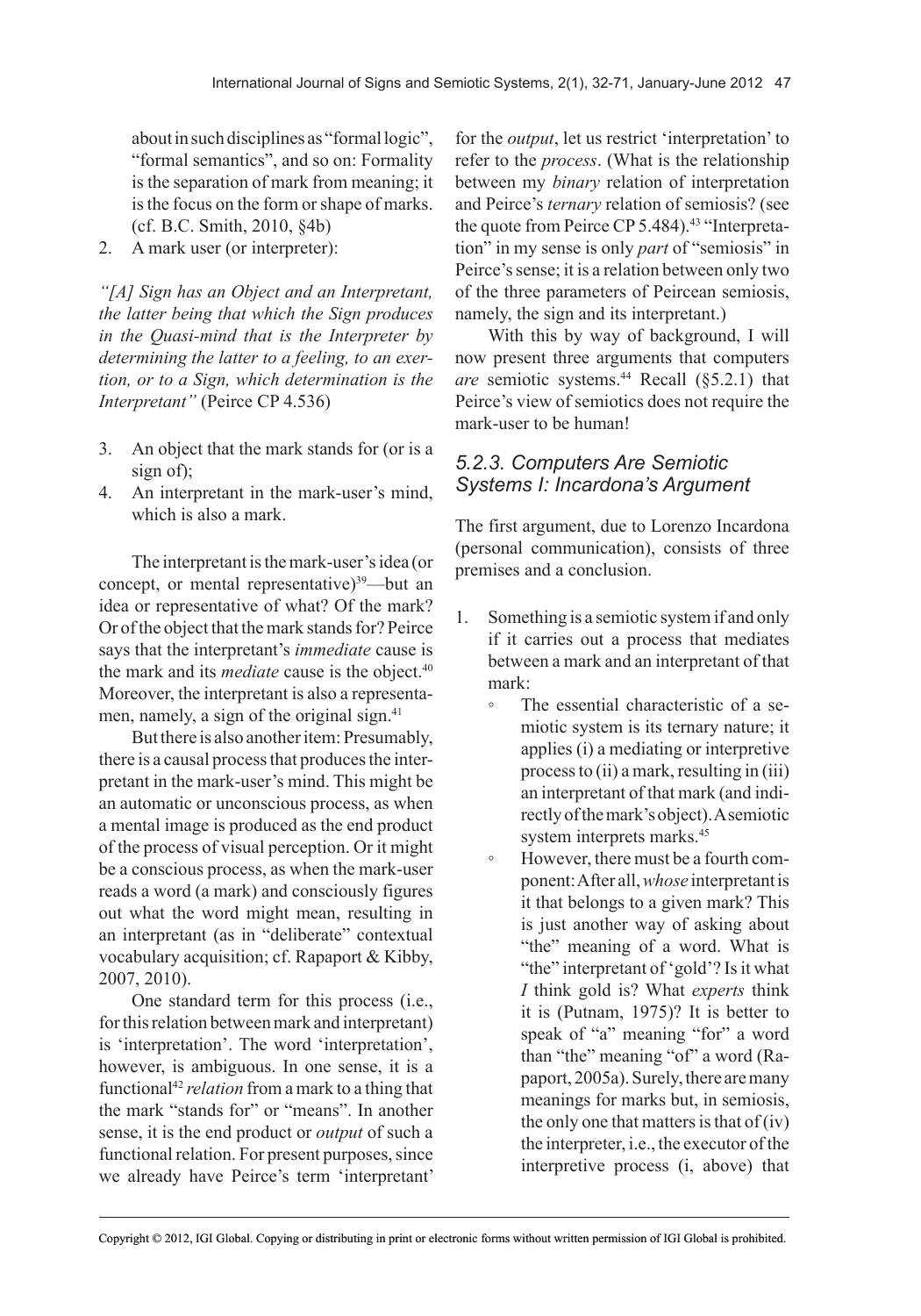about in such disciplines as "formal logic", "formal semantics", and so on: Formality is the separation of mark from meaning; it is the focus on the form or shape of marks. (cf. B.C. Smith, 2010, §4b)

2. A mark user (or interpreter):

*"[A] Sign has an Object and an Interpretant, the latter being that which the Sign produces in the Quasi-mind that is the Interpreter by determining the latter to a feeling, to an exertion, or to a Sign, which determination is the Interpretant"* (Peirce CP 4.536)

3. An object that the mark stands for (or is a sign of);
4. An interpretant in the mark-user's mind, which is also a mark.

The interpretant is the mark-user's idea (or concept, or mental representative)[39]—but an idea or representative of what? Of the mark? Or of the object that the mark stands for? Peirce says that the interpretant's *immediate* cause is the mark and its *mediate* cause is the object.[40] Moreover, the interpretant is also a representamen, namely, a sign of the original sign.[41]

But there is also another item: Presumably, there is a causal process that produces the interpretant in the mark-user's mind. This might be an automatic or unconscious process, as when a mental image is produced as the end product of the process of visual perception. Or it might be a conscious process, as when the mark-user reads a word (a mark) and consciously figures out what the word might mean, resulting in an interpretant (as in "deliberate" contextual vocabulary acquisition; cf. Rapaport & Kibby, 2007, 2010).

One standard term for this process (i.e., for this relation between mark and interpretant) is 'interpretation'. The word 'interpretation', however, is ambiguous. In one sense, it is a functional[42] *relation* from a mark to a thing that the mark "stands for" or "means". In another sense, it is the end product or *output* of such a functional relation. For present purposes, since we already have Peirce's term 'interpretant' for the *output*, let us restrict 'interpretation' to refer to the *process*. (What is the relationship between my *binary* relation of interpretation and Peirce's *ternary* relation of semiosis? (see the quote from Peirce CP 5.484).[43] "Interpretation" in my sense is only *part* of "semiosis" in Peirce's sense; it is a relation between only two of the three parameters of Peircean semiosis, namely, the sign and its interpretant.)

With this by way of background, I will now present three arguments that computers *are* semiotic systems.[44] Recall (§5.2.1) that Peirce's view of semiotics does not require the mark-user to be human!

### 5.2.3. Computers Are Semiotic Systems I: Incardona's Argument

The first argument, due to Lorenzo Incardona (personal communication), consists of three premises and a conclusion.

1. Something is a semiotic system if and only if it carries out a process that mediates between a mark and an interpretant of that mark:
   - The essential characteristic of a semiotic system is its ternary nature; it applies (i) a mediating or interpretive process to (ii) a mark, resulting in (iii) an interpretant of that mark (and indirectly of the mark's object). A semiotic system interprets marks.[45]
   - However, there must be a fourth component: After all, *whose* interpretant is it that belongs to a given mark? This is just another way of asking about "the" meaning of a word. What is "the" interpretant of 'gold'? Is it what *I* think gold is? What *experts* think it is (Putnam, 1975)? It is better to speak of "a" meaning "for" a word than "the" meaning "of" a word (Rapaport, 2005a). Surely, there are many meanings for marks but, in semiosis, the only one that matters is that of (iv) the interpreter, i.e., the executor of the interpretive process (i, above) that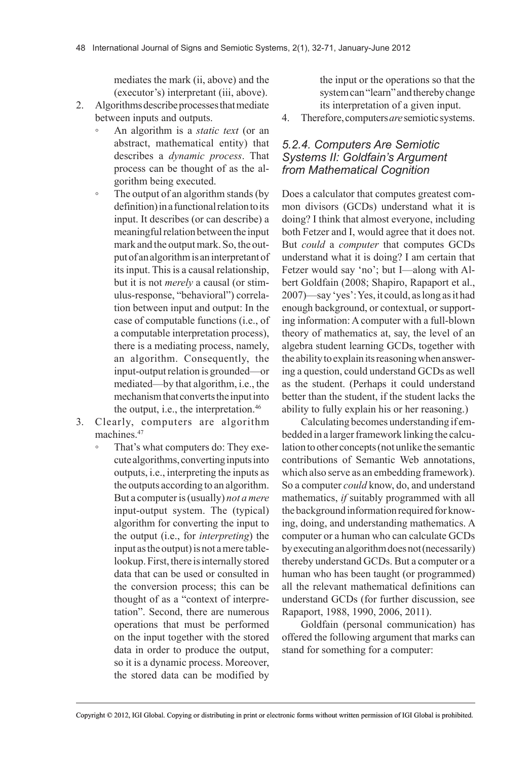mediates the mark (ii, above) and the (executor's) interpretant (iii, above).

2. Algorithms describe processes that mediate between inputs and outputs.
   - An algorithm is a *static text* (or an abstract, mathematical entity) that describes a *dynamic process*. That process can be thought of as the algorithm being executed.
   - The output of an algorithm stands (by definition) in a functional relation to its input. It describes (or can describe) a meaningful relation between the input mark and the output mark. So, the output of an algorithm is an interpretant of its input. This is a causal relationship, but it is not *merely* a causal (or stimulus-response, "behavioral") correlation between input and output: In the case of computable functions (i.e., of a computable interpretation process), there is a mediating process, namely, an algorithm. Consequently, the input-output relation is grounded—or mediated—by that algorithm, i.e., the mechanism that converts the input into the output, i.e., the interpretation.[46]
3. Clearly, computers are algorithm machines.[47]
   - That's what computers do: They execute algorithms, converting inputs into outputs, i.e., interpreting the inputs as the outputs according to an algorithm. But a computer is (usually) *not a mere* input-output system. The (typical) algorithm for converting the input to the output (i.e., for *interpreting*) the input as the output) is not a mere table-lookup. First, there is internally stored data that can be used or consulted in the conversion process; this can be thought of as a "context of interpretation". Second, there are numerous operations that must be performed on the input together with the stored data in order to produce the output, so it is a dynamic process. Moreover, the stored data can be modified by the input or the operations so that the system can "learn" and thereby change its interpretation of a given input.
4. Therefore, computers *are* semiotic systems.

### *5.2.4. Computers Are Semiotic Systems II: Goldfain's Argument from Mathematical Cognition*

Does a calculator that computes greatest common divisors (GCDs) understand what it is doing? I think that almost everyone, including both Fetzer and I, would agree that it does not. But *could* a *computer* that computes GCDs understand what it is doing? I am certain that Fetzer would say 'no'; but I—along with Albert Goldfain (2008; Shapiro, Rapaport et al., 2007)—say 'yes': Yes, it could, as long as it had enough background, or contextual, or supporting information: A computer with a full-blown theory of mathematics at, say, the level of an algebra student learning GCDs, together with the ability to explain its reasoning when answering a question, could understand GCDs as well as the student. (Perhaps it could understand better than the student, if the student lacks the ability to fully explain his or her reasoning.)

Calculating becomes understanding if embedded in a larger framework linking the calculation to other concepts (not unlike the semantic contributions of Semantic Web annotations, which also serve as an embedding framework). So a computer *could* know, do, and understand mathematics, *if* suitably programmed with all the background information required for knowing, doing, and understanding mathematics. A computer or a human who can calculate GCDs by executing an algorithm does not (necessarily) thereby understand GCDs. But a computer or a human who has been taught (or programmed) all the relevant mathematical definitions can understand GCDs (for further discussion, see Rapaport, 1988, 1990, 2006, 2011).

Goldfain (personal communication) has offered the following argument that marks can stand for something for a computer: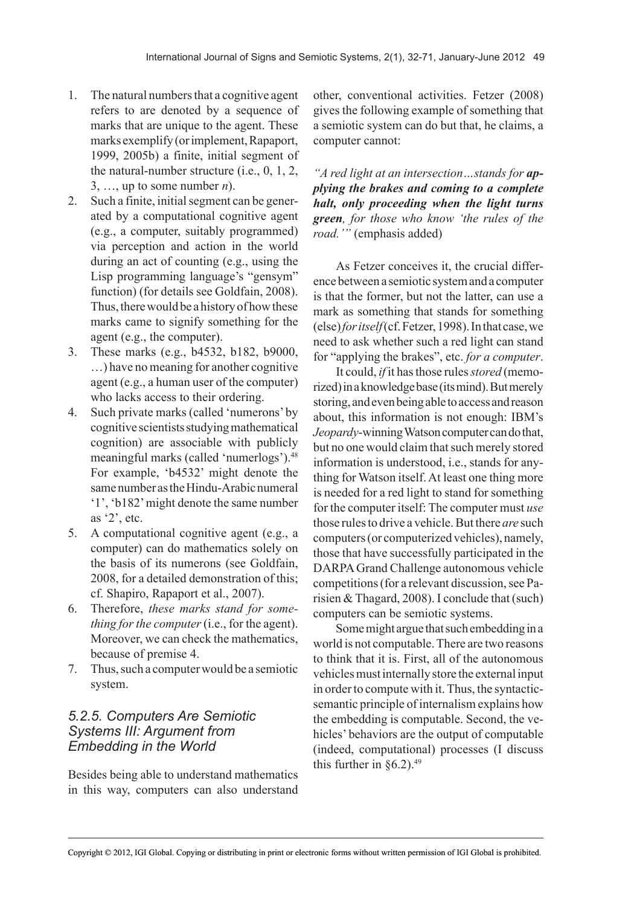1. The natural numbers that a cognitive agent refers to are denoted by a sequence of marks that are unique to the agent. These marks exemplify (or implement, Rapaport, 1999, 2005b) a finite, initial segment of the natural-number structure (i.e., 0, 1, 2, 3, …, up to some number *n*).
2. Such a finite, initial segment can be generated by a computational cognitive agent (e.g., a computer, suitably programmed) via perception and action in the world during an act of counting (e.g., using the Lisp programming language's "gensym" function) (for details see Goldfain, 2008). Thus, there would be a history of how these marks came to signify something for the agent (e.g., the computer).
3. These marks (e.g., b4532, b182, b9000, …) have no meaning for another cognitive agent (e.g., a human user of the computer) who lacks access to their ordering.
4. Such private marks (called 'numerons' by cognitive scientists studying mathematical cognition) are associable with publicly meaningful marks (called 'numerlogs').[48] For example, 'b4532' might denote the same number as the Hindu-Arabic numeral '1', 'b182' might denote the same number as '2', etc.
5. A computational cognitive agent (e.g., a computer) can do mathematics solely on the basis of its numerons (see Goldfain, 2008, for a detailed demonstration of this; cf. Shapiro, Rapaport et al., 2007).
6. Therefore, *these marks stand for something for the computer* (i.e., for the agent). Moreover, we can check the mathematics, because of premise 4.
7. Thus, such a computer would be a semiotic system.

### 5.2.5. Computers Are Semiotic Systems III: Argument from Embedding in the World

Besides being able to understand mathematics in this way, computers can also understand other, conventional activities. Fetzer (2008) gives the following example of something that a semiotic system can do but that, he claims, a computer cannot:

*"A red light at an intersection…stands for **applying the brakes and coming to a complete halt, only proceeding when the light turns green**, for those who know 'the rules of the road.'"* (emphasis added)

As Fetzer conceives it, the crucial difference between a semiotic system and a computer is that the former, but not the latter, can use a mark as something that stands for something (else) *for itself* (cf. Fetzer, 1998). In that case, we need to ask whether such a red light can stand for "applying the brakes", etc. *for a computer*.

It could, *if* it has those rules *stored* (memorized) in a knowledge base (its mind). But merely storing, and even being able to access and reason about, this information is not enough: IBM's *Jeopardy*-winning Watson computer can do that, but no one would claim that such merely stored information is understood, i.e., stands for anything for Watson itself. At least one thing more is needed for a red light to stand for something for the computer itself: The computer must *use* those rules to drive a vehicle. But there *are* such computers (or computerized vehicles), namely, those that have successfully participated in the DARPA Grand Challenge autonomous vehicle competitions (for a relevant discussion, see Parisien & Thagard, 2008). I conclude that (such) computers can be semiotic systems.

Some might argue that such embedding in a world is not computable. There are two reasons to think that it is. First, all of the autonomous vehicles must internally store the external input in order to compute with it. Thus, the syntactic-semantic principle of internalism explains how the embedding is computable. Second, the vehicles' behaviors are the output of computable (indeed, computational) processes (I discuss this further in §6.2).[49]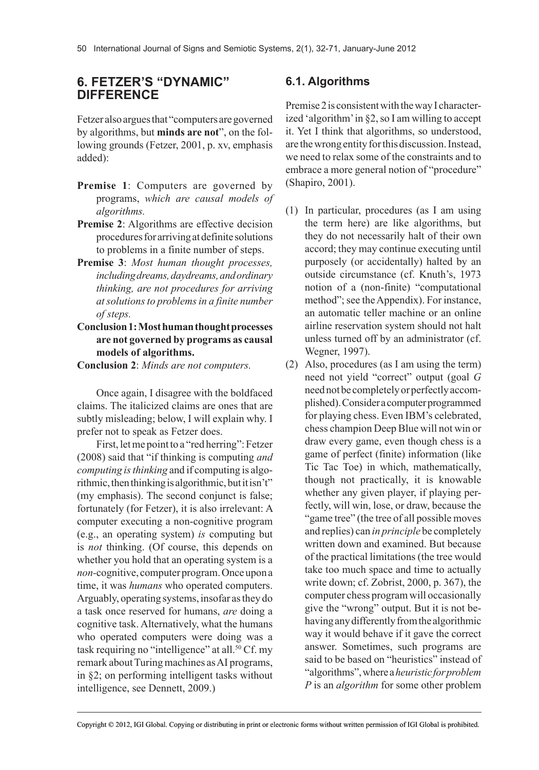## 6. FETZER'S "DYNAMIC" DIFFERENCE

Fetzer also argues that "computers are governed by algorithms, but **minds are not**", on the following grounds (Fetzer, 2001, p. xv, emphasis added):

**Premise 1**: Computers are governed by programs, *which are causal models of algorithms.*

**Premise 2**: Algorithms are effective decision procedures for arriving at definite solutions to problems in a finite number of steps.

**Premise 3**: *Most human thought processes, including dreams, daydreams, and ordinary thinking, are not procedures for arriving at solutions to problems in a finite number of steps.*

**Conclusion 1: Most human thought processes are not governed by programs as causal models of algorithms.**

**Conclusion 2**: *Minds are not computers.*

Once again, I disagree with the boldfaced claims. The italicized claims are ones that are subtly misleading; below, I will explain why. I prefer not to speak as Fetzer does.

First, let me point to a "red herring": Fetzer (2008) said that "if thinking is computing *and computing is thinking* and if computing is algorithmic, then thinking is algorithmic, but it isn't" (my emphasis). The second conjunct is false; fortunately (for Fetzer), it is also irrelevant: A computer executing a non-cognitive program (e.g., an operating system) *is* computing but is *not* thinking. (Of course, this depends on whether you hold that an operating system is a *non*-cognitive, computer program. Once upon a time, it was *humans* who operated computers. Arguably, operating systems, insofar as they do a task once reserved for humans, *are* doing a cognitive task. Alternatively, what the humans who operated computers were doing was a task requiring no "intelligence" at all.[50] Cf. my remark about Turing machines as AI programs, in §2; on performing intelligent tasks without intelligence, see Dennett, 2009.)

### 6.1. Algorithms

Premise 2 is consistent with the way I characterized 'algorithm' in §2, so I am willing to accept it. Yet I think that algorithms, so understood, are the wrong entity for this discussion. Instead, we need to relax some of the constraints and to embrace a more general notion of "procedure" (Shapiro, 2001).

(1) In particular, procedures (as I am using the term here) are like algorithms, but they do not necessarily halt of their own accord; they may continue executing until purposely (or accidentally) halted by an outside circumstance (cf. Knuth's, 1973 notion of a (non-finite) "computational method"; see the Appendix). For instance, an automatic teller machine or an online airline reservation system should not halt unless turned off by an administrator (cf. Wegner, 1997).

(2) Also, procedures (as I am using the term) need not yield "correct" output (goal *G* need not be completely or perfectly accomplished). Consider a computer programmed for playing chess. Even IBM's celebrated, chess champion Deep Blue will not win or draw every game, even though chess is a game of perfect (finite) information (like Tic Tac Toe) in which, mathematically, though not practically, it is knowable whether any given player, if playing perfectly, will win, lose, or draw, because the "game tree" (the tree of all possible moves and replies) can *in principle* be completely written down and examined. But because of the practical limitations (the tree would take too much space and time to actually write down; cf. Zobrist, 2000, p. 367), the computer chess program will occasionally give the "wrong" output. But it is not behaving any differently from the algorithmic way it would behave if it gave the correct answer. Sometimes, such programs are said to be based on "heuristics" instead of "algorithms", where a *heuristic for problem P* is an *algorithm* for some other problem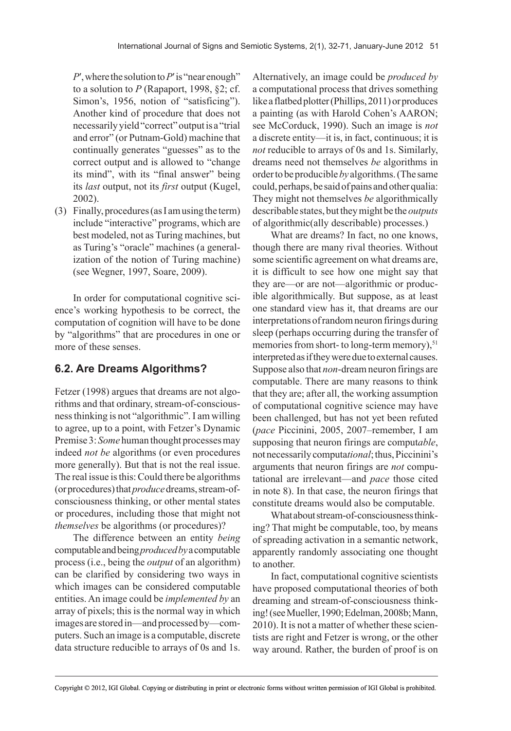$P'$, where the solution to $P'$ is "near enough" to a solution to $P$ (Rapaport, 1998, §2; cf. Simon's, 1956, notion of "satisficing"). Another kind of procedure that does not necessarily yield "correct" output is a "trial and error" (or Putnam-Gold) machine that continually generates "guesses" as to the correct output and is allowed to "change its mind", with its "final answer" being its *last* output, not its *first* output (Kugel, 2002).

(3) Finally, procedures (as I am using the term) include "interactive" programs, which are best modeled, not as Turing machines, but as Turing's "oracle" machines (a generalization of the notion of Turing machine) (see Wegner, 1997, Soare, 2009).

In order for computational cognitive science's working hypothesis to be correct, the computation of cognition will have to be done by "algorithms" that are procedures in one or more of these senses.

## 6.2. Are Dreams Algorithms?

Fetzer (1998) argues that dreams are not algorithms and that ordinary, stream-of-consciousness thinking is not "algorithmic". I am willing to agree, up to a point, with Fetzer's Dynamic Premise 3: *Some* human thought processes may indeed *not be* algorithms (or even procedures more generally). But that is not the real issue. The real issue is this: Could there be algorithms (or procedures) that *produce* dreams, stream-of-consciousness thinking, or other mental states or procedures, including those that might not *themselves* be algorithms (or procedures)?

The difference between an entity *being* computable and being *produced by* a computable process (i.e., being the *output* of an algorithm) can be clarified by considering two ways in which images can be considered computable entities. An image could be *implemented by* an array of pixels; this is the normal way in which images are stored in—and processed by—computers. Such an image is a computable, discrete data structure reducible to arrays of 0s and 1s. Alternatively, an image could be *produced by* a computational process that drives something like a flatbed plotter (Phillips, 2011) or produces a painting (as with Harold Cohen's AARON; see McCorduck, 1990). Such an image is *not* a discrete entity—it is, in fact, continuous; it is *not* reducible to arrays of 0s and 1s. Similarly, dreams need not themselves *be* algorithms in order to be producible *by* algorithms. (The same could, perhaps, be said of pains and other qualia: They might not themselves *be* algorithmically describable states, but they might be the *outputs* of algorithmic(ally describable) processes.)

What are dreams? In fact, no one knows, though there are many rival theories. Without some scientific agreement on what dreams are, it is difficult to see how one might say that they are—or are not—algorithmic or producible algorithmically. But suppose, as at least one standard view has it, that dreams are our interpretations of random neuron firings during sleep (perhaps occurring during the transfer of memories from short- to long-term memory),[51] interpreted as if they were due to external causes. Suppose also that *non*-dream neuron firings are computable. There are many reasons to think that they are; after all, the working assumption of computational cognitive science may have been challenged, but has not yet been refuted (*pace* Piccinini, 2005, 2007–remember, I am supposing that neuron firings are comput*able*, not necessarily computa*tional*; thus, Piccinini's arguments that neuron firings are *not* computational are irrelevant—and *pace* those cited in note 8). In that case, the neuron firings that constitute dreams would also be computable.

What about stream-of-consciousness thinking? That might be computable, too, by means of spreading activation in a semantic network, apparently randomly associating one thought to another.

In fact, computational cognitive scientists have proposed computational theories of both dreaming and stream-of-consciousness thinking! (see Mueller, 1990; Edelman, 2008b; Mann, 2010). It is not a matter of whether these scientists are right and Fetzer is wrong, or the other way around. Rather, the burden of proof is on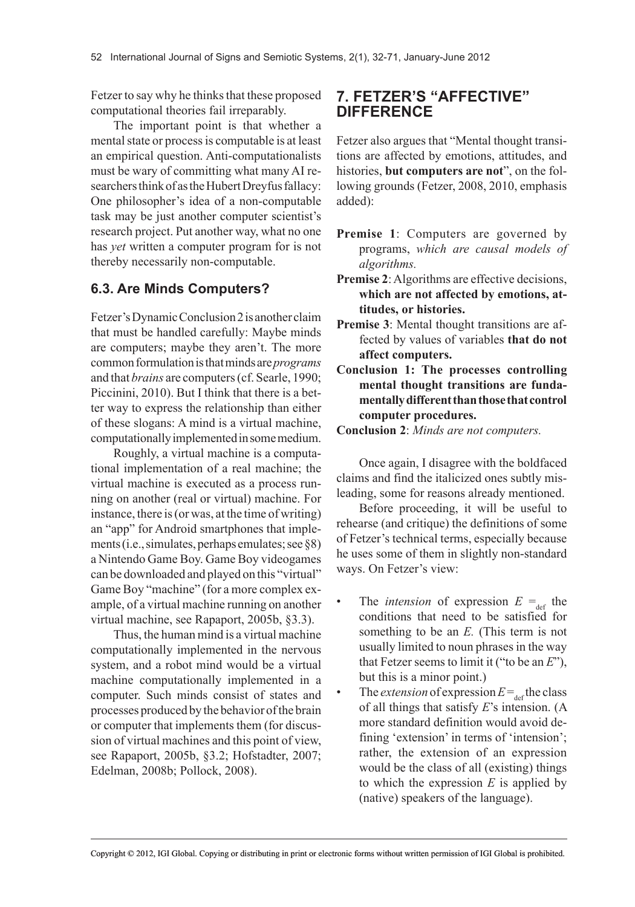Fetzer to say why he thinks that these proposed computational theories fail irreparably.

The important point is that whether a mental state or process is computable is at least an empirical question. Anti-computationalists must be wary of committing what many AI researchers think of as the Hubert Dreyfus fallacy: One philosopher's idea of a non-computable task may be just another computer scientist's research project. Put another way, what no one has *yet* written a computer program for is not thereby necessarily non-computable.

### 6.3. Are Minds Computers?

Fetzer's Dynamic Conclusion 2 is another claim that must be handled carefully: Maybe minds are computers; maybe they aren't. The more common formulation is that minds are *programs* and that *brains* are computers (cf. Searle, 1990; Piccinini, 2010). But I think that there is a better way to express the relationship than either of these slogans: A mind is a virtual machine, computationally implemented in some medium.

Roughly, a virtual machine is a computational implementation of a real machine; the virtual machine is executed as a process running on another (real or virtual) machine. For instance, there is (or was, at the time of writing) an "app" for Android smartphones that implements (i.e., simulates, perhaps emulates; see §8) a Nintendo Game Boy. Game Boy videogames can be downloaded and played on this "virtual" Game Boy "machine" (for a more complex example, of a virtual machine running on another virtual machine, see Rapaport, 2005b, §3.3).

Thus, the human mind is a virtual machine computationally implemented in the nervous system, and a robot mind would be a virtual machine computationally implemented in a computer. Such minds consist of states and processes produced by the behavior of the brain or computer that implements them (for discussion of virtual machines and this point of view, see Rapaport, 2005b, §3.2; Hofstadter, 2007; Edelman, 2008b; Pollock, 2008).

## 7. FETZER'S "AFFECTIVE" DIFFERENCE

Fetzer also argues that "Mental thought transitions are affected by emotions, attitudes, and histories, **but computers are not**", on the following grounds (Fetzer, 2008, 2010, emphasis added):

- **Premise 1**: Computers are governed by programs, *which are causal models of algorithms.*
- **Premise 2**: Algorithms are effective decisions, **which are not affected by emotions, attitudes, or histories.**
- **Premise 3**: Mental thought transitions are affected by values of variables **that do not affect computers.**
- **Conclusion 1: The processes controlling mental thought transitions are fundamentally different than those that control computer procedures.**
- **Conclusion 2**: *Minds are not computers.*

Once again, I disagree with the boldfaced claims and find the italicized ones subtly misleading, some for reasons already mentioned.

Before proceeding, it will be useful to rehearse (and critique) the definitions of some of Fetzer's technical terms, especially because he uses some of them in slightly non-standard ways. On Fetzer's view:

- The *intension* of expression $E =_{\text{def}}$ the conditions that need to be satisfied for something to be an $E$. (This term is not usually limited to noun phrases in the way that Fetzer seems to limit it ("to be an $E$"), but this is a minor point.)
- The *extension* of expression $E =_{\text{def}}$ the class of all things that satisfy $E$'s intension. (A more standard definition would avoid defining 'extension' in terms of 'intension'; rather, the extension of an expression would be the class of all (existing) things to which the expression $E$ is applied by (native) speakers of the language).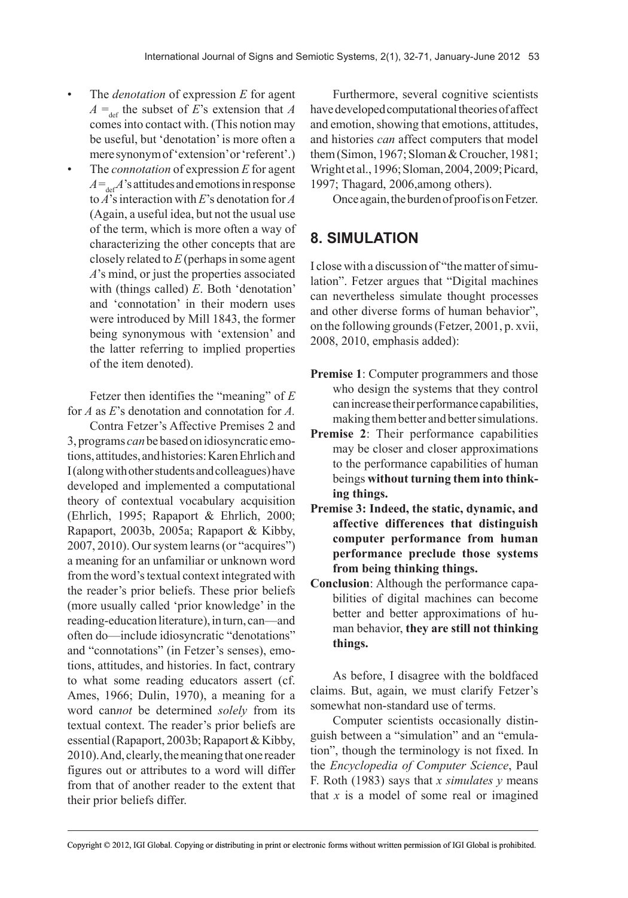- The *denotation* of expression *E* for agent $A =_{\text{def}}$ the subset of *E*'s extension that *A* comes into contact with. (This notion may be useful, but 'denotation' is more often a mere synonym of 'extension' or 'referent'.)
- The *connotation* of expression *E* for agent $A =_{\text{def}} A$'s attitudes and emotions in response to *A*'s interaction with *E*'s denotation for *A* (Again, a useful idea, but not the usual use of the term, which is more often a way of characterizing the other concepts that are closely related to *E* (perhaps in some agent *A*'s mind, or just the properties associated with (things called) *E*. Both 'denotation' and 'connotation' in their modern uses were introduced by Mill 1843, the former being synonymous with 'extension' and the latter referring to implied properties of the item denoted).

Fetzer then identifies the "meaning" of *E* for *A* as *E*'s denotation and connotation for *A*.

Contra Fetzer's Affective Premises 2 and 3, programs *can* be based on idiosyncratic emotions, attitudes, and histories: Karen Ehrlich and I (along with other students and colleagues) have developed and implemented a computational theory of contextual vocabulary acquisition (Ehrlich, 1995; Rapaport & Ehrlich, 2000; Rapaport, 2003b, 2005a; Rapaport & Kibby, 2007, 2010). Our system learns (or "acquires") a meaning for an unfamiliar or unknown word from the word's textual context integrated with the reader's prior beliefs. These prior beliefs (more usually called 'prior knowledge' in the reading-education literature), in turn, can—and often do—include idiosyncratic "denotations" and "connotations" (in Fetzer's senses), emotions, attitudes, and histories. In fact, contrary to what some reading educators assert (cf. Ames, 1966; Dulin, 1970), a meaning for a word can*not* be determined *solely* from its textual context. The reader's prior beliefs are essential (Rapaport, 2003b; Rapaport & Kibby, 2010). And, clearly, the meaning that one reader figures out or attributes to a word will differ from that of another reader to the extent that their prior beliefs differ.

Furthermore, several cognitive scientists have developed computational theories of affect and emotion, showing that emotions, attitudes, and histories *can* affect computers that model them (Simon, 1967; Sloman & Croucher, 1981; Wright et al., 1996; Sloman, 2004, 2009; Picard, 1997; Thagard, 2006, among others).

Once again, the burden of proof is on Fetzer.

## 8. SIMULATION

I close with a discussion of "the matter of simulation". Fetzer argues that "Digital machines can nevertheless simulate thought processes and other diverse forms of human behavior", on the following grounds (Fetzer, 2001, p. xvii, 2008, 2010, emphasis added):

**Premise 1**: Computer programmers and those who design the systems that they control can increase their performance capabilities, making them better and better simulations.

**Premise 2**: Their performance capabilities may be closer and closer approximations to the performance capabilities of human beings **without turning them into thinking things.**

**Premise 3: Indeed, the static, dynamic, and affective differences that distinguish computer performance from human performance preclude those systems from being thinking things.**

**Conclusion**: Although the performance capabilities of digital machines can become better and better approximations of human behavior, **they are still not thinking things.**

As before, I disagree with the boldfaced claims. But, again, we must clarify Fetzer's somewhat non-standard use of terms.

Computer scientists occasionally distinguish between a "simulation" and an "emulation", though the terminology is not fixed. In the *Encyclopedia of Computer Science*, Paul F. Roth (1983) says that *x simulates y* means that *x* is a model of some real or imagined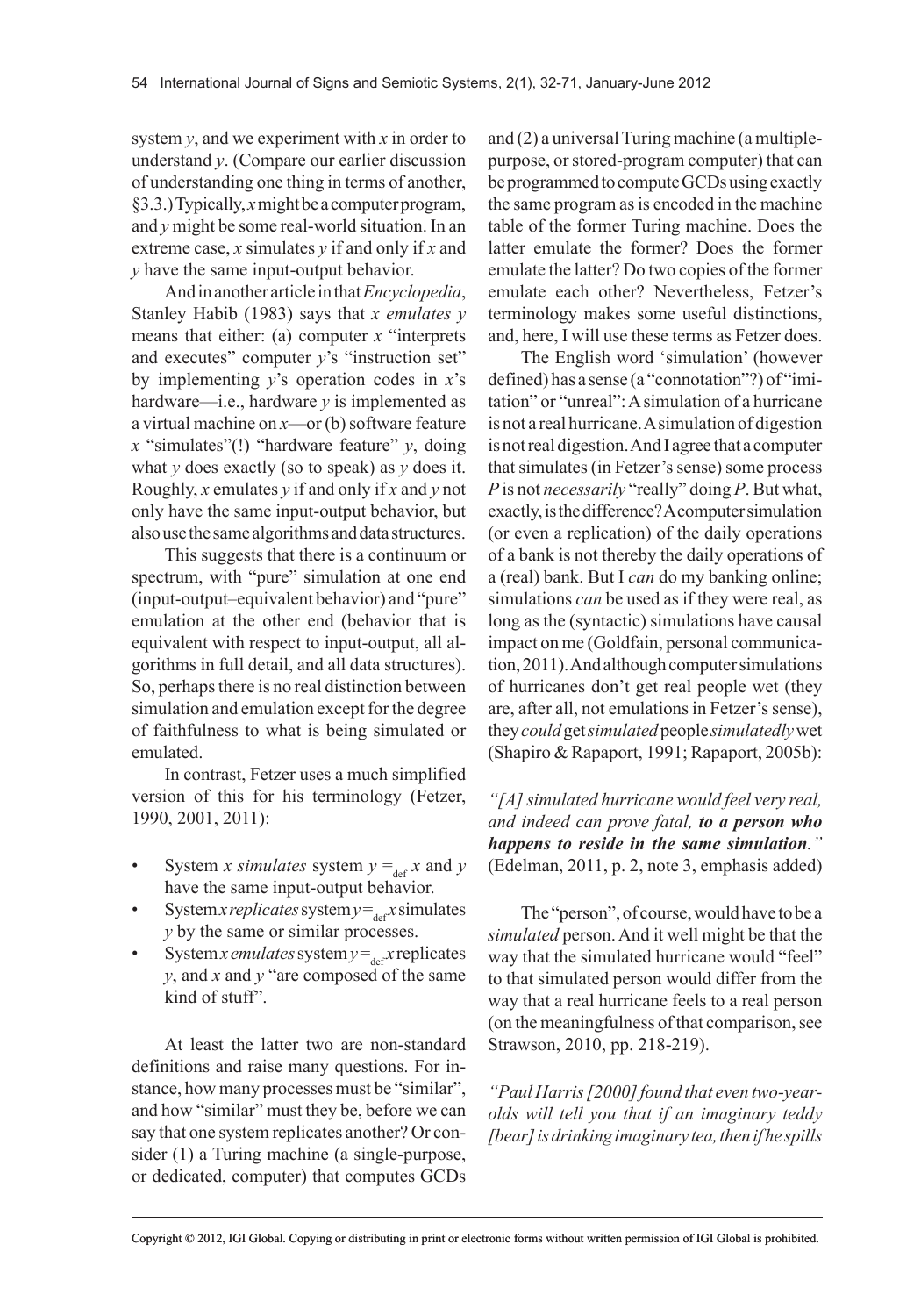system $y$, and we experiment with $x$ in order to understand $y$. (Compare our earlier discussion of understanding one thing in terms of another, §3.3.) Typically, $x$ might be a computer program, and $y$ might be some real-world situation. In an extreme case, $x$ simulates $y$ if and only if $x$ and $y$ have the same input-output behavior.

And in another article in that *Encyclopedia*, Stanley Habib (1983) says that *x emulates y* means that either: (a) computer $x$ "interprets and executes" computer $y$'s "instruction set" by implementing $y$'s operation codes in $x$'s hardware—i.e., hardware $y$ is implemented as a virtual machine on $x$—or (b) software feature $x$ "simulates"(!) "hardware feature" $y$, doing what $y$ does exactly (so to speak) as $y$ does it. Roughly, $x$ emulates $y$ if and only if $x$ and $y$ not only have the same input-output behavior, but also use the same algorithms and data structures.

This suggests that there is a continuum or spectrum, with "pure" simulation at one end (input-output–equivalent behavior) and "pure" emulation at the other end (behavior that is equivalent with respect to input-output, all algorithms in full detail, and all data structures). So, perhaps there is no real distinction between simulation and emulation except for the degree of faithfulness to what is being simulated or emulated.

In contrast, Fetzer uses a much simplified version of this for his terminology (Fetzer, 1990, 2001, 2011):

- System $x$ *simulates* system $y =_{def} x$ and $y$ have the same input-output behavior.
- System $x$ *replicates* system $y =_{def} x$ simulates $y$ by the same or similar processes.
- System $x$ *emulates* system $y =_{def} x$ replicates $y$, and $x$ and $y$ "are composed of the same kind of stuff".

At least the latter two are non-standard definitions and raise many questions. For instance, how many processes must be "similar", and how "similar" must they be, before we can say that one system replicates another? Or consider (1) a Turing machine (a single-purpose, or dedicated, computer) that computes GCDs and (2) a universal Turing machine (a multiple-purpose, or stored-program computer) that can be programmed to compute GCDs using exactly the same program as is encoded in the machine table of the former Turing machine. Does the latter emulate the former? Does the former emulate the latter? Do two copies of the former emulate each other? Nevertheless, Fetzer's terminology makes some useful distinctions, and, here, I will use these terms as Fetzer does.

The English word 'simulation' (however defined) has a sense (a "connotation"?) of "imitation" or "unreal": A simulation of a hurricane is not a real hurricane. A simulation of digestion is not real digestion. And I agree that a computer that simulates (in Fetzer's sense) some process $P$ is not *necessarily* "really" doing $P$. But what, exactly, is the difference? A computer simulation (or even a replication) of the daily operations of a bank is not thereby the daily operations of a (real) bank. But I *can* do my banking online; simulations *can* be used as if they were real, as long as the (syntactic) simulations have causal impact on me (Goldfain, personal communication, 2011). And although computer simulations of hurricanes don't get real people wet (they are, after all, not emulations in Fetzer's sense), they *could* get *simulated* people *simulatedly* wet (Shapiro & Rapaport, 1991; Rapaport, 2005b):

*"[A] simulated hurricane would feel very real, and indeed can prove fatal,* ***to a person who happens to reside in the same simulation****."* (Edelman, 2011, p. 2, note 3, emphasis added)

The "person", of course, would have to be a *simulated* person. And it well might be that the way that the simulated hurricane would "feel" to that simulated person would differ from the way that a real hurricane feels to a real person (on the meaningfulness of that comparison, see Strawson, 2010, pp. 218-219).

*"Paul Harris [2000] found that even two-year-olds will tell you that if an imaginary teddy [bear] is drinking imaginary tea, then if he spills*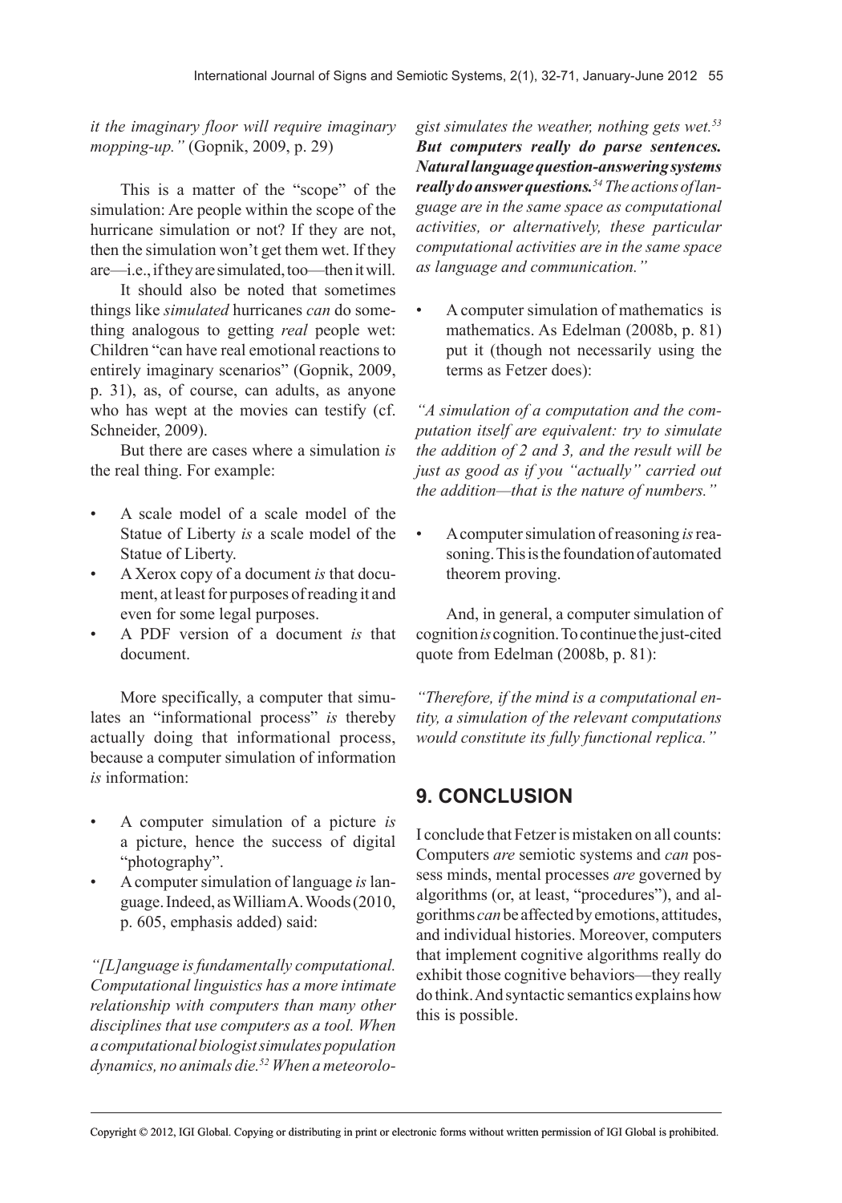*it the imaginary floor will require imaginary mopping-up."* (Gopnik, 2009, p. 29)

This is a matter of the "scope" of the simulation: Are people within the scope of the hurricane simulation or not? If they are not, then the simulation won't get them wet. If they are—i.e., if they are simulated, too—then it will.

It should also be noted that sometimes things like *simulated* hurricanes *can* do something analogous to getting *real* people wet: Children "can have real emotional reactions to entirely imaginary scenarios" (Gopnik, 2009, p. 31), as, of course, can adults, as anyone who has wept at the movies can testify (cf. Schneider, 2009).

But there are cases where a simulation *is* the real thing. For example:

- A scale model of a scale model of the Statue of Liberty *is* a scale model of the Statue of Liberty.
- A Xerox copy of a document *is* that document, at least for purposes of reading it and even for some legal purposes.
- A PDF version of a document *is* that document.

More specifically, a computer that simulates an "informational process" *is* thereby actually doing that informational process, because a computer simulation of information *is* information:

- A computer simulation of a picture *is* a picture, hence the success of digital "photography".
- A computer simulation of language *is* language. Indeed, as William A. Woods (2010, p. 605, emphasis added) said:

*"[L]anguage is fundamentally computational. Computational linguistics has a more intimate relationship with computers than many other disciplines that use computers as a tool. When a computational biologist simulates population dynamics, no animals die.*[52] *When a meteorologist simulates the weather, nothing gets wet.*[53] ***But computers really do parse sentences. Natural language question-answering systems really do answer questions.***[54] *The actions of language are in the same space as computational activities, or alternatively, these particular computational activities are in the same space as language and communication."*

- A computer simulation of mathematics is mathematics. As Edelman (2008b, p. 81) put it (though not necessarily using the terms as Fetzer does):

*"A simulation of a computation and the computation itself are equivalent: try to simulate the addition of 2 and 3, and the result will be just as good as if you "actually" carried out the addition—that is the nature of numbers."*

- A computer simulation of reasoning *is* reasoning. This is the foundation of automated theorem proving.

And, in general, a computer simulation of cognition *is* cognition. To continue the just-cited quote from Edelman (2008b, p. 81):

*"Therefore, if the mind is a computational entity, a simulation of the relevant computations would constitute its fully functional replica."*

## 9. CONCLUSION

I conclude that Fetzer is mistaken on all counts: Computers *are* semiotic systems and *can* possess minds, mental processes *are* governed by algorithms (or, at least, "procedures"), and algorithms *can* be affected by emotions, attitudes, and individual histories. Moreover, computers that implement cognitive algorithms really do exhibit those cognitive behaviors—they really do think. And syntactic semantics explains how this is possible.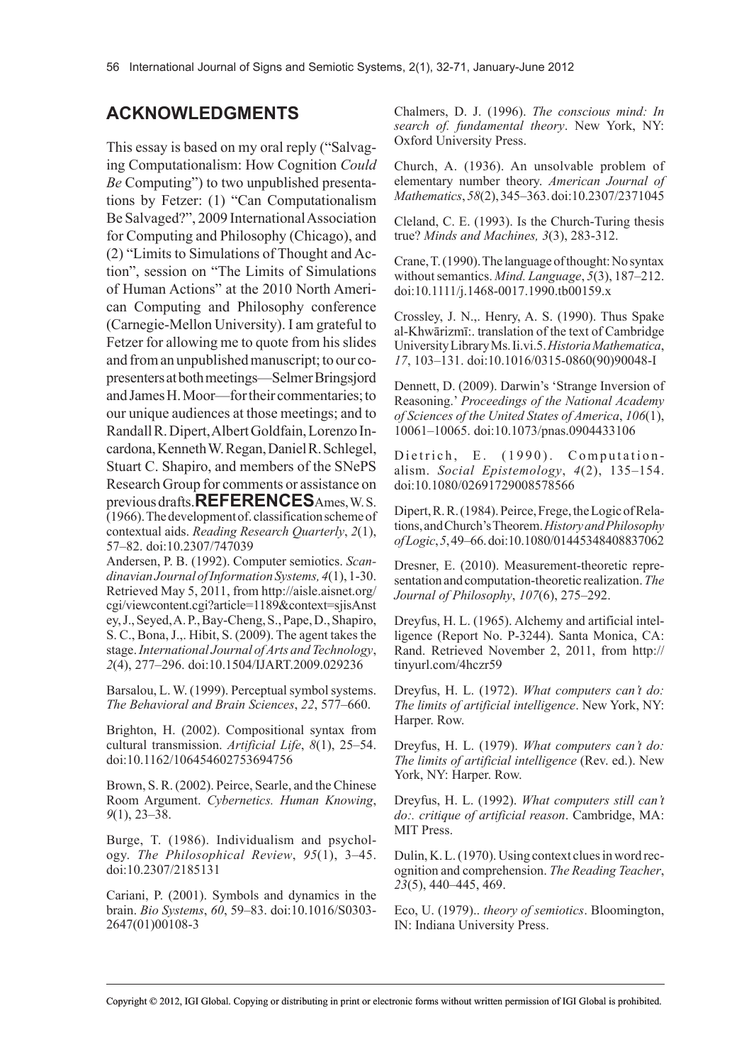## ACKNOWLEDGMENTS

This essay is based on my oral reply ("Salvaging Computationalism: How Cognition *Could Be* Computing") to two unpublished presentations by Fetzer: (1) "Can Computationalism Be Salvaged?", 2009 International Association for Computing and Philosophy (Chicago), and (2) "Limits to Simulations of Thought and Action", session on "The Limits of Simulations of Human Actions" at the 2010 North American Computing and Philosophy conference (Carnegie-Mellon University). I am grateful to Fetzer for allowing me to quote from his slides and from an unpublished manuscript; to our copresenters at both meetings—Selmer Bringsjord and James H. Moor—for their commentaries; to our unique audiences at those meetings; and to Randall R. Dipert, Albert Goldfain, Lorenzo Incardona, Kenneth W. Regan, Daniel R. Schlegel, Stuart C. Shapiro, and members of the SNePS Research Group for comments or assistance on previous drafts.

## REFERENCES

Ames, W. S. (1966). The development of. classification scheme of contextual aids. *Reading Research Quarterly*, *2*(1), 57–82. doi:10.2307/747039

Andersen, P. B. (1992). Computer semiotics. *Scandinavian Journal of Information Systems, 4*(1), 1-30. Retrieved May 5, 2011, from http://aisle.aisnet.org/cgi/viewcontent.cgi?article=1189&context=sjisAnstey, J., Seyed, A. P., Bay-Cheng, S., Pape, D., Shapiro, S. C., Bona, J.,. Hibit, S. (2009). The agent takes the stage. *International Journal of Arts and Technology*, *2*(4), 277–296. doi:10.1504/IJART.2009.029236

Barsalou, L. W. (1999). Perceptual symbol systems. *The Behavioral and Brain Sciences*, *22*, 577–660.

Brighton, H. (2002). Compositional syntax from cultural transmission. *Artificial Life*, *8*(1), 25–54. doi:10.1162/106454602753694756

Brown, S. R. (2002). Peirce, Searle, and the Chinese Room Argument. *Cybernetics. Human Knowing*, *9*(1), 23–38.

Burge, T. (1986). Individualism and psychology. *The Philosophical Review*, *95*(1), 3–45. doi:10.2307/2185131

Cariani, P. (2001). Symbols and dynamics in the brain. *Bio Systems*, *60*, 59–83. doi:10.1016/S0303-2647(01)00108-3

Chalmers, D. J. (1996). *The conscious mind: In search of. fundamental theory*. New York, NY: Oxford University Press.

Church, A. (1936). An unsolvable problem of elementary number theory. *American Journal of Mathematics*, *58*(2), 345–363. doi:10.2307/2371045

Cleland, C. E. (1993). Is the Church-Turing thesis true? *Minds and Machines, 3*(3), 283-312.

Crane, T. (1990). The language of thought: No syntax without semantics. *Mind. Language*, *5*(3), 187–212. doi:10.1111/j.1468-0017.1990.tb00159.x

Crossley, J. N.,. Henry, A. S. (1990). Thus Spake al-Khwārizmī:. translation of the text of Cambridge University Library Ms. Ii.vi.5. *Historia Mathematica*, *17*, 103–131. doi:10.1016/0315-0860(90)90048-I

Dennett, D. (2009). Darwin's 'Strange Inversion of Reasoning.' *Proceedings of the National Academy of Sciences of the United States of America*, *106*(1), 10061–10065. doi:10.1073/pnas.0904433106

Dietrich, E. (1990). Computationalism. *Social Epistemology*, *4*(2), 135–154. doi:10.1080/02691729008578566

Dipert, R. R. (1984). Peirce, Frege, the Logic of Relations, and Church's Theorem. *History and Philosophy of Logic*, *5*, 49–66. doi:10.1080/01445348408837062

Dresner, E. (2010). Measurement-theoretic representation and computation-theoretic realization. *The Journal of Philosophy*, *107*(6), 275–292.

Dreyfus, H. L. (1965). Alchemy and artificial intelligence (Report No. P-3244). Santa Monica, CA: Rand. Retrieved November 2, 2011, from http://tinyurl.com/4hczr59

Dreyfus, H. L. (1972). *What computers can't do: The limits of artificial intelligence*. New York, NY: Harper. Row.

Dreyfus, H. L. (1979). *What computers can't do: The limits of artificial intelligence* (Rev. ed.). New York, NY: Harper. Row.

Dreyfus, H. L. (1992). *What computers still can't do:. critique of artificial reason*. Cambridge, MA: MIT Press.

Dulin, K. L. (1970). Using context clues in word recognition and comprehension. *The Reading Teacher*, *23*(5), 440–445, 469.

Eco, U. (1979).. *theory of semiotics*. Bloomington, IN: Indiana University Press.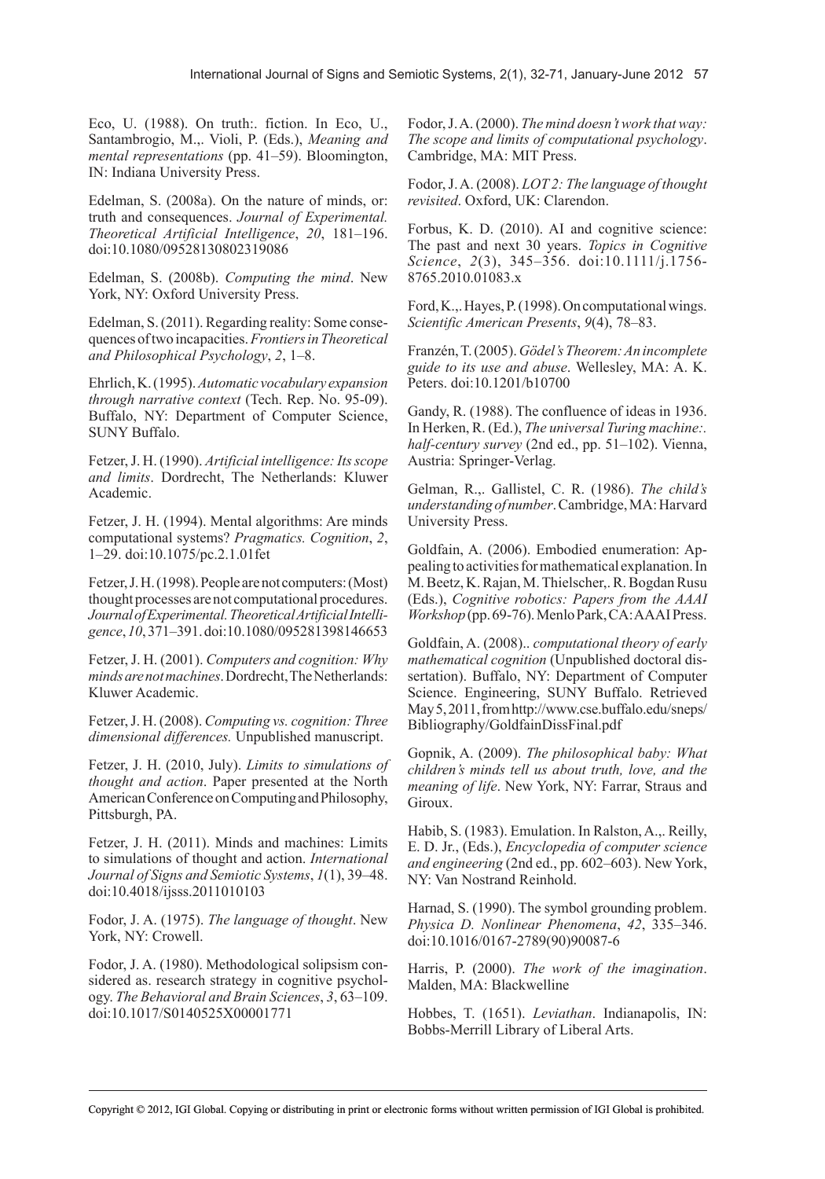Eco, U. (1988). On truth:. fiction. In Eco, U., Santambrogio, M.,. Violi, P. (Eds.), *Meaning and mental representations* (pp. 41–59). Bloomington, IN: Indiana University Press.

Edelman, S. (2008a). On the nature of minds, or: truth and consequences. *Journal of Experimental. Theoretical Artificial Intelligence*, *20*, 181–196. doi:10.1080/09528130802319086

Edelman, S. (2008b). *Computing the mind*. New York, NY: Oxford University Press.

Edelman, S. (2011). Regarding reality: Some consequences of two incapacities. *Frontiers in Theoretical and Philosophical Psychology*, *2*, 1–8.

Ehrlich, K. (1995). *Automatic vocabulary expansion through narrative context* (Tech. Rep. No. 95-09). Buffalo, NY: Department of Computer Science, SUNY Buffalo.

Fetzer, J. H. (1990). *Artificial intelligence: Its scope and limits*. Dordrecht, The Netherlands: Kluwer Academic.

Fetzer, J. H. (1994). Mental algorithms: Are minds computational systems? *Pragmatics. Cognition*, *2*, 1–29. doi:10.1075/pc.2.1.01fet

Fetzer, J. H. (1998). People are not computers: (Most) thought processes are not computational procedures. *Journal of Experimental. Theoretical Artificial Intelligence*, *10*, 371–391. doi:10.1080/095281398146653

Fetzer, J. H. (2001). *Computers and cognition: Why minds are not machines*. Dordrecht, The Netherlands: Kluwer Academic.

Fetzer, J. H. (2008). *Computing vs. cognition: Three dimensional differences.* Unpublished manuscript.

Fetzer, J. H. (2010, July). *Limits to simulations of thought and action*. Paper presented at the North American Conference on Computing and Philosophy, Pittsburgh, PA.

Fetzer, J. H. (2011). Minds and machines: Limits to simulations of thought and action. *International Journal of Signs and Semiotic Systems*, *1*(1), 39–48. doi:10.4018/ijsss.2011010103

Fodor, J. A. (1975). *The language of thought*. New York, NY: Crowell.

Fodor, J. A. (1980). Methodological solipsism considered as. research strategy in cognitive psychology. *The Behavioral and Brain Sciences*, *3*, 63–109. doi:10.1017/S0140525X00001771

Fodor, J. A. (2000). *The mind doesn't work that way: The scope and limits of computational psychology*. Cambridge, MA: MIT Press.

Fodor, J. A. (2008). *LOT 2: The language of thought revisited*. Oxford, UK: Clarendon.

Forbus, K. D. (2010). AI and cognitive science: The past and next 30 years. *Topics in Cognitive Science*, *2*(3), 345–356. doi:10.1111/j.1756-8765.2010.01083.x

Ford, K.,. Hayes, P. (1998). On computational wings. *Scientific American Presents*, *9*(4), 78–83.

Franzén, T. (2005). *Gödel's Theorem: An incomplete guide to its use and abuse*. Wellesley, MA: A. K. Peters. doi:10.1201/b10700

Gandy, R. (1988). The confluence of ideas in 1936. In Herken, R. (Ed.), *The universal Turing machine:. half-century survey* (2nd ed., pp. 51–102). Vienna, Austria: Springer-Verlag.

Gelman, R.,. Gallistel, C. R. (1986). *The child's understanding of number*. Cambridge, MA: Harvard University Press.

Goldfain, A. (2006). Embodied enumeration: Appealing to activities for mathematical explanation. In M. Beetz, K. Rajan, M. Thielscher,. R. Bogdan Rusu (Eds.), *Cognitive robotics: Papers from the AAAI Workshop* (pp. 69-76). Menlo Park, CA: AAAI Press.

Goldfain, A. (2008).. *computational theory of early mathematical cognition* (Unpublished doctoral dissertation). Buffalo, NY: Department of Computer Science. Engineering, SUNY Buffalo. Retrieved May 5, 2011, from http://www.cse.buffalo.edu/sneps/Bibliography/GoldfainDissFinal.pdf

Gopnik, A. (2009). *The philosophical baby: What children's minds tell us about truth, love, and the meaning of life*. New York, NY: Farrar, Straus and Giroux.

Habib, S. (1983). Emulation. In Ralston, A.,. Reilly, E. D. Jr., (Eds.), *Encyclopedia of computer science and engineering* (2nd ed., pp. 602–603). New York, NY: Van Nostrand Reinhold.

Harnad, S. (1990). The symbol grounding problem. *Physica D. Nonlinear Phenomena*, *42*, 335–346. doi:10.1016/0167-2789(90)90087-6

Harris, P. (2000). *The work of the imagination*. Malden, MA: Blackwelline

Hobbes, T. (1651). *Leviathan*. Indianapolis, IN: Bobbs-Merrill Library of Liberal Arts.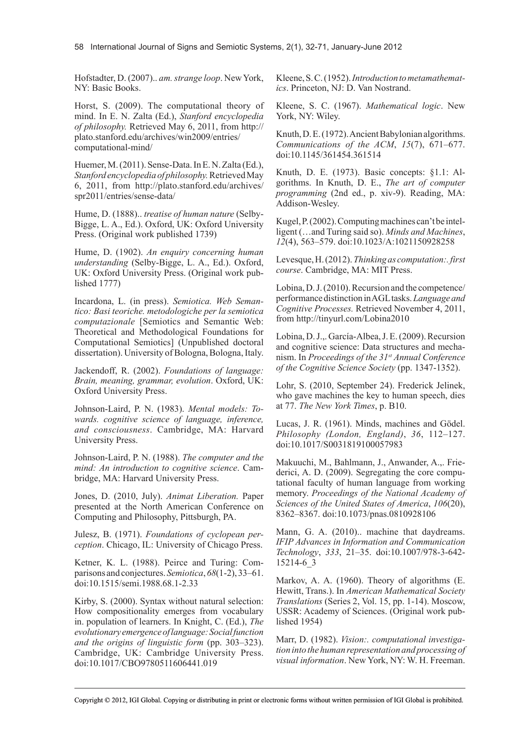Hofstadter, D. (2007).. *am. strange loop*. New York, NY: Basic Books.

Horst, S. (2009). The computational theory of mind. In E. N. Zalta (Ed.), *Stanford encyclopedia of philosophy.* Retrieved May 6, 2011, from http://plato.stanford.edu/archives/win2009/entries/computational-mind/

Huemer, M. (2011). Sense-Data. In E. N. Zalta (Ed.), *Stanford encyclopedia of philosophy.* Retrieved May 6, 2011, from http://plato.stanford.edu/archives/spr2011/entries/sense-data/

Hume, D. (1888).. *treatise of human nature* (Selby-Bigge, L. A., Ed.). Oxford, UK: Oxford University Press. (Original work published 1739)

Hume, D. (1902). *An enquiry concerning human understanding* (Selby-Bigge, L. A., Ed.). Oxford, UK: Oxford University Press. (Original work published 1777)

Incardona, L. (in press). *Semiotica. Web Semantico: Basi teoriche. metodologiche per la semiotica computazionale* [Semiotics and Semantic Web: Theoretical and Methodological Foundations for Computational Semiotics] (Unpublished doctoral dissertation). University of Bologna, Bologna, Italy.

Jackendoff, R. (2002). *Foundations of language: Brain, meaning, grammar, evolution*. Oxford, UK: Oxford University Press.

Johnson-Laird, P. N. (1983). *Mental models: Towards. cognitive science of language, inference, and consciousness*. Cambridge, MA: Harvard University Press.

Johnson-Laird, P. N. (1988). *The computer and the mind: An introduction to cognitive science*. Cambridge, MA: Harvard University Press.

Jones, D. (2010, July). *Animat Liberation.* Paper presented at the North American Conference on Computing and Philosophy, Pittsburgh, PA.

Julesz, B. (1971). *Foundations of cyclopean perception*. Chicago, IL: University of Chicago Press.

Ketner, K. L. (1988). Peirce and Turing: Comparisons and conjectures. *Semiotica*, *68*(1-2), 33–61. doi:10.1515/semi.1988.68.1-2.33

Kirby, S. (2000). Syntax without natural selection: How compositionality emerges from vocabulary in. population of learners. In Knight, C. (Ed.), *The evolutionary emergence of language: Social function and the origins of linguistic form* (pp. 303–323). Cambridge, UK: Cambridge University Press. doi:10.1017/CBO9780511606441.019

Kleene, S. C. (1952). *Introduction to metamathematics*. Princeton, NJ: D. Van Nostrand.

Kleene, S. C. (1967). *Mathematical logic*. New York, NY: Wiley.

Knuth, D. E. (1972). Ancient Babylonian algorithms. *Communications of the ACM*, *15*(7), 671–677. doi:10.1145/361454.361514

Knuth, D. E. (1973). Basic concepts: §1.1: Algorithms. In Knuth, D. E., *The art of computer programming* (2nd ed., p. xiv-9). Reading, MA: Addison-Wesley.

Kugel, P. (2002). Computing machines can't be intelligent (…and Turing said so). *Minds and Machines*, *12*(4), 563–579. doi:10.1023/A:1021150928258

Levesque, H. (2012). *Thinking as computation:. first course*. Cambridge, MA: MIT Press.

Lobina, D. J. (2010). Recursion and the competence/performance distinction in AGL tasks. *Language and Cognitive Processes.* Retrieved November 4, 2011, from http://tinyurl.com/Lobina2010

Lobina, D. J.,. García-Albea, J. E. (2009). Recursion and cognitive science: Data structures and mechanism. In *Proceedings of the 31st Annual Conference of the Cognitive Science Society* (pp. 1347-1352).

Lohr, S. (2010, September 24). Frederick Jelinek, who gave machines the key to human speech, dies at 77. *The New York Times*, p. B10.

Lucas, J. R. (1961). Minds, machines and Gödel. *Philosophy (London, England)*, *36*, 112–127. doi:10.1017/S0031819100057983

Makuuchi, M., Bahlmann, J., Anwander, A.,. Friederici, A. D. (2009). Segregating the core computational faculty of human language from working memory. *Proceedings of the National Academy of Sciences of the United States of America*, *106*(20), 8362–8367. doi:10.1073/pnas.0810928106

Mann, G. A. (2010).. machine that daydreams. *IFIP Advances in Information and Communication Technology*, *333*, 21–35. doi:10.1007/978-3-642-15214-6_3

Markov, A. A. (1960). Theory of algorithms (E. Hewitt, Trans.). In *American Mathematical Society Translations* (Series 2, Vol. 15, pp. 1-14). Moscow, USSR: Academy of Sciences. (Original work published 1954)

Marr, D. (1982). *Vision:. computational investigation into the human representation and processing of visual information*. New York, NY: W. H. Freeman.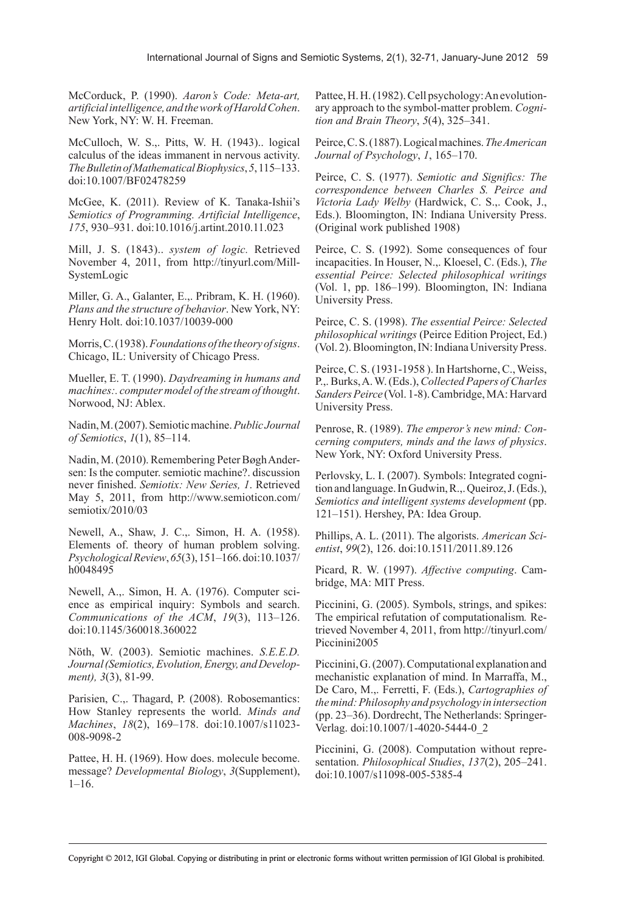McCorduck, P. (1990). *Aaron's Code: Meta-art, artificial intelligence, and the work of Harold Cohen*. New York, NY: W. H. Freeman.

McCulloch, W. S.,. Pitts, W. H. (1943).. logical calculus of the ideas immanent in nervous activity. *The Bulletin of Mathematical Biophysics*, *5*, 115–133. doi:10.1007/BF02478259

McGee, K. (2011). Review of K. Tanaka-Ishii's *Semiotics of Programming. Artificial Intelligence*, *175*, 930–931. doi:10.1016/j.artint.2010.11.023

Mill, J. S. (1843).. *system of logic.* Retrieved November 4, 2011, from http://tinyurl.com/Mill-SystemLogic

Miller, G. A., Galanter, E.,. Pribram, K. H. (1960). *Plans and the structure of behavior*. New York, NY: Henry Holt. doi:10.1037/10039-000

Morris, C. (1938). *Foundations of the theory of signs*. Chicago, IL: University of Chicago Press.

Mueller, E. T. (1990). *Daydreaming in humans and machines:. computer model of the stream of thought*. Norwood, NJ: Ablex.

Nadin, M. (2007). Semiotic machine. *Public Journal of Semiotics*, *1*(1), 85–114.

Nadin, M. (2010). Remembering Peter Bøgh Andersen: Is the computer. semiotic machine?. discussion never finished. *Semiotix: New Series, 1*. Retrieved May 5, 2011, from http://www.semioticon.com/semiotix/2010/03

Newell, A., Shaw, J. C.,. Simon, H. A. (1958). Elements of. theory of human problem solving. *Psychological Review*, *65*(3), 151–166. doi:10.1037/h0048495

Newell, A.,. Simon, H. A. (1976). Computer science as empirical inquiry: Symbols and search. *Communications of the ACM*, *19*(3), 113–126. doi:10.1145/360018.360022

Nöth, W. (2003). Semiotic machines. *S.E.E.D. Journal (Semiotics, Evolution, Energy, and Development), 3*(3), 81-99.

Parisien, C.,. Thagard, P. (2008). Robosemantics: How Stanley represents the world. *Minds and Machines*, *18*(2), 169–178. doi:10.1007/s11023-008-9098-2

Pattee, H. H. (1969). How does. molecule become. message? *Developmental Biology*, *3*(Supplement), 1–16.

Pattee, H. H. (1982). Cell psychology: An evolutionary approach to the symbol-matter problem. *Cognition and Brain Theory*, *5*(4), 325–341.

Peirce, C. S. (1887). Logical machines. *The American Journal of Psychology*, *1*, 165–170.

Peirce, C. S. (1977). *Semiotic and Significs: The correspondence between Charles S. Peirce and Victoria Lady Welby* (Hardwick, C. S.,. Cook, J., Eds.). Bloomington, IN: Indiana University Press. (Original work published 1908)

Peirce, C. S. (1992). Some consequences of four incapacities. In Houser, N.,. Kloesel, C. (Eds.), *The essential Peirce: Selected philosophical writings* (Vol. 1, pp. 186–199). Bloomington, IN: Indiana University Press.

Peirce, C. S. (1998). *The essential Peirce: Selected philosophical writings* (Peirce Edition Project, Ed.) (Vol. 2). Bloomington, IN: Indiana University Press.

Peirce, C. S. (1931-1958 ). In Hartshorne, C., Weiss, P.,. Burks, A. W. (Eds.), *Collected Papers of Charles Sanders Peirce* (Vol. 1-8). Cambridge, MA: Harvard University Press.

Penrose, R. (1989). *The emperor's new mind: Concerning computers, minds and the laws of physics*. New York, NY: Oxford University Press.

Perlovsky, L. I. (2007). Symbols: Integrated cognition and language. In Gudwin, R.,. Queiroz, J. (Eds.), *Semiotics and intelligent systems development* (pp. 121–151). Hershey, PA: Idea Group.

Phillips, A. L. (2011). The algorists. *American Scientist*, *99*(2), 126. doi:10.1511/2011.89.126

Picard, R. W. (1997). *Affective computing*. Cambridge, MA: MIT Press.

Piccinini, G. (2005). Symbols, strings, and spikes: The empirical refutation of computationalism*.* Retrieved November 4, 2011, from http://tinyurl.com/Piccinini2005

Piccinini, G. (2007). Computational explanation and mechanistic explanation of mind. In Marraffa, M., De Caro, M.,. Ferretti, F. (Eds.), *Cartographies of the mind: Philosophy and psychology in intersection* (pp. 23–36). Dordrecht, The Netherlands: Springer-Verlag. doi:10.1007/1-4020-5444-0_2

Piccinini, G. (2008). Computation without representation. *Philosophical Studies*, *137*(2), 205–241. doi:10.1007/s11098-005-5385-4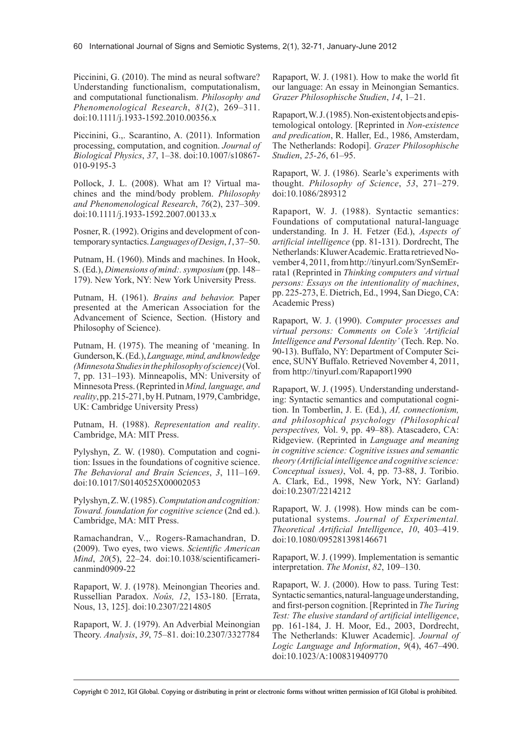Piccinini, G. (2010). The mind as neural software? Understanding functionalism, computationalism, and computational functionalism. *Philosophy and Phenomenological Research*, *81*(2), 269–311. doi:10.1111/j.1933-1592.2010.00356.x

Piccinini, G.,. Scarantino, A. (2011). Information processing, computation, and cognition. *Journal of Biological Physics*, *37*, 1–38. doi:10.1007/s10867-010-9195-3

Pollock, J. L. (2008). What am I? Virtual machines and the mind/body problem. *Philosophy and Phenomenological Research*, *76*(2), 237–309. doi:10.1111/j.1933-1592.2007.00133.x

Posner, R. (1992). Origins and development of contemporary syntactics. *Languages of Design*, *1*, 37–50.

Putnam, H. (1960). Minds and machines. In Hook, S. (Ed.), *Dimensions of mind:. symposium* (pp. 148–179). New York, NY: New York University Press.

Putnam, H. (1961). *Brains and behavior.* Paper presented at the American Association for the Advancement of Science, Section. (History and Philosophy of Science).

Putnam, H. (1975). The meaning of 'meaning. In Gunderson, K. (Ed.), *Language, mind, and knowledge (Minnesota Studies in the philosophy of science)* (Vol. 7, pp. 131–193). Minneapolis, MN: University of Minnesota Press. (Reprinted in *Mind, language, and reality*, pp. 215-271, by H. Putnam, 1979, Cambridge, UK: Cambridge University Press)

Putnam, H. (1988). *Representation and reality*. Cambridge, MA: MIT Press.

Pylyshyn, Z. W. (1980). Computation and cognition: Issues in the foundations of cognitive science. *The Behavioral and Brain Sciences*, *3*, 111–169. doi:10.1017/S0140525X00002053

Pylyshyn, Z. W. (1985). *Computation and cognition: Toward. foundation for cognitive science* (2nd ed.). Cambridge, MA: MIT Press.

Ramachandran, V.,. Rogers-Ramachandran, D. (2009). Two eyes, two views. *Scientific American Mind*, *20*(5), 22–24. doi:10.1038/scientificamericanmind0909-22

Rapaport, W. J. (1978). Meinongian Theories and. Russellian Paradox. *Noûs, 12*, 153-180. [Errata, Nous, 13, 125]. doi:10.2307/2214805

Rapaport, W. J. (1979). An Adverbial Meinongian Theory. *Analysis*, *39*, 75–81. doi:10.2307/3327784

Rapaport, W. J. (1981). How to make the world fit our language: An essay in Meinongian Semantics. *Grazer Philosophische Studien*, *14*, 1–21.

Rapaport, W. J. (1985). Non-existent objects and epistemological ontology. [Reprinted in *Non-existence and predication*, R. Haller, Ed., 1986, Amsterdam, The Netherlands: Rodopi]. *Grazer Philosophische Studien*, *25-26*, 61–95.

Rapaport, W. J. (1986). Searle's experiments with thought. *Philosophy of Science*, *53*, 271–279. doi:10.1086/289312

Rapaport, W. J. (1988). Syntactic semantics: Foundations of computational natural-language understanding. In J. H. Fetzer (Ed.), *Aspects of artificial intelligence* (pp. 81-131). Dordrecht, The Netherlands: Kluwer Academic. Eratta retrieved November 4, 2011, from http://tinyurl.com/SynSemErrata1 (Reprinted in *Thinking computers and virtual persons: Essays on the intentionality of machines*, pp. 225-273, E. Dietrich, Ed., 1994, San Diego, CA: Academic Press)

Rapaport, W. J. (1990). *Computer processes and virtual persons: Comments on Cole's 'Artificial Intelligence and Personal Identity'* (Tech. Rep. No. 90-13). Buffalo, NY: Department of Computer Science, SUNY Buffalo. Retrieved November 4, 2011, from http://tinyurl.com/Rapaport1990

Rapaport, W. J. (1995). Understanding understanding: Syntactic semantics and computational cognition. In Tomberlin, J. E. (Ed.), *AI, connectionism, and philosophical psychology (Philosophical perspectives,* Vol. 9, pp. 49–88). Atascadero, CA: Ridgeview. (Reprinted in *Language and meaning in cognitive science: Cognitive issues and semantic theory (Artificial intelligence and cognitive science: Conceptual issues)*, Vol. 4, pp. 73-88, J. Toribio. A. Clark, Ed., 1998, New York, NY: Garland) doi:10.2307/2214212

Rapaport, W. J. (1998). How minds can be computational systems. *Journal of Experimental. Theoretical Artificial Intelligence*, *10*, 403–419. doi:10.1080/095281398146671

Rapaport, W. J. (1999). Implementation is semantic interpretation. *The Monist*, *82*, 109–130.

Rapaport, W. J. (2000). How to pass. Turing Test: Syntactic semantics, natural-language understanding, and first-person cognition. [Reprinted in *The Turing Test: The elusive standard of artificial intelligence*, pp. 161-184, J. H. Moor, Ed., 2003, Dordrecht, The Netherlands: Kluwer Academic]. *Journal of Logic Language and Information*, *9*(4), 467–490. doi:10.1023/A:1008319409770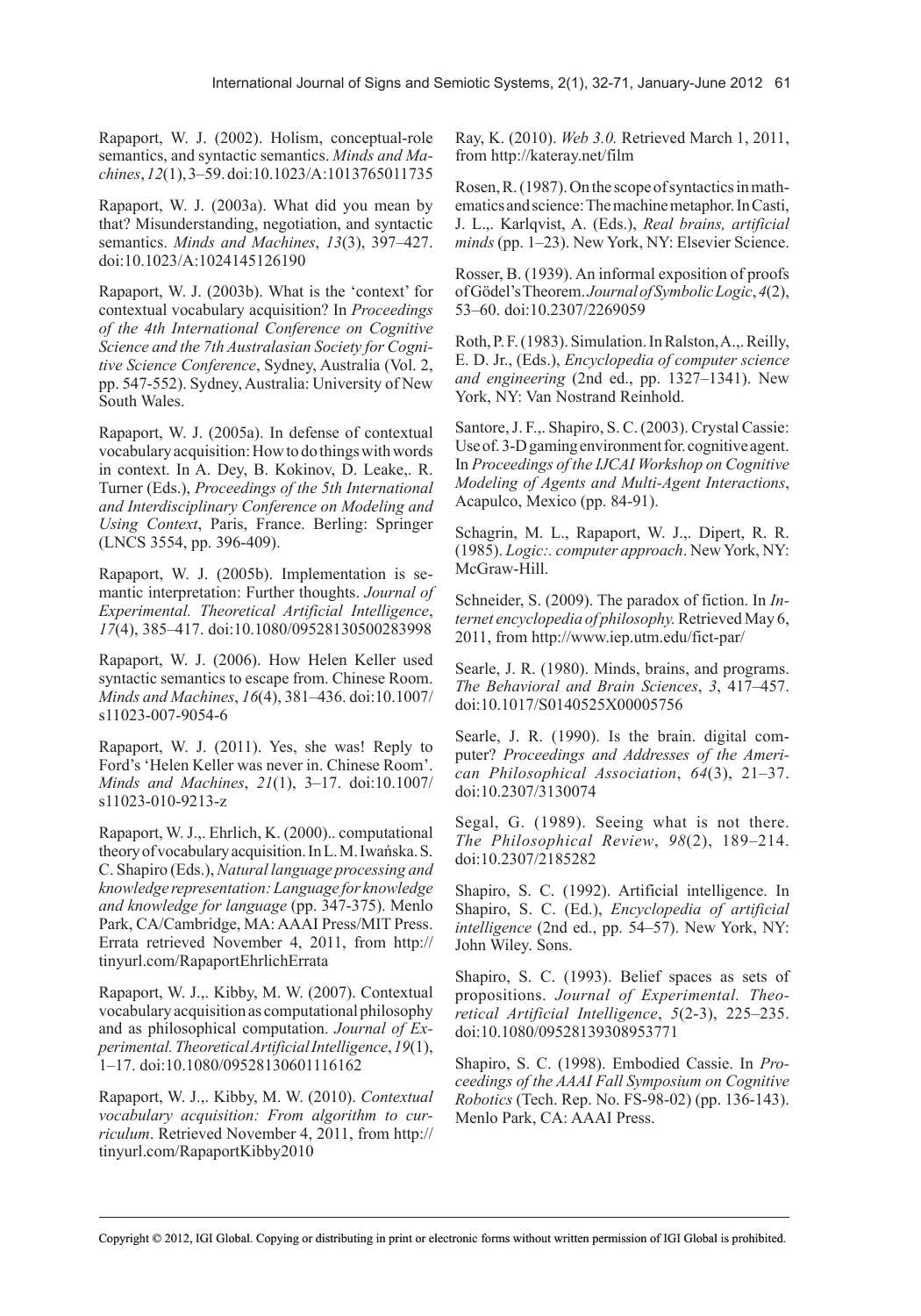Rapaport, W. J. (2002). Holism, conceptual-role semantics, and syntactic semantics. *Minds and Machines*, *12*(1), 3–59. doi:10.1023/A:1013765011735

Rapaport, W. J. (2003a). What did you mean by that? Misunderstanding, negotiation, and syntactic semantics. *Minds and Machines*, *13*(3), 397–427. doi:10.1023/A:1024145126190

Rapaport, W. J. (2003b). What is the 'context' for contextual vocabulary acquisition? In *Proceedings of the 4th International Conference on Cognitive Science and the 7th Australasian Society for Cognitive Science Conference*, Sydney, Australia (Vol. 2, pp. 547-552). Sydney, Australia: University of New South Wales.

Rapaport, W. J. (2005a). In defense of contextual vocabulary acquisition: How to do things with words in context. In A. Dey, B. Kokinov, D. Leake,. R. Turner (Eds.), *Proceedings of the 5th International and Interdisciplinary Conference on Modeling and Using Context*, Paris, France. Berling: Springer (LNCS 3554, pp. 396-409).

Rapaport, W. J. (2005b). Implementation is semantic interpretation: Further thoughts. *Journal of Experimental. Theoretical Artificial Intelligence*, *17*(4), 385–417. doi:10.1080/09528130500283998

Rapaport, W. J. (2006). How Helen Keller used syntactic semantics to escape from. Chinese Room. *Minds and Machines*, *16*(4), 381–436. doi:10.1007/s11023-007-9054-6

Rapaport, W. J. (2011). Yes, she was! Reply to Ford's 'Helen Keller was never in. Chinese Room'. *Minds and Machines*, *21*(1), 3–17. doi:10.1007/s11023-010-9213-z

Rapaport, W. J.,. Ehrlich, K. (2000).. computational theory of vocabulary acquisition. In L. M. Iwańska. S. C. Shapiro (Eds.), *Natural language processing and knowledge representation: Language for knowledge and knowledge for language* (pp. 347-375). Menlo Park, CA/Cambridge, MA: AAAI Press/MIT Press. Errata retrieved November 4, 2011, from http://tinyurl.com/RapaportEhrlichErrata

Rapaport, W. J.,. Kibby, M. W. (2007). Contextual vocabulary acquisition as computational philosophy and as philosophical computation. *Journal of Experimental. Theoretical Artificial Intelligence*, *19*(1), 1–17. doi:10.1080/09528130601116162

Rapaport, W. J.,. Kibby, M. W. (2010). *Contextual vocabulary acquisition: From algorithm to curriculum*. Retrieved November 4, 2011, from http://tinyurl.com/RapaportKibby2010

Ray, K. (2010). *Web 3.0.* Retrieved March 1, 2011, from http://kateray.net/film

Rosen, R. (1987). On the scope of syntactics in mathematics and science: The machine metaphor. In Casti, J. L.,. Karlqvist, A. (Eds.), *Real brains, artificial minds* (pp. 1–23). New York, NY: Elsevier Science.

Rosser, B. (1939). An informal exposition of proofs of Gödel's Theorem. *Journal of Symbolic Logic*, *4*(2), 53–60. doi:10.2307/2269059

Roth, P. F. (1983). Simulation. In Ralston, A.,. Reilly, E. D. Jr., (Eds.), *Encyclopedia of computer science and engineering* (2nd ed., pp. 1327–1341). New York, NY: Van Nostrand Reinhold.

Santore, J. F.,. Shapiro, S. C. (2003). Crystal Cassie: Use of. 3-D gaming environment for. cognitive agent. In *Proceedings of the IJCAI Workshop on Cognitive Modeling of Agents and Multi-Agent Interactions*, Acapulco, Mexico (pp. 84-91).

Schagrin, M. L., Rapaport, W. J.,. Dipert, R. R. (1985). *Logic:. computer approach*. New York, NY: McGraw-Hill.

Schneider, S. (2009). The paradox of fiction. In *Internet encyclopedia of philosophy.* Retrieved May 6, 2011, from http://www.iep.utm.edu/fict-par/

Searle, J. R. (1980). Minds, brains, and programs. *The Behavioral and Brain Sciences*, *3*, 417–457. doi:10.1017/S0140525X00005756

Searle, J. R. (1990). Is the brain. digital computer? *Proceedings and Addresses of the American Philosophical Association*, *64*(3), 21–37. doi:10.2307/3130074

Segal, G. (1989). Seeing what is not there. *The Philosophical Review*, *98*(2), 189–214. doi:10.2307/2185282

Shapiro, S. C. (1992). Artificial intelligence. In Shapiro, S. C. (Ed.), *Encyclopedia of artificial intelligence* (2nd ed., pp. 54–57). New York, NY: John Wiley. Sons.

Shapiro, S. C. (1993). Belief spaces as sets of propositions. *Journal of Experimental. Theoretical Artificial Intelligence*, *5*(2-3), 225–235. doi:10.1080/09528139308953771

Shapiro, S. C. (1998). Embodied Cassie. In *Proceedings of the AAAI Fall Symposium on Cognitive Robotics* (Tech. Rep. No. FS-98-02) (pp. 136-143). Menlo Park, CA: AAAI Press.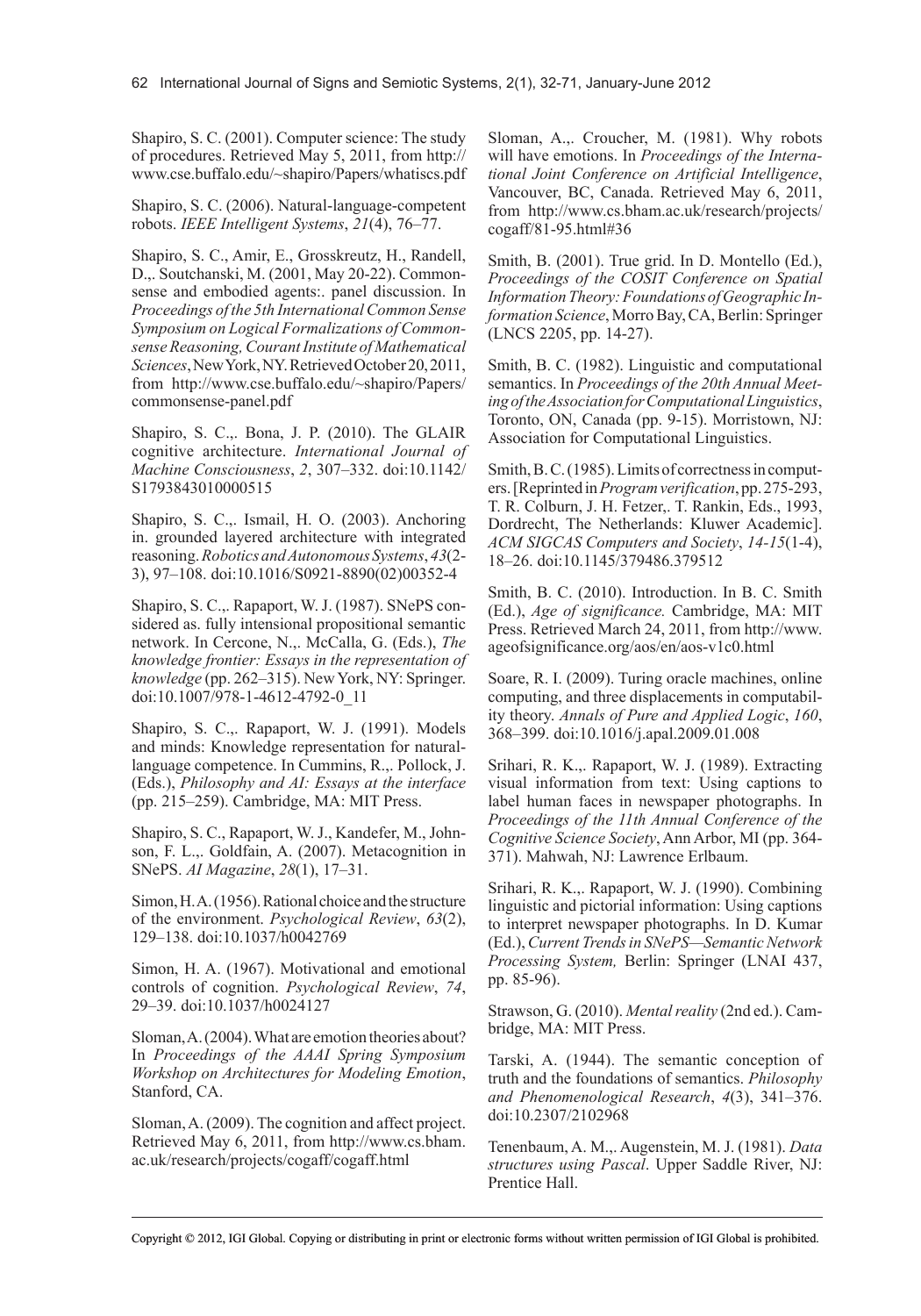Shapiro, S. C. (2001). Computer science: The study of procedures. Retrieved May 5, 2011, from http://www.cse.buffalo.edu/~shapiro/Papers/whatiscs.pdf

Shapiro, S. C. (2006). Natural-language-competent robots. *IEEE Intelligent Systems*, *21*(4), 76–77.

Shapiro, S. C., Amir, E., Grosskreutz, H., Randell, D.,. Soutchanski, M. (2001, May 20-22). Commonsense and embodied agents:. panel discussion. In *Proceedings of the 5th International Common Sense Symposium on Logical Formalizations of Commonsense Reasoning, Courant Institute of Mathematical Sciences*, New York, NY. Retrieved October 20, 2011, from http://www.cse.buffalo.edu/~shapiro/Papers/commonsense-panel.pdf

Shapiro, S. C.,. Bona, J. P. (2010). The GLAIR cognitive architecture. *International Journal of Machine Consciousness*, *2*, 307–332. doi:10.1142/S1793843010000515

Shapiro, S. C.,. Ismail, H. O. (2003). Anchoring in. grounded layered architecture with integrated reasoning. *Robotics and Autonomous Systems*, *43*(2-3), 97–108. doi:10.1016/S0921-8890(02)00352-4

Shapiro, S. C.,. Rapaport, W. J. (1987). SNePS considered as. fully intensional propositional semantic network. In Cercone, N.,. McCalla, G. (Eds.), *The knowledge frontier: Essays in the representation of knowledge* (pp. 262–315). New York, NY: Springer. doi:10.1007/978-1-4612-4792-0_11

Shapiro, S. C.,. Rapaport, W. J. (1991). Models and minds: Knowledge representation for natural-language competence. In Cummins, R.,. Pollock, J. (Eds.), *Philosophy and AI: Essays at the interface* (pp. 215–259). Cambridge, MA: MIT Press.

Shapiro, S. C., Rapaport, W. J., Kandefer, M., Johnson, F. L.,. Goldfain, A. (2007). Metacognition in SNePS. *AI Magazine*, *28*(1), 17–31.

Simon, H. A. (1956). Rational choice and the structure of the environment. *Psychological Review*, *63*(2), 129–138. doi:10.1037/h0042769

Simon, H. A. (1967). Motivational and emotional controls of cognition. *Psychological Review*, *74*, 29–39. doi:10.1037/h0024127

Sloman, A. (2004). What are emotion theories about? In *Proceedings of the AAAI Spring Symposium Workshop on Architectures for Modeling Emotion*, Stanford, CA.

Sloman, A. (2009). The cognition and affect project. Retrieved May 6, 2011, from http://www.cs.bham.ac.uk/research/projects/cogaff/cogaff.html

Sloman, A.,. Croucher, M. (1981). Why robots will have emotions. In *Proceedings of the International Joint Conference on Artificial Intelligence*, Vancouver, BC, Canada. Retrieved May 6, 2011, from http://www.cs.bham.ac.uk/research/projects/cogaff/81-95.html#36

Smith, B. (2001). True grid. In D. Montello (Ed.), *Proceedings of the COSIT Conference on Spatial Information Theory: Foundations of Geographic Information Science*, Morro Bay, CA, Berlin: Springer (LNCS 2205, pp. 14-27).

Smith, B. C. (1982). Linguistic and computational semantics. In *Proceedings of the 20th Annual Meeting of the Association for Computational Linguistics*, Toronto, ON, Canada (pp. 9-15). Morristown, NJ: Association for Computational Linguistics.

Smith, B. C. (1985). Limits of correctness in computers. [Reprinted in *Program verification*, pp. 275-293, T. R. Colburn, J. H. Fetzer,. T. Rankin, Eds., 1993, Dordrecht, The Netherlands: Kluwer Academic]. *ACM SIGCAS Computers and Society*, *14-15*(1-4), 18–26. doi:10.1145/379486.379512

Smith, B. C. (2010). Introduction. In B. C. Smith (Ed.), *Age of significance.* Cambridge, MA: MIT Press. Retrieved March 24, 2011, from http://www.ageofsignificance.org/aos/en/aos-v1c0.html

Soare, R. I. (2009). Turing oracle machines, online computing, and three displacements in computability theory. *Annals of Pure and Applied Logic*, *160*, 368–399. doi:10.1016/j.apal.2009.01.008

Srihari, R. K.,. Rapaport, W. J. (1989). Extracting visual information from text: Using captions to label human faces in newspaper photographs. In *Proceedings of the 11th Annual Conference of the Cognitive Science Society*, Ann Arbor, MI (pp. 364-371). Mahwah, NJ: Lawrence Erlbaum.

Srihari, R. K.,. Rapaport, W. J. (1990). Combining linguistic and pictorial information: Using captions to interpret newspaper photographs. In D. Kumar (Ed.), *Current Trends in SNePS—Semantic Network Processing System,* Berlin: Springer (LNAI 437, pp. 85-96).

Strawson, G. (2010). *Mental reality* (2nd ed.). Cambridge, MA: MIT Press.

Tarski, A. (1944). The semantic conception of truth and the foundations of semantics. *Philosophy and Phenomenological Research*, *4*(3), 341–376. doi:10.2307/2102968

Tenenbaum, A. M.,. Augenstein, M. J. (1981). *Data structures using Pascal*. Upper Saddle River, NJ: Prentice Hall.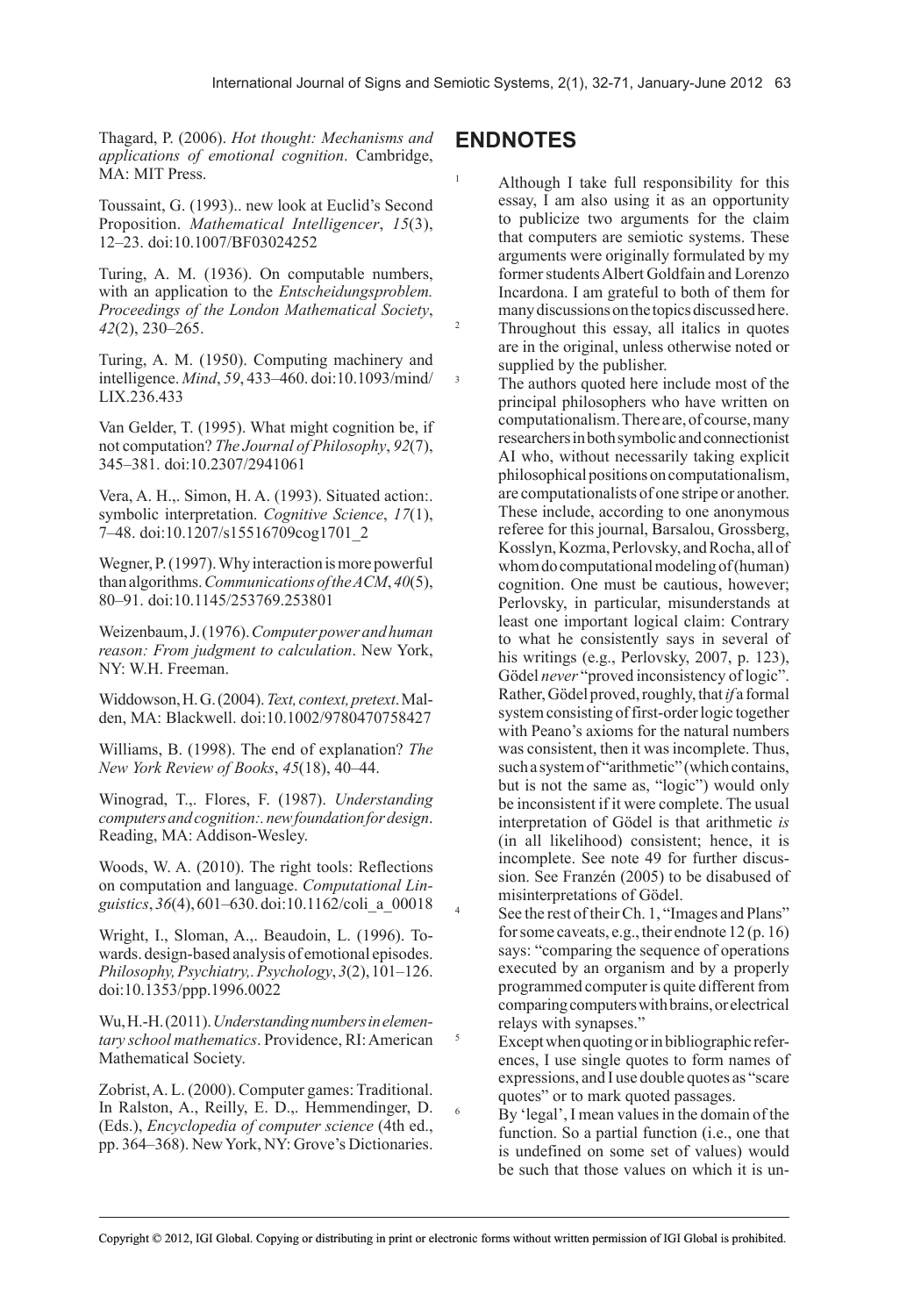Thagard, P. (2006). *Hot thought: Mechanisms and applications of emotional cognition*. Cambridge, MA: MIT Press.

Toussaint, G. (1993).. new look at Euclid's Second Proposition. *Mathematical Intelligencer*, *15*(3), 12–23. doi:10.1007/BF03024252

Turing, A. M. (1936). On computable numbers, with an application to the *Entscheidungsproblem. Proceedings of the London Mathematical Society*, *42*(2), 230–265.

Turing, A. M. (1950). Computing machinery and intelligence. *Mind*, *59*, 433–460. doi:10.1093/mind/LIX.236.433

Van Gelder, T. (1995). What might cognition be, if not computation? *The Journal of Philosophy*, *92*(7), 345–381. doi:10.2307/2941061

Vera, A. H.,. Simon, H. A. (1993). Situated action:. symbolic interpretation. *Cognitive Science*, *17*(1), 7–48. doi:10.1207/s15516709cog1701_2

Wegner, P. (1997). Why interaction is more powerful than algorithms. *Communications of the ACM*, *40*(5), 80–91. doi:10.1145/253769.253801

Weizenbaum, J. (1976). *Computer power and human reason: From judgment to calculation*. New York, NY: W.H. Freeman.

Widdowson, H. G. (2004). *Text, context, pretext*. Malden, MA: Blackwell. doi:10.1002/9780470758427

Williams, B. (1998). The end of explanation? *The New York Review of Books*, *45*(18), 40–44.

Winograd, T.,. Flores, F. (1987). *Understanding computers and cognition:. new foundation for design*. Reading, MA: Addison-Wesley.

Woods, W. A. (2010). The right tools: Reflections on computation and language. *Computational Linguistics*, *36*(4), 601–630. doi:10.1162/coli_a_00018

Wright, I., Sloman, A.,. Beaudoin, L. (1996). Towards. design-based analysis of emotional episodes. *Philosophy, Psychiatry,. Psychology*, *3*(2), 101–126. doi:10.1353/ppp.1996.0022

Wu, H.-H. (2011). *Understanding numbers in elementary school mathematics*. Providence, RI: American Mathematical Society.

Zobrist, A. L. (2000). Computer games: Traditional. In Ralston, A., Reilly, E. D.,. Hemmendinger, D. (Eds.), *Encyclopedia of computer science* (4th ed., pp. 364–368). New York, NY: Grove's Dictionaries.

## ENDNOTES

1. Although I take full responsibility for this essay, I am also using it as an opportunity to publicize two arguments for the claim that computers are semiotic systems. These arguments were originally formulated by my former students Albert Goldfain and Lorenzo Incardona. I am grateful to both of them for many discussions on the topics discussed here.
2. Throughout this essay, all italics in quotes are in the original, unless otherwise noted or supplied by the publisher.
3. The authors quoted here include most of the principal philosophers who have written on computationalism. There are, of course, many researchers in both symbolic and connectionist AI who, without necessarily taking explicit philosophical positions on computationalism, are computationalists of one stripe or another. These include, according to one anonymous referee for this journal, Barsalou, Grossberg, Kosslyn, Kozma, Perlovsky, and Rocha, all of whom do computational modeling of (human) cognition. One must be cautious, however; Perlovsky, in particular, misunderstands at least one important logical claim: Contrary to what he consistently says in several of his writings (e.g., Perlovsky, 2007, p. 123), Gödel *never* "proved inconsistency of logic". Rather, Gödel proved, roughly, that *if* a formal system consisting of first-order logic together with Peano's axioms for the natural numbers was consistent, then it was incomplete. Thus, such a system of "arithmetic" (which contains, but is not the same as, "logic") would only be inconsistent if it were complete. The usual interpretation of Gödel is that arithmetic *is* (in all likelihood) consistent; hence, it is incomplete. See note 49 for further discussion. See Franzén (2005) to be disabused of misinterpretations of Gödel.
4. See the rest of their Ch. 1, "Images and Plans" for some caveats, e.g., their endnote 12 (p. 16) says: "comparing the sequence of operations executed by an organism and by a properly programmed computer is quite different from comparing computers with brains, or electrical relays with synapses."
5. Except when quoting or in bibliographic references, I use single quotes to form names of expressions, and I use double quotes as "scare quotes" or to mark quoted passages.
6. By 'legal', I mean values in the domain of the function. So a partial function (i.e., one that is undefined on some set of values) would be such that those values on which it is un-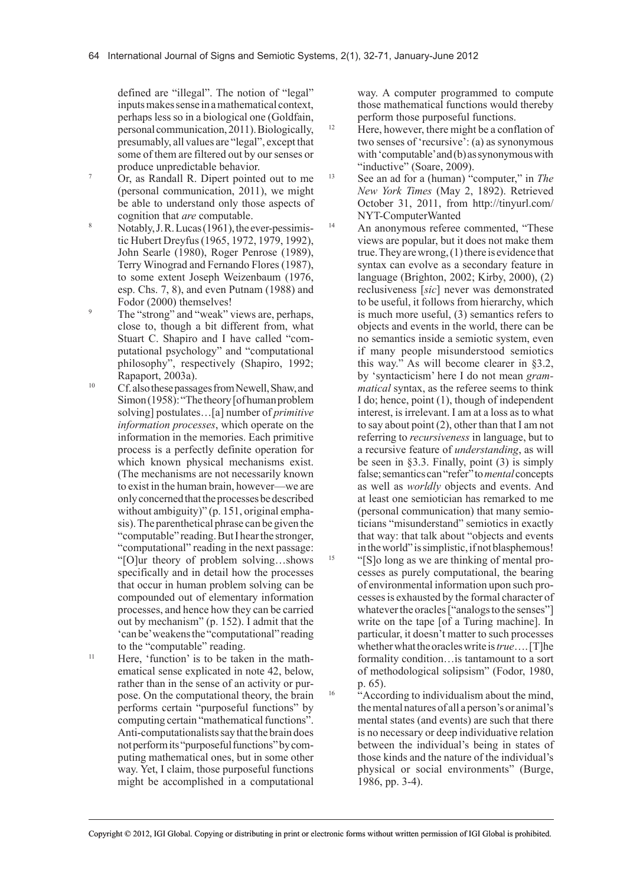defined are "illegal". The notion of "legal" inputs makes sense in a mathematical context, perhaps less so in a biological one (Goldfain, personal communication, 2011). Biologically, presumably, all values are "legal", except that some of them are filtered out by our senses or produce unpredictable behavior.

7 Or, as Randall R. Dipert pointed out to me (personal communication, 2011), we might be able to understand only those aspects of cognition that *are* computable.

8 Notably, J. R. Lucas (1961), the ever-pessimistic Hubert Dreyfus (1965, 1972, 1979, 1992), John Searle (1980), Roger Penrose (1989), Terry Winograd and Fernando Flores (1987), to some extent Joseph Weizenbaum (1976, esp. Chs. 7, 8), and even Putnam (1988) and Fodor (2000) themselves!

9 The "strong" and "weak" views are, perhaps, close to, though a bit different from, what Stuart C. Shapiro and I have called "computational psychology" and "computational philosophy", respectively (Shapiro, 1992; Rapaport, 2003a).

10 Cf. also these passages from Newell, Shaw, and Simon (1958): "The theory [of human problem solving] postulates…[a] number of *primitive information processes*, which operate on the information in the memories. Each primitive process is a perfectly definite operation for which known physical mechanisms exist. (The mechanisms are not necessarily known to exist in the human brain, however—we are only concerned that the processes be described without ambiguity)" (p. 151, original emphasis). The parenthetical phrase can be given the "computable" reading. But I hear the stronger, "computational" reading in the next passage: "[O]ur theory of problem solving…shows specifically and in detail how the processes that occur in human problem solving can be compounded out of elementary information processes, and hence how they can be carried out by mechanism" (p. 152). I admit that the 'can be' weakens the "computational" reading to the "computable" reading.

11 Here, 'function' is to be taken in the mathematical sense explicated in note 42, below, rather than in the sense of an activity or purpose. On the computational theory, the brain performs certain "purposeful functions" by computing certain "mathematical functions". Anti-computationalists say that the brain does not perform its "purposeful functions" by computing mathematical ones, but in some other way. Yet, I claim, those purposeful functions might be accomplished in a computational way. A computer programmed to compute those mathematical functions would thereby perform those purposeful functions.

12 Here, however, there might be a conflation of two senses of 'recursive': (a) as synonymous with 'computable' and (b) as synonymous with "inductive" (Soare, 2009).

13 See an ad for a (human) "computer," in *The New York Times* (May 2, 1892). Retrieved October 31, 2011, from http://tinyurl.com/NYT-ComputerWanted

14 An anonymous referee commented, "These views are popular, but it does not make them true. They are wrong, (1) there is evidence that syntax can evolve as a secondary feature in language (Brighton, 2002; Kirby, 2000), (2) reclusiveness [*sic*] never was demonstrated to be useful, it follows from hierarchy, which is much more useful, (3) semantics refers to objects and events in the world, there can be no semantics inside a semiotic system, even if many people misunderstood semiotics this way." As will become clearer in §3.2, by 'syntacticism' here I do not mean *grammatical* syntax, as the referee seems to think I do; hence, point (1), though of independent interest, is irrelevant. I am at a loss as to what to say about point (2), other than that I am not referring to *recursiveness* in language, but to a recursive feature of *understanding*, as will be seen in §3.3. Finally, point (3) is simply false; semantics can "refer" to *mental* concepts as well as *worldly* objects and events. And at least one semiotician has remarked to me (personal communication) that many semioticians "misunderstand" semiotics in exactly that way: that talk about "objects and events in the world" is simplistic, if not blasphemous!

15 "[S]o long as we are thinking of mental processes as purely computational, the bearing of environmental information upon such processes is exhausted by the formal character of whatever the oracles ["analogs to the senses"] write on the tape [of a Turing machine]. In particular, it doesn't matter to such processes whether what the oracles write is *true*…. [T]he formality condition…is tantamount to a sort of methodological solipsism" (Fodor, 1980, p. 65).

16 "According to individualism about the mind, the mental natures of all a person's or animal's mental states (and events) are such that there is no necessary or deep individuative relation between the individual's being in states of those kinds and the nature of the individual's physical or social environments" (Burge, 1986, pp. 3-4).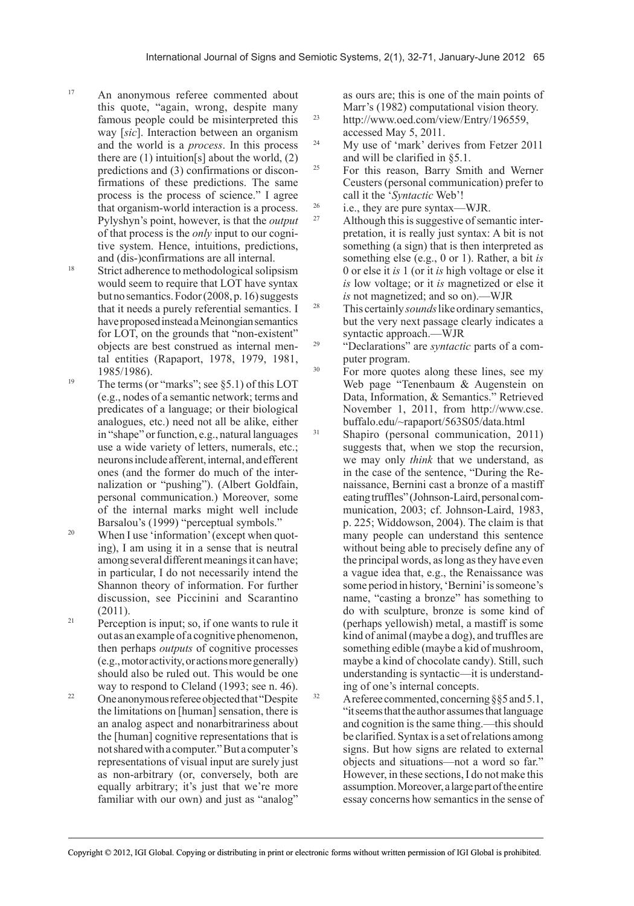17. An anonymous referee commented about this quote, "again, wrong, despite many famous people could be misinterpreted this way [*sic*]. Interaction between an organism and the world is a *process*. In this process there are (1) intuition[s] about the world, (2) predictions and (3) confirmations or disconfirmations of these predictions. The same process is the process of science." I agree that organism-world interaction is a process. Pylyshyn's point, however, is that the *output* of that process is the *only* input to our cognitive system. Hence, intuitions, predictions, and (dis-)confirmations are all internal.

18. Strict adherence to methodological solipsism would seem to require that LOT have syntax but no semantics. Fodor (2008, p. 16) suggests that it needs a purely referential semantics. I have proposed instead a Meinongian semantics for LOT, on the grounds that "non-existent" objects are best construed as internal mental entities (Rapaport, 1978, 1979, 1981, 1985/1986).

19. The terms (or "marks"; see §5.1) of this LOT (e.g., nodes of a semantic network; terms and predicates of a language; or their biological analogues, etc.) need not all be alike, either in "shape" or function, e.g., natural languages use a wide variety of letters, numerals, etc.; neurons include afferent, internal, and efferent ones (and the former do much of the internalization or "pushing"). (Albert Goldfain, personal communication.) Moreover, some of the internal marks might well include Barsalou's (1999) "perceptual symbols."

20. When I use 'information' (except when quoting), I am using it in a sense that is neutral among several different meanings it can have; in particular, I do not necessarily intend the Shannon theory of information. For further discussion, see Piccinini and Scarantino (2011).

21. Perception is input; so, if one wants to rule it out as an example of a cognitive phenomenon, then perhaps *outputs* of cognitive processes (e.g., motor activity, or actions more generally) should also be ruled out. This would be one way to respond to Cleland (1993; see n. 46).

22. One anonymous referee objected that "Despite the limitations on [human] sensation, there is an analog aspect and nonarbitrariness about the [human] cognitive representations that is not shared with a computer." But a computer's representations of visual input are surely just as non-arbitrary (or, conversely, both are equally arbitrary; it's just that we're more familiar with our own) and just as "analog" as ours are; this is one of the main points of Marr's (1982) computational vision theory.

23. http://www.oed.com/view/Entry/196559, accessed May 5, 2011.

24. My use of 'mark' derives from Fetzer 2011 and will be clarified in §5.1.

25. For this reason, Barry Smith and Werner Ceusters (personal communication) prefer to call it the '*Syntactic* Web'!

26. i.e., they are pure syntax—WJR.

27. Although this is suggestive of semantic interpretation, it is really just syntax: A bit is not something (a sign) that is then interpreted as something else (e.g., 0 or 1). Rather, a bit *is* 0 or else it *is* 1 (or it *is* high voltage or else it *is* low voltage; or it *is* magnetized or else it *is* not magnetized; and so on).—WJR

28. This certainly *sounds* like ordinary semantics, but the very next passage clearly indicates a syntactic approach.—WJR

29. "Declarations" are *syntactic* parts of a computer program.

30. For more quotes along these lines, see my Web page "Tenenbaum & Augenstein on Data, Information, & Semantics." Retrieved November 1, 2011, from http://www.cse.buffalo.edu/~rapaport/563S05/data.html

31. Shapiro (personal communication, 2011) suggests that, when we stop the recursion, we may only *think* that we understand, as in the case of the sentence, "During the Renaissance, Bernini cast a bronze of a mastiff eating truffles" (Johnson-Laird, personal communication, 2003; cf. Johnson-Laird, 1983, p. 225; Widdowson, 2004). The claim is that many people can understand this sentence without being able to precisely define any of the principal words, as long as they have even a vague idea that, e.g., the Renaissance was some period in history, 'Bernini' is someone's name, "casting a bronze" has something to do with sculpture, bronze is some kind of (perhaps yellowish) metal, a mastiff is some kind of animal (maybe a dog), and truffles are something edible (maybe a kid of mushroom, maybe a kind of chocolate candy). Still, such understanding is syntactic—it is understanding of one's internal concepts.

32. A referee commented, concerning §§5 and 5.1, "it seems that the author assumes that language and cognition is the same thing.—this should be clarified. Syntax is a set of relations among signs. But how signs are related to external objects and situations—not a word so far." However, in these sections, I do not make this assumption. Moreover, a large part of the entire essay concerns how semantics in the sense of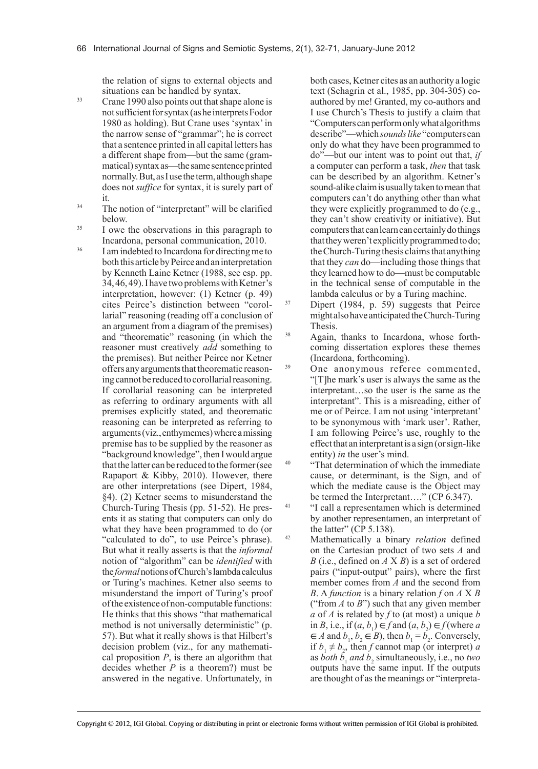the relation of signs to external objects and situations can be handled by syntax.

[33] Crane 1990 also points out that shape alone is not sufficient for syntax (as he interprets Fodor 1980 as holding). But Crane uses 'syntax' in the narrow sense of "grammar"; he is correct that a sentence printed in all capital letters has a different shape from—but the same (grammatical) syntax as—the same sentence printed normally. But, as I use the term, although shape does not *suffice* for syntax, it is surely part of it.

[34] The notion of "interpretant" will be clarified below.

[35] I owe the observations in this paragraph to Incardona, personal communication, 2010.

[36] I am indebted to Incardona for directing me to both this article by Peirce and an interpretation by Kenneth Laine Ketner (1988, see esp. pp. 34, 46, 49). I have two problems with Ketner's interpretation, however: (1) Ketner (p. 49) cites Peirce's distinction between "corollarial" reasoning (reading off a conclusion of an argument from a diagram of the premises) and "theorematic" reasoning (in which the reasoner must creatively *add* something to the premises). But neither Peirce nor Ketner offers any arguments that theorematic reasoning cannot be reduced to corollarial reasoning. If corollarial reasoning can be interpreted as referring to ordinary arguments with all premises explicitly stated, and theorematic reasoning can be interpreted as referring to arguments (viz., enthymemes) where a missing premise has to be supplied by the reasoner as "background knowledge", then I would argue that the latter can be reduced to the former (see Rapaport & Kibby, 2010). However, there are other interpretations (see Dipert, 1984, §4). (2) Ketner seems to misunderstand the Church-Turing Thesis (pp. 51-52). He presents it as stating that computers can only do what they have been programmed to do (or "calculated to do", to use Peirce's phrase). But what it really asserts is that the *informal* notion of "algorithm" can be *identified* with the *formal* notions of Church's lambda calculus or Turing's machines. Ketner also seems to misunderstand the import of Turing's proof of the existence of non-computable functions: He thinks that this shows "that mathematical method is not universally deterministic" (p. 57). But what it really shows is that Hilbert's decision problem (viz., for any mathematical proposition *P*, is there an algorithm that decides whether *P* is a theorem?) must be answered in the negative. Unfortunately, in both cases, Ketner cites as an authority a logic text (Schagrin et al., 1985, pp. 304-305) co-authored by me! Granted, my co-authors and I use Church's Thesis to justify a claim that "Computers can perform only what algorithms describe"—which *sounds like* "computers can only do what they have been programmed to do"—but our intent was to point out that, *if* a computer can perform a task, *then* that task can be described by an algorithm. Ketner's sound-alike claim is usually taken to mean that computers can't do anything other than what they were explicitly programmed to do (e.g., they can't show creativity or initiative). But computers that can learn can certainly do things that they weren't explicitly programmed to do; the Church-Turing thesis claims that anything that they *can* do—including those things that they learned how to do—must be computable in the technical sense of computable in the lambda calculus or by a Turing machine.

[37] Dipert (1984, p. 59) suggests that Peirce might also have anticipated the Church-Turing Thesis.

[38] Again, thanks to Incardona, whose forthcoming dissertation explores these themes (Incardona, forthcoming).

[39] One anonymous referee commented, "[T]he mark's user is always the same as the interpretant…so the user is the same as the interpretant". This is a misreading, either of me or of Peirce. I am not using 'interpretant' to be synonymous with 'mark user'. Rather, I am following Peirce's use, roughly to the effect that an interpretant is a sign (or sign-like entity) *in* the user's mind.

[40] "That determination of which the immediate cause, or determinant, is the Sign, and of which the mediate cause is the Object may be termed the Interpretant…." (CP 6.347).

[41] "I call a representamen which is determined by another representamen, an interpretant of the latter" (CP 5.138).

[42] Mathematically a binary *relation* defined on the Cartesian product of two sets *A* and *B* (i.e., defined on $A \times B$) is a set of ordered pairs ("input-output" pairs), where the first member comes from *A* and the second from *B*. A *function* is a binary relation *f* on $A \times B$ ("from *A* to *B*") such that any given member *a* of *A* is related by *f* to (at most) a unique *b* in *B*, i.e., if $(a, b_1) \in f$ and $(a, b_2) \in f$ (where $a \in A$ and $b_1, b_2 \in B$), then $b_1 = b_2$. Conversely, if $b_1 \neq b_2$, then *f* cannot map (or interpret) *a* as *both* $b_1$ *and* $b_2$ simultaneously, i.e., no *two* outputs have the same input. If the outputs are thought of as the meanings or "interpreta-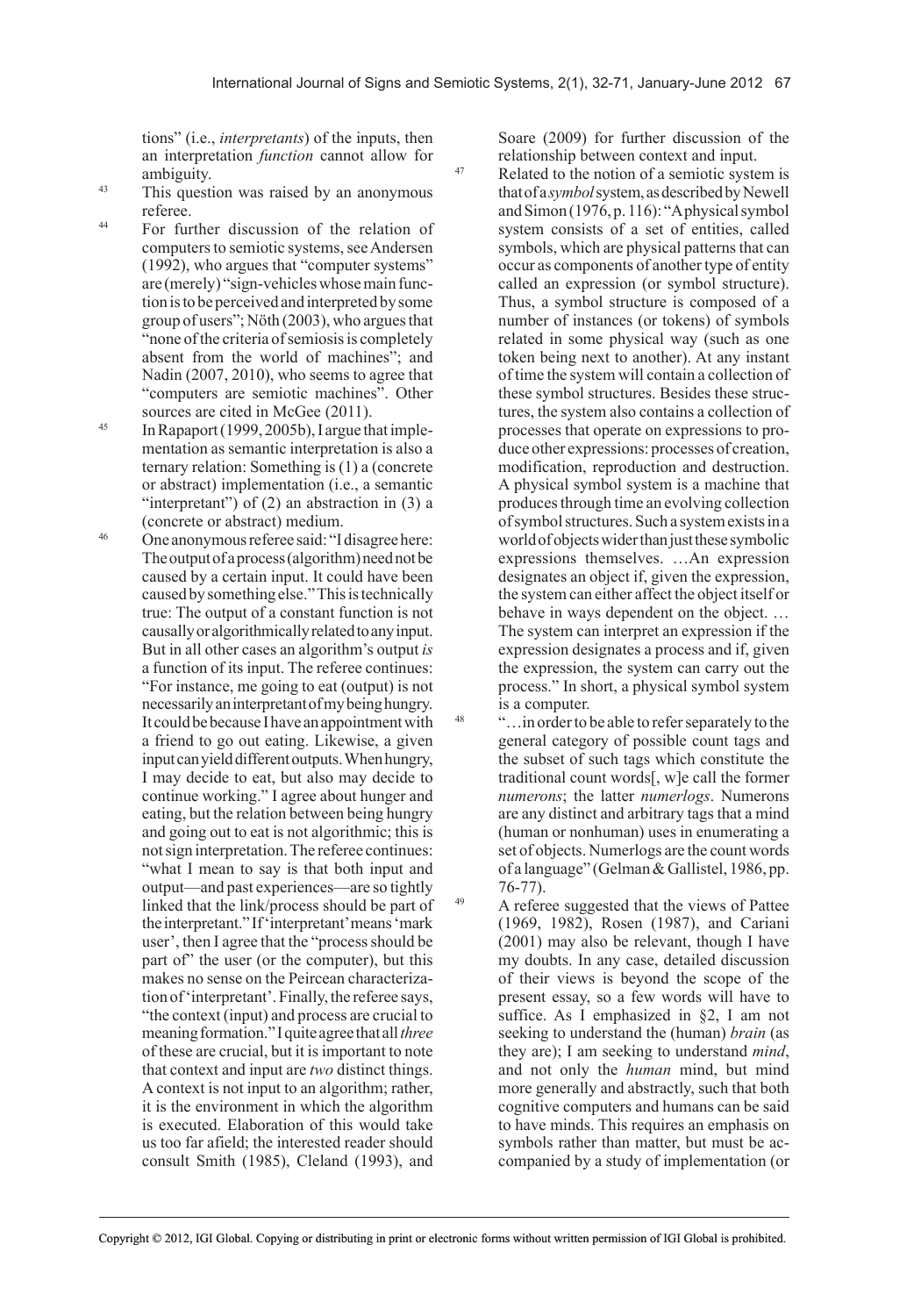tions" (i.e., *interpretants*) of the inputs, then an interpretation *function* cannot allow for ambiguity.

43 This question was raised by an anonymous referee.

44 For further discussion of the relation of computers to semiotic systems, see Andersen (1992), who argues that "computer systems" are (merely) "sign-vehicles whose main function is to be perceived and interpreted by some group of users"; Nöth (2003), who argues that "none of the criteria of semiosis is completely absent from the world of machines"; and Nadin (2007, 2010), who seems to agree that "computers are semiotic machines". Other sources are cited in McGee (2011).

45 In Rapaport (1999, 2005b), I argue that implementation as semantic interpretation is also a ternary relation: Something is (1) a (concrete or abstract) implementation (i.e., a semantic "interpretant") of (2) an abstraction in (3) a (concrete or abstract) medium.

46 One anonymous referee said: "I disagree here: The output of a process (algorithm) need not be caused by a certain input. It could have been caused by something else." This is technically true: The output of a constant function is not causally or algorithmically related to any input. But in all other cases an algorithm's output *is* a function of its input. The referee continues: "For instance, me going to eat (output) is not necessarily an interpretant of my being hungry. It could be because I have an appointment with a friend to go out eating. Likewise, a given input can yield different outputs. When hungry, I may decide to eat, but also may decide to continue working." I agree about hunger and eating, but the relation between being hungry and going out to eat is not algorithmic; this is not sign interpretation. The referee continues: "what I mean to say is that both input and output—and past experiences—are so tightly linked that the link/process should be part of the interpretant." If 'interpretant' means 'mark user', then I agree that the "process should be part of" the user (or the computer), but this makes no sense on the Peircean characterization of 'interpretant'. Finally, the referee says, "the context (input) and process are crucial to meaning formation." I quite agree that all *three* of these are crucial, but it is important to note that context and input are *two* distinct things. A context is not input to an algorithm; rather, it is the environment in which the algorithm is executed. Elaboration of this would take us too far afield; the interested reader should consult Smith (1985), Cleland (1993), and Soare (2009) for further discussion of the relationship between context and input.

47 Related to the notion of a semiotic system is that of a *symbol* system, as described by Newell and Simon (1976, p. 116): "A physical symbol system consists of a set of entities, called symbols, which are physical patterns that can occur as components of another type of entity called an expression (or symbol structure). Thus, a symbol structure is composed of a number of instances (or tokens) of symbols related in some physical way (such as one token being next to another). At any instant of time the system will contain a collection of these symbol structures. Besides these structures, the system also contains a collection of processes that operate on expressions to produce other expressions: processes of creation, modification, reproduction and destruction. A physical symbol system is a machine that produces through time an evolving collection of symbol structures. Such a system exists in a world of objects wider than just these symbolic expressions themselves. …An expression designates an object if, given the expression, the system can either affect the object itself or behave in ways dependent on the object. … The system can interpret an expression if the expression designates a process and if, given the expression, the system can carry out the process." In short, a physical symbol system is a computer.

48 "…in order to be able to refer separately to the general category of possible count tags and the subset of such tags which constitute the traditional count words[, w]e call the former *numerons*; the latter *numerlogs*. Numerons are any distinct and arbitrary tags that a mind (human or nonhuman) uses in enumerating a set of objects. Numerlogs are the count words of a language" (Gelman & Gallistel, 1986, pp. 76-77).

49 A referee suggested that the views of Pattee (1969, 1982), Rosen (1987), and Cariani (2001) may also be relevant, though I have my doubts. In any case, detailed discussion of their views is beyond the scope of the present essay, so a few words will have to suffice. As I emphasized in §2, I am not seeking to understand the (human) *brain* (as they are); I am seeking to understand *mind*, and not only the *human* mind, but mind more generally and abstractly, such that both cognitive computers and humans can be said to have minds. This requires an emphasis on symbols rather than matter, but must be accompanied by a study of implementation (or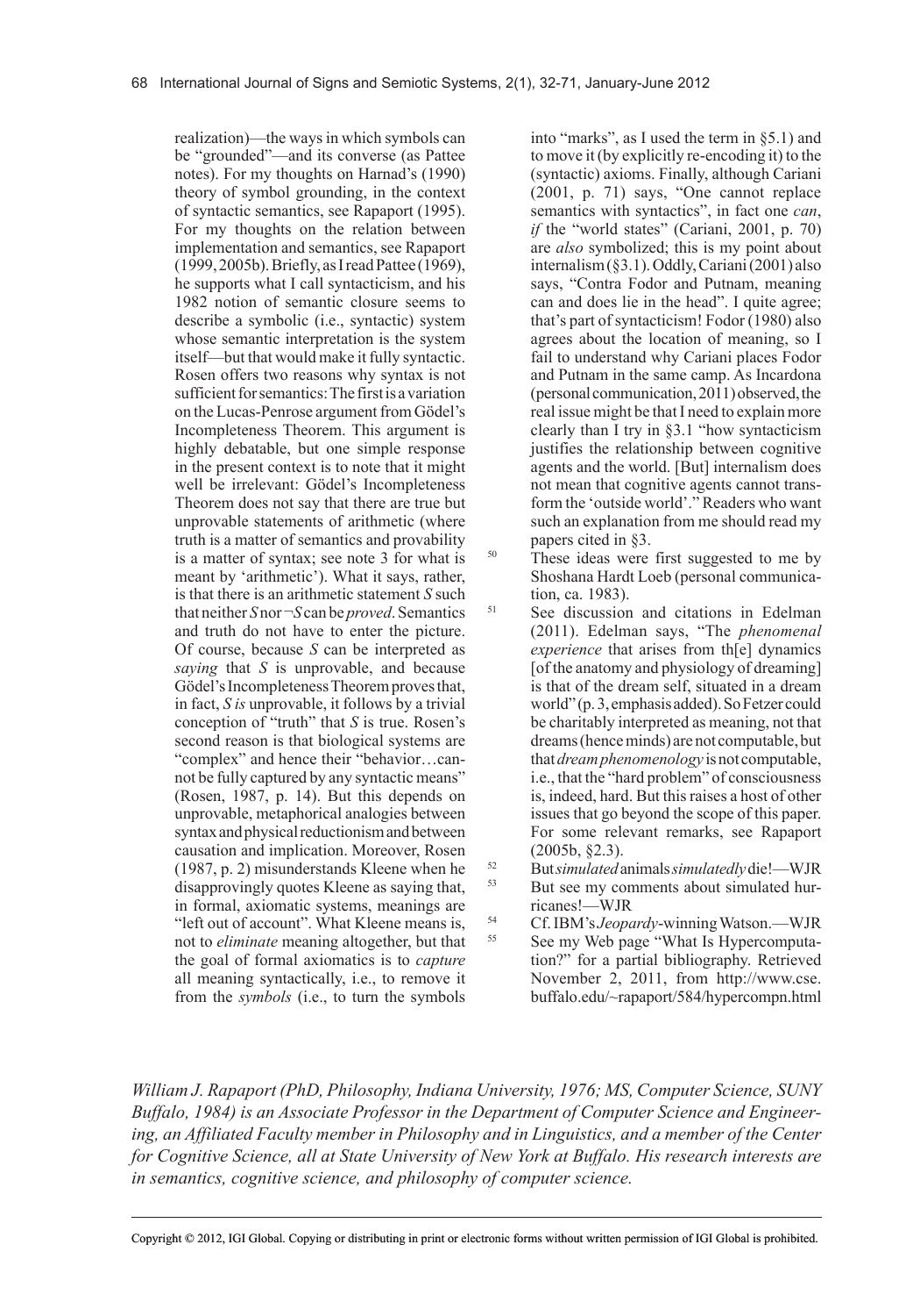realization)—the ways in which symbols can be "grounded"—and its converse (as Pattee notes). For my thoughts on Harnad's (1990) theory of symbol grounding, in the context of syntactic semantics, see Rapaport (1995). For my thoughts on the relation between implementation and semantics, see Rapaport (1999, 2005b). Briefly, as I read Pattee (1969), he supports what I call syntacticism, and his 1982 notion of semantic closure seems to describe a symbolic (i.e., syntactic) system whose semantic interpretation is the system itself—but that would make it fully syntactic. Rosen offers two reasons why syntax is not sufficient for semantics: The first is a variation on the Lucas-Penrose argument from Gödel's Incompleteness Theorem. This argument is highly debatable, but one simple response in the present context is to note that it might well be irrelevant: Gödel's Incompleteness Theorem does not say that there are true but unprovable statements of arithmetic (where truth is a matter of semantics and provability is a matter of syntax; see note 3 for what is meant by 'arithmetic'). What it says, rather, is that there is an arithmetic statement $S$ such that neither $S$ nor $\neg S$ can be *proved*. Semantics and truth do not have to enter the picture. Of course, because $S$ can be interpreted as *saying* that $S$ is unprovable, and because Gödel's Incompleteness Theorem proves that, in fact, $S$ *is* unprovable, it follows by a trivial conception of "truth" that $S$ is true. Rosen's second reason is that biological systems are "complex" and hence their "behavior…cannot be fully captured by any syntactic means" (Rosen, 1987, p. 14). But this depends on unprovable, metaphorical analogies between syntax and physical reductionism and between causation and implication. Moreover, Rosen (1987, p. 2) misunderstands Kleene when he disapprovingly quotes Kleene as saying that, in formal, axiomatic systems, meanings are "left out of account". What Kleene means is, not to *eliminate* meaning altogether, but that the goal of formal axiomatics is to *capture* all meaning syntactically, i.e., to remove it from the *symbols* (i.e., to turn the symbols into "marks", as I used the term in §5.1) and to move it (by explicitly re-encoding it) to the (syntactic) axioms. Finally, although Cariani (2001, p. 71) says, "One cannot replace semantics with syntactics", in fact one *can*, *if* the "world states" (Cariani, 2001, p. 70) are *also* symbolized; this is my point about internalism (§3.1). Oddly, Cariani (2001) also says, "Contra Fodor and Putnam, meaning can and does lie in the head". I quite agree; that's part of syntacticism! Fodor (1980) also agrees about the location of meaning, so I fail to understand why Cariani places Fodor and Putnam in the same camp. As Incardona (personal communication, 2011) observed, the real issue might be that I need to explain more clearly than I try in §3.1 "how syntacticism justifies the relationship between cognitive agents and the world. [But] internalism does not mean that cognitive agents cannot transform the 'outside world'." Readers who want such an explanation from me should read my papers cited in §3.

[50] These ideas were first suggested to me by Shoshana Hardt Loeb (personal communication, ca. 1983).

[51] See discussion and citations in Edelman (2011). Edelman says, "The *phenomenal experience* that arises from th[e] dynamics [of the anatomy and physiology of dreaming] is that of the dream self, situated in a dream world" (p. 3, emphasis added). So Fetzer could be charitably interpreted as meaning, not that dreams (hence minds) are not computable, but that *dream phenomenology* is not computable, i.e., that the "hard problem" of consciousness is, indeed, hard. But this raises a host of other issues that go beyond the scope of this paper. For some relevant remarks, see Rapaport (2005b, §2.3).

[52] But *simulated* animals *simulatedly* die!—WJR

[53] But see my comments about simulated hurricanes!—WJR

[54] Cf. IBM's *Jeopardy*-winning Watson.—WJR

[55] See my Web page "What Is Hypercomputation?" for a partial bibliography. Retrieved November 2, 2011, from http://www.cse.buffalo.edu/~rapaport/584/hypercompn.html

*William J. Rapaport (PhD, Philosophy, Indiana University, 1976; MS, Computer Science, SUNY Buffalo, 1984) is an Associate Professor in the Department of Computer Science and Engineering, an Affiliated Faculty member in Philosophy and in Linguistics, and a member of the Center for Cognitive Science, all at State University of New York at Buffalo. His research interests are in semantics, cognitive science, and philosophy of computer science.*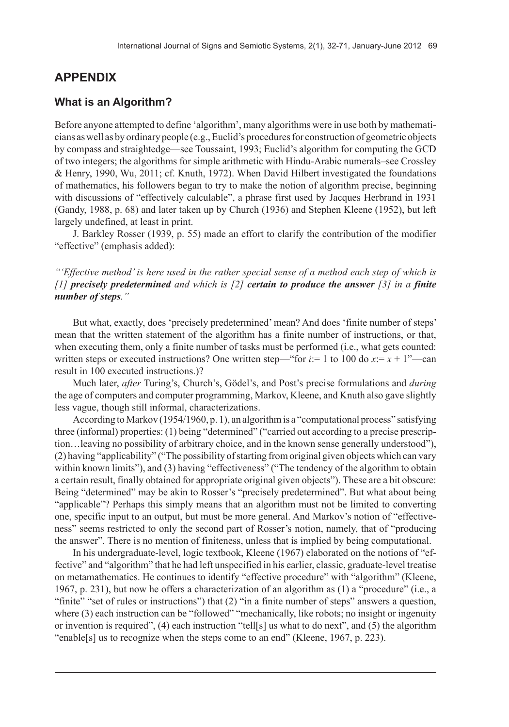## APPENDIX

### What is an Algorithm?

Before anyone attempted to define 'algorithm', many algorithms were in use both by mathematicians as well as by ordinary people (e.g., Euclid's procedures for construction of geometric objects by compass and straightedge—see Toussaint, 1993; Euclid's algorithm for computing the GCD of two integers; the algorithms for simple arithmetic with Hindu-Arabic numerals–see Crossley & Henry, 1990, Wu, 2011; cf. Knuth, 1972). When David Hilbert investigated the foundations of mathematics, his followers began to try to make the notion of algorithm precise, beginning with discussions of "effectively calculable", a phrase first used by Jacques Herbrand in 1931 (Gandy, 1988, p. 68) and later taken up by Church (1936) and Stephen Kleene (1952), but left largely undefined, at least in print.

J. Barkley Rosser (1939, p. 55) made an effort to clarify the contribution of the modifier "effective" (emphasis added):

*"'Effective method' is here used in the rather special sense of a method each step of which is [1] **precisely predetermined** and which is [2] **certain to produce the answer** [3] in a **finite number of steps**."*

But what, exactly, does 'precisely predetermined' mean? And does 'finite number of steps' mean that the written statement of the algorithm has a finite number of instructions, or that, when executing them, only a finite number of tasks must be performed (i.e., what gets counted: written steps or executed instructions? One written step—"for $i := 1$ to 100 do $x := x + 1$"—can result in 100 executed instructions.)?

Much later, *after* Turing's, Church's, Gödel's, and Post's precise formulations and *during* the age of computers and computer programming, Markov, Kleene, and Knuth also gave slightly less vague, though still informal, characterizations.

According to Markov (1954/1960, p. 1), an algorithm is a "computational process" satisfying three (informal) properties: (1) being "determined" ("carried out according to a precise prescription…leaving no possibility of arbitrary choice, and in the known sense generally understood"), (2) having "applicability" ("The possibility of starting from original given objects which can vary within known limits"), and (3) having "effectiveness" ("The tendency of the algorithm to obtain a certain result, finally obtained for appropriate original given objects"). These are a bit obscure: Being "determined" may be akin to Rosser's "precisely predetermined". But what about being "applicable"? Perhaps this simply means that an algorithm must not be limited to converting one, specific input to an output, but must be more general. And Markov's notion of "effectiveness" seems restricted to only the second part of Rosser's notion, namely, that of "producing the answer". There is no mention of finiteness, unless that is implied by being computational.

In his undergraduate-level, logic textbook, Kleene (1967) elaborated on the notions of "effective" and "algorithm" that he had left unspecified in his earlier, classic, graduate-level treatise on metamathematics. He continues to identify "effective procedure" with "algorithm" (Kleene, 1967, p. 231), but now he offers a characterization of an algorithm as (1) a "procedure" (i.e., a "finite" "set of rules or instructions") that (2) "in a finite number of steps" answers a question, where (3) each instruction can be "followed" "mechanically, like robots; no insight or ingenuity or invention is required", (4) each instruction "tell[s] us what to do next", and (5) the algorithm "enable[s] us to recognize when the steps come to an end" (Kleene, 1967, p. 223).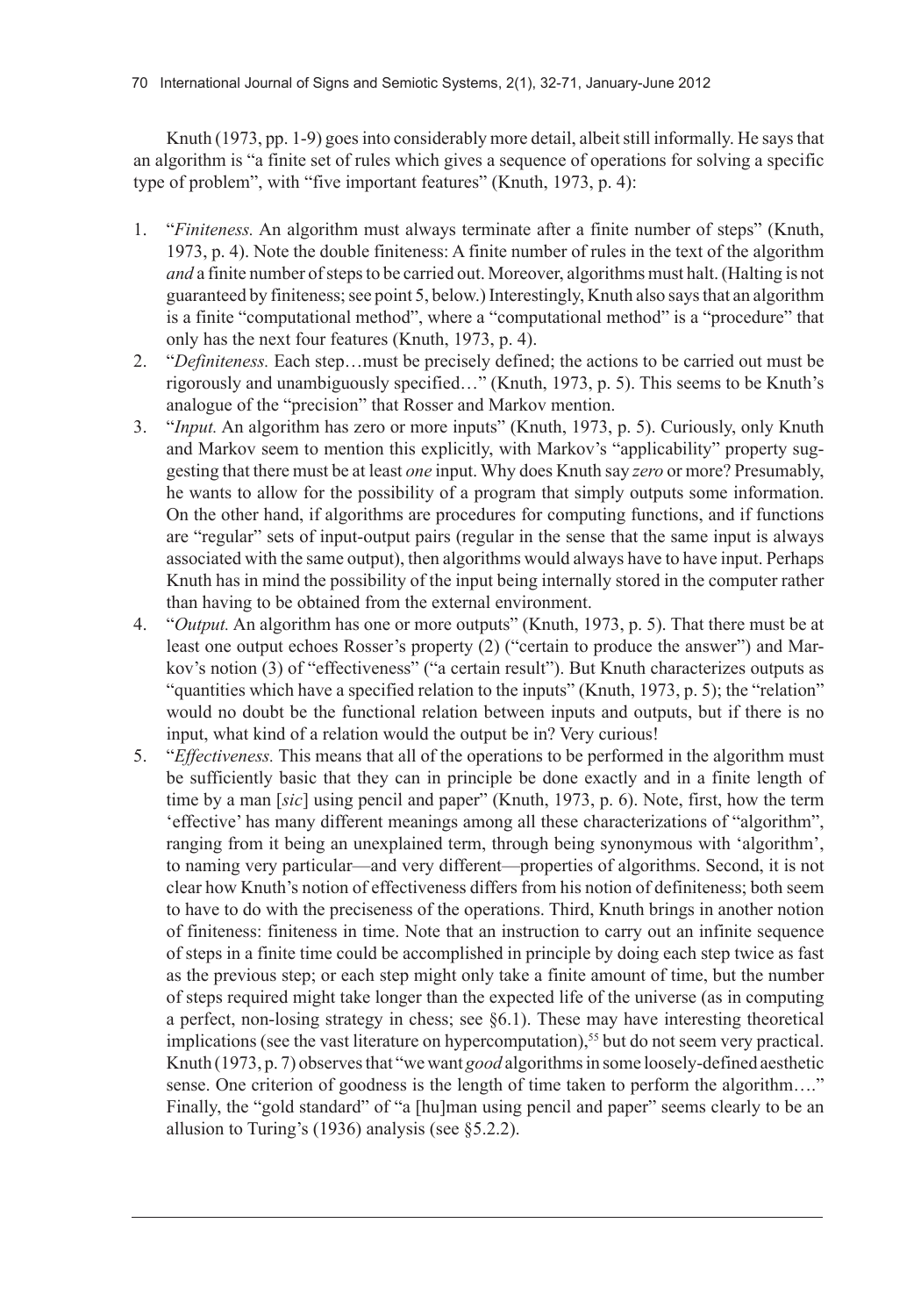Knuth (1973, pp. 1-9) goes into considerably more detail, albeit still informally. He says that an algorithm is "a finite set of rules which gives a sequence of operations for solving a specific type of problem", with "five important features" (Knuth, 1973, p. 4):

1. "*Finiteness.* An algorithm must always terminate after a finite number of steps" (Knuth, 1973, p. 4). Note the double finiteness: A finite number of rules in the text of the algorithm *and* a finite number of steps to be carried out. Moreover, algorithms must halt. (Halting is not guaranteed by finiteness; see point 5, below.) Interestingly, Knuth also says that an algorithm is a finite "computational method", where a "computational method" is a "procedure" that only has the next four features (Knuth, 1973, p. 4).
2. "*Definiteness.* Each step…must be precisely defined; the actions to be carried out must be rigorously and unambiguously specified…" (Knuth, 1973, p. 5). This seems to be Knuth's analogue of the "precision" that Rosser and Markov mention.
3. "*Input.* An algorithm has zero or more inputs" (Knuth, 1973, p. 5). Curiously, only Knuth and Markov seem to mention this explicitly, with Markov's "applicability" property suggesting that there must be at least *one* input. Why does Knuth say *zero* or more? Presumably, he wants to allow for the possibility of a program that simply outputs some information. On the other hand, if algorithms are procedures for computing functions, and if functions are "regular" sets of input-output pairs (regular in the sense that the same input is always associated with the same output), then algorithms would always have to have input. Perhaps Knuth has in mind the possibility of the input being internally stored in the computer rather than having to be obtained from the external environment.
4. "*Output.* An algorithm has one or more outputs" (Knuth, 1973, p. 5). That there must be at least one output echoes Rosser's property (2) ("certain to produce the answer") and Markov's notion (3) of "effectiveness" ("a certain result"). But Knuth characterizes outputs as "quantities which have a specified relation to the inputs" (Knuth, 1973, p. 5); the "relation" would no doubt be the functional relation between inputs and outputs, but if there is no input, what kind of a relation would the output be in? Very curious!
5. "*Effectiveness.* This means that all of the operations to be performed in the algorithm must be sufficiently basic that they can in principle be done exactly and in a finite length of time by a man [*sic*] using pencil and paper" (Knuth, 1973, p. 6). Note, first, how the term 'effective' has many different meanings among all these characterizations of "algorithm", ranging from it being an unexplained term, through being synonymous with 'algorithm', to naming very particular—and very different—properties of algorithms. Second, it is not clear how Knuth's notion of effectiveness differs from his notion of definiteness; both seem to have to do with the preciseness of the operations. Third, Knuth brings in another notion of finiteness: finiteness in time. Note that an instruction to carry out an infinite sequence of steps in a finite time could be accomplished in principle by doing each step twice as fast as the previous step; or each step might only take a finite amount of time, but the number of steps required might take longer than the expected life of the universe (as in computing a perfect, non-losing strategy in chess; see §6.1). These may have interesting theoretical implications (see the vast literature on hypercomputation),[55] but do not seem very practical. Knuth (1973, p. 7) observes that "we want *good* algorithms in some loosely-defined aesthetic sense. One criterion of goodness is the length of time taken to perform the algorithm…." Finally, the "gold standard" of "a [hu]man using pencil and paper" seems clearly to be an allusion to Turing's (1936) analysis (see §5.2.2).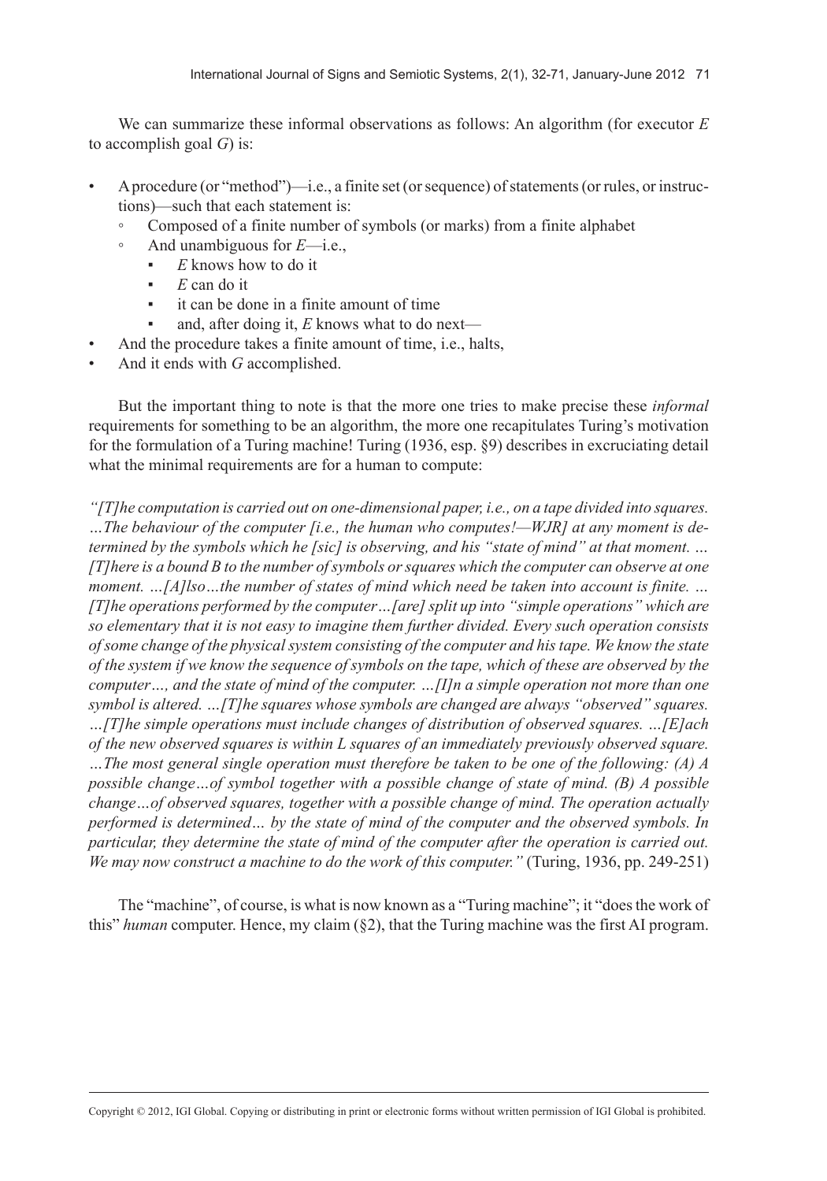We can summarize these informal observations as follows: An algorithm (for executor *E* to accomplish goal *G*) is:

- A procedure (or "method")—i.e., a finite set (or sequence) of statements (or rules, or instructions)—such that each statement is:
    - Composed of a finite number of symbols (or marks) from a finite alphabet
    - And unambiguous for *E*—i.e.,
        - *E* knows how to do it
        - *E* can do it
        - it can be done in a finite amount of time
        - and, after doing it, *E* knows what to do next—
- And the procedure takes a finite amount of time, i.e., halts,
- And it ends with *G* accomplished.

But the important thing to note is that the more one tries to make precise these *informal* requirements for something to be an algorithm, the more one recapitulates Turing's motivation for the formulation of a Turing machine! Turing (1936, esp. §9) describes in excruciating detail what the minimal requirements are for a human to compute:

*"[T]he computation is carried out on one-dimensional paper, i.e., on a tape divided into squares. …The behaviour of the computer [i.e., the human who computes!—WJR] at any moment is determined by the symbols which he [sic] is observing, and his "state of mind" at that moment. … [T]here is a bound B to the number of symbols or squares which the computer can observe at one moment. …[A]lso…the number of states of mind which need be taken into account is finite. … [T]he operations performed by the computer…[are] split up into "simple operations" which are so elementary that it is not easy to imagine them further divided. Every such operation consists of some change of the physical system consisting of the computer and his tape. We know the state of the system if we know the sequence of symbols on the tape, which of these are observed by the computer…, and the state of mind of the computer. …[I]n a simple operation not more than one symbol is altered. …[T]he squares whose symbols are changed are always "observed" squares. …[T]he simple operations must include changes of distribution of observed squares. …[E]ach of the new observed squares is within L squares of an immediately previously observed square. …The most general single operation must therefore be taken to be one of the following: (A) A possible change…of symbol together with a possible change of state of mind. (B) A possible change…of observed squares, together with a possible change of mind. The operation actually performed is determined… by the state of mind of the computer and the observed symbols. In particular, they determine the state of mind of the computer after the operation is carried out. We may now construct a machine to do the work of this computer."* (Turing, 1936, pp. 249-251)

The "machine", of course, is what is now known as a "Turing machine"; it "does the work of this" *human* computer. Hence, my claim (§2), that the Turing machine was the first AI program.